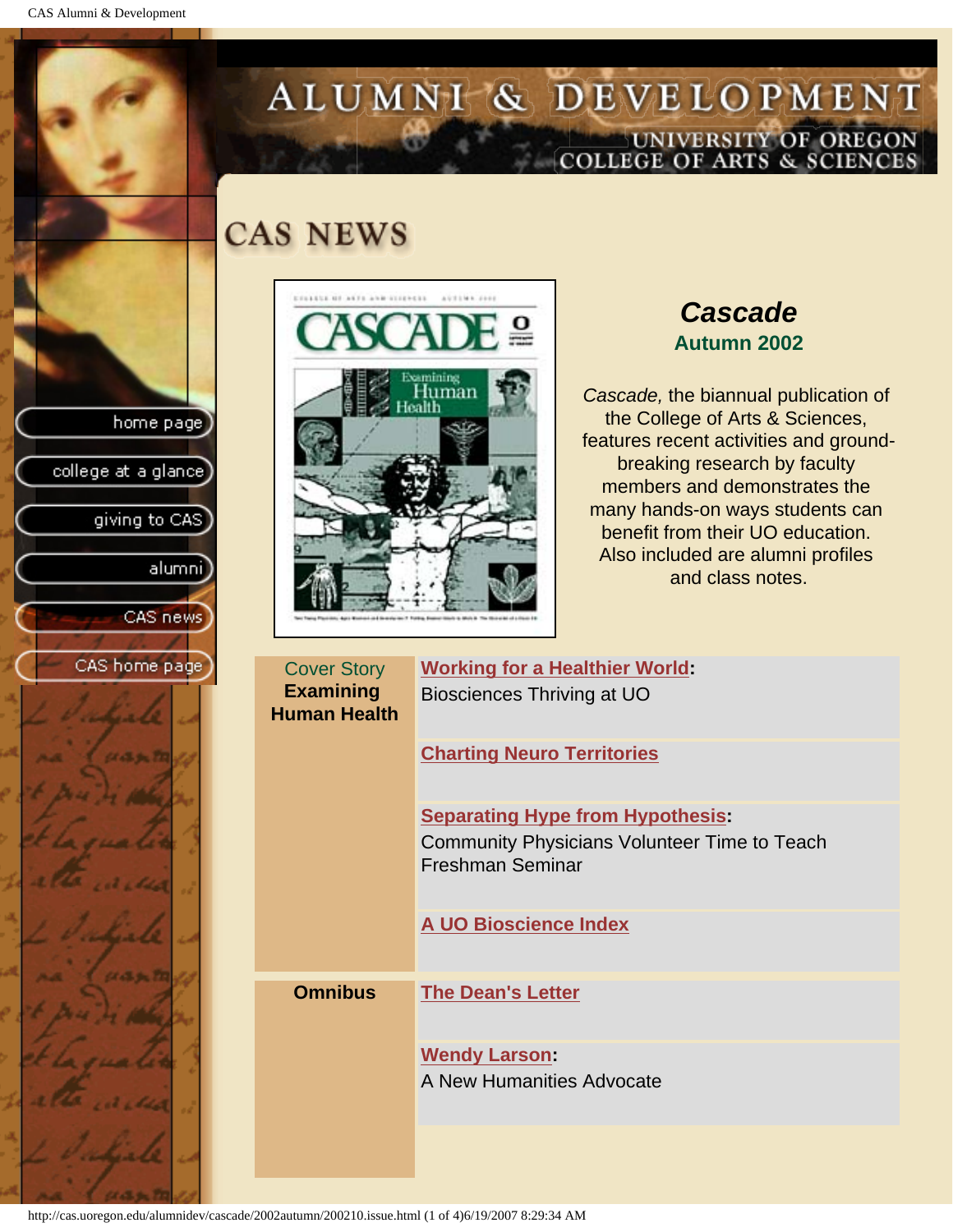# ALUMNI & DEVELOPMENT

UNIVERSITY OF OREGON
COLLEGE OF ARTS & SCIENCES

- home page
- college at a glance
- giving to CAS
- alumni
- CAS news
- CAS home page

## CAS NEWS

### *Cascade*

**Autumn 2002**

*Cascade,* the biannual publication of the College of Arts & Sciences, features recent activities and ground-breaking research by faculty members and demonstrates the many hands-on ways students can benefit from their UO education. Also included are alumni profiles and class notes.

| | |
|---|---|
| Cover Story **Examining Human Health** | **Working for a Healthier World**: Biosciences Thriving at UO |
| | **Charting Neuro Territories** |
| | **Separating Hype from Hypothesis**: Community Physicians Volunteer Time to Teach Freshman Seminar |
| | **A UO Bioscience Index** |
| **Omnibus** | **The Dean's Letter** |
| | **Wendy Larson**: A New Humanities Advocate |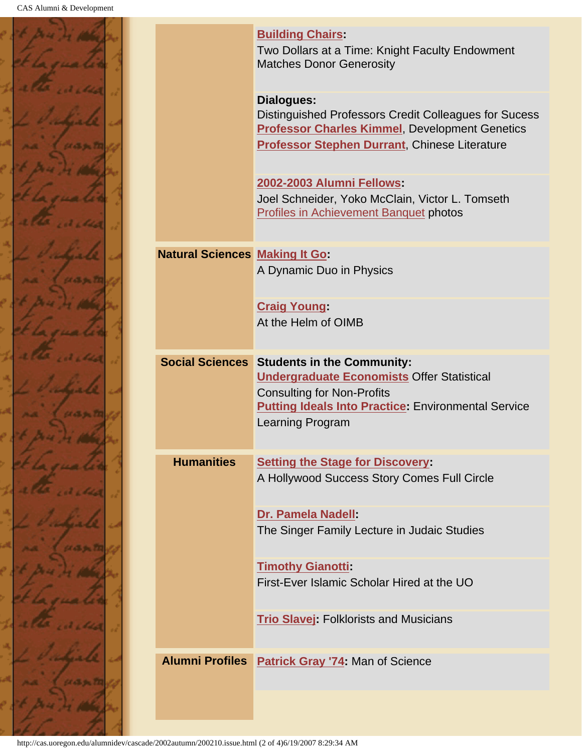| | |
|---|---|
| | **Building Chairs:** Two Dollars at a Time: Knight Faculty Endowment Matches Donor Generosity |
| | **Dialogues:** Distinguished Professors Credit Colleagues for Sucess<br>**Professor Charles Kimmel**, Development Genetics<br>**Professor Stephen Durrant**, Chinese Literature |
| | **2002-2003 Alumni Fellows:** Joel Schneider, Yoko McClain, Victor L. Tomseth<br>Profiles in Achievement Banquet photos |
| **Natural Sciences** | **Making It Go:** A Dynamic Duo in Physics |
| | **Craig Young:** At the Helm of OIMB |
| **Social Sciences** | **Students in the Community:**<br>**Undergraduate Economists** Offer Statistical Consulting for Non-Profits<br>**Putting Ideals Into Practice:** Environmental Service Learning Program |
| **Humanities** | **Setting the Stage for Discovery:** A Hollywood Success Story Comes Full Circle |
| | **Dr. Pamela Nadell:** The Singer Family Lecture in Judaic Studies |
| | **Timothy Gianotti:** First-Ever Islamic Scholar Hired at the UO |
| | **Trio Slavej:** Folklorists and Musicians |
| **Alumni Profiles** | **Patrick Gray '74:** Man of Science |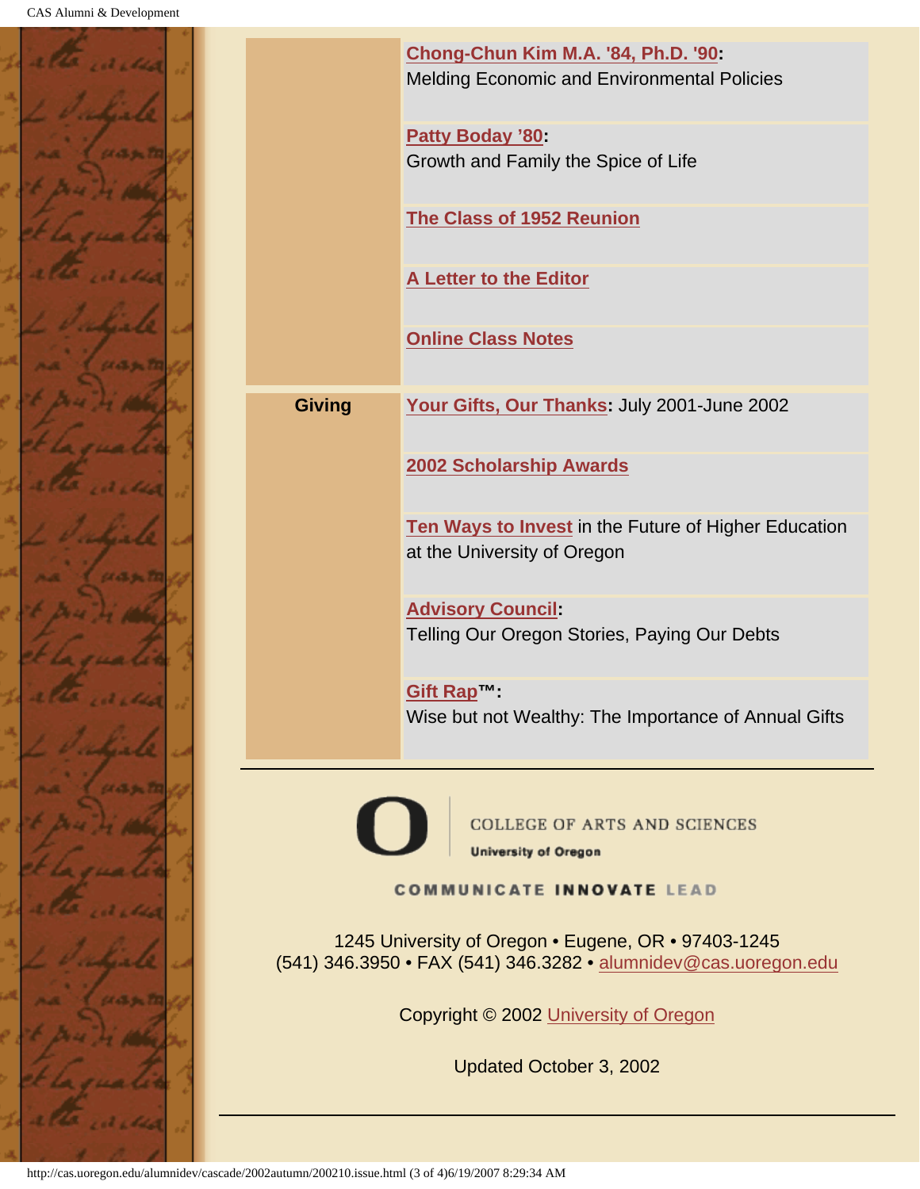**Chong-Chun Kim M.A. '84, Ph.D. '90:**
Melding Economic and Environmental Policies

**Patty Boday '80:**
Growth and Family the Spice of Life

**The Class of 1952 Reunion**

**A Letter to the Editor**

**Online Class Notes**

**Giving**

**Your Gifts, Our Thanks:** July 2001-June 2002

**2002 Scholarship Awards**

**Ten Ways to Invest** in the Future of Higher Education at the University of Oregon

**Advisory Council:**
Telling Our Oregon Stories, Paying Our Debts

**Gift Rap™:**
Wise but not Wealthy: The Importance of Annual Gifts

---

COLLEGE OF ARTS AND SCIENCES
University of Oregon

COMMUNICATE INNOVATE LEAD

1245 University of Oregon • Eugene, OR • 97403-1245
(541) 346.3950 • FAX (541) 346.3282 • alumnidev@cas.uoregon.edu

Copyright © 2002 University of Oregon

Updated October 3, 2002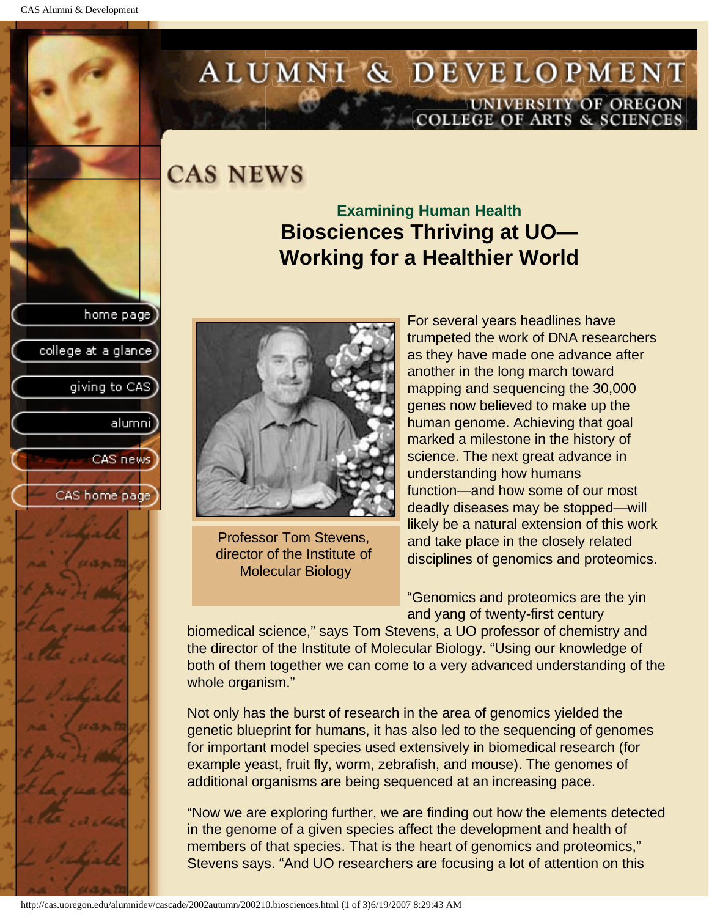# CAS NEWS

### Examining Human Health

## Biosciences Thriving at UO—Working for a Healthier World

Professor Tom Stevens, director of the Institute of Molecular Biology

For several years headlines have trumpeted the work of DNA researchers as they have made one advance after another in the long march toward mapping and sequencing the 30,000 genes now believed to make up the human genome. Achieving that goal marked a milestone in the history of science. The next great advance in understanding how humans function—and how some of our most deadly diseases may be stopped—will likely be a natural extension of this work and take place in the closely related disciplines of genomics and proteomics.

"Genomics and proteomics are the yin and yang of twenty-first century biomedical science," says Tom Stevens, a UO professor of chemistry and the director of the Institute of Molecular Biology. "Using our knowledge of both of them together we can come to a very advanced understanding of the whole organism."

Not only has the burst of research in the area of genomics yielded the genetic blueprint for humans, it has also led to the sequencing of genomes for important model species used extensively in biomedical research (for example yeast, fruit fly, worm, zebrafish, and mouse). The genomes of additional organisms are being sequenced at an increasing pace.

"Now we are exploring further, we are finding out how the elements detected in the genome of a given species affect the development and health of members of that species. That is the heart of genomics and proteomics," Stevens says. "And UO researchers are focusing a lot of attention on this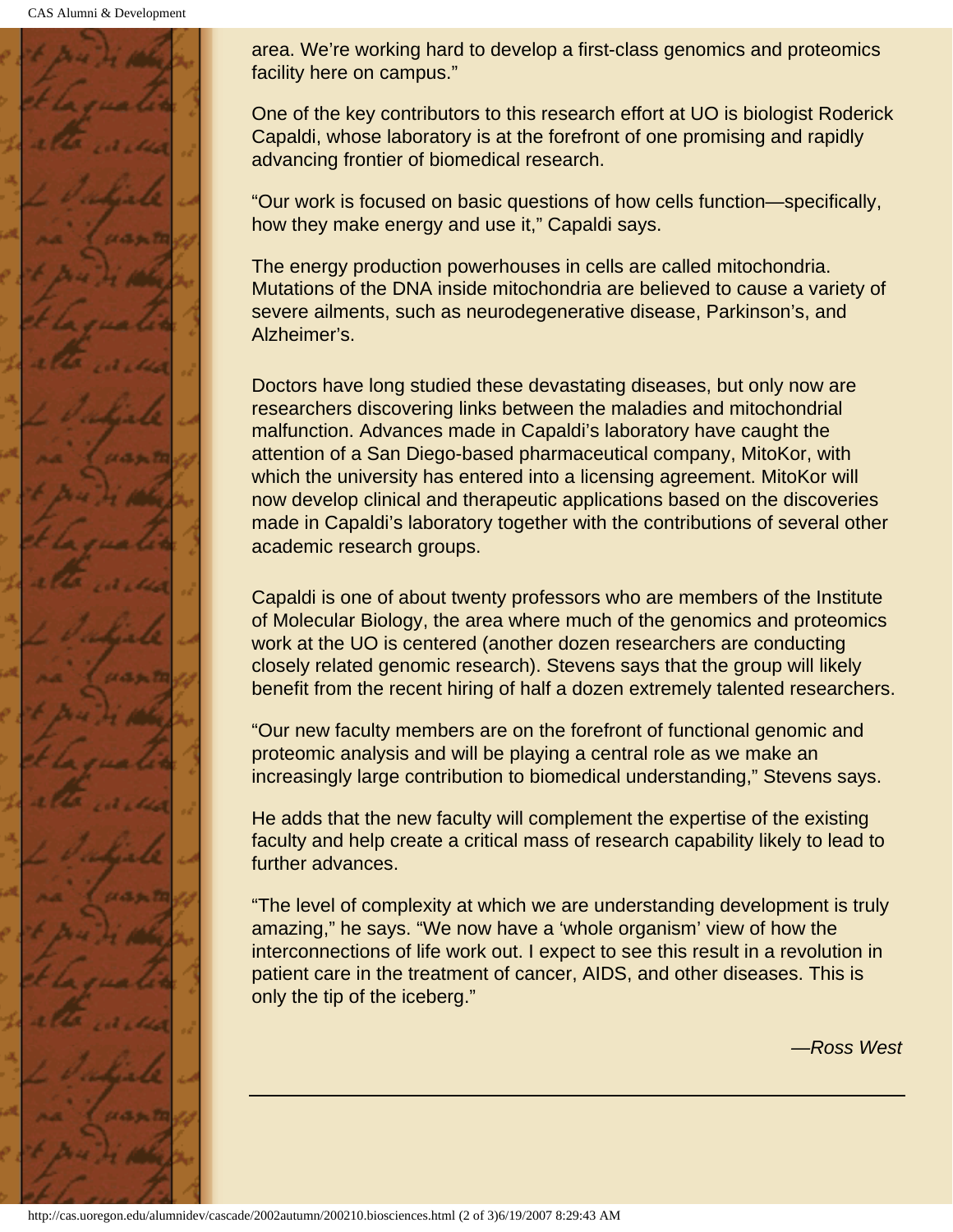area. We're working hard to develop a first-class genomics and proteomics facility here on campus."

One of the key contributors to this research effort at UO is biologist Roderick Capaldi, whose laboratory is at the forefront of one promising and rapidly advancing frontier of biomedical research.

"Our work is focused on basic questions of how cells function—specifically, how they make energy and use it," Capaldi says.

The energy production powerhouses in cells are called mitochondria. Mutations of the DNA inside mitochondria are believed to cause a variety of severe ailments, such as neurodegenerative disease, Parkinson's, and Alzheimer's.

Doctors have long studied these devastating diseases, but only now are researchers discovering links between the maladies and mitochondrial malfunction. Advances made in Capaldi's laboratory have caught the attention of a San Diego-based pharmaceutical company, MitoKor, with which the university has entered into a licensing agreement. MitoKor will now develop clinical and therapeutic applications based on the discoveries made in Capaldi's laboratory together with the contributions of several other academic research groups.

Capaldi is one of about twenty professors who are members of the Institute of Molecular Biology, the area where much of the genomics and proteomics work at the UO is centered (another dozen researchers are conducting closely related genomic research). Stevens says that the group will likely benefit from the recent hiring of half a dozen extremely talented researchers.

"Our new faculty members are on the forefront of functional genomic and proteomic analysis and will be playing a central role as we make an increasingly large contribution to biomedical understanding," Stevens says.

He adds that the new faculty will complement the expertise of the existing faculty and help create a critical mass of research capability likely to lead to further advances.

"The level of complexity at which we are understanding development is truly amazing," he says. "We now have a 'whole organism' view of how the interconnections of life work out. I expect to see this result in a revolution in patient care in the treatment of cancer, AIDS, and other diseases. This is only the tip of the iceberg."

*—Ross West*

---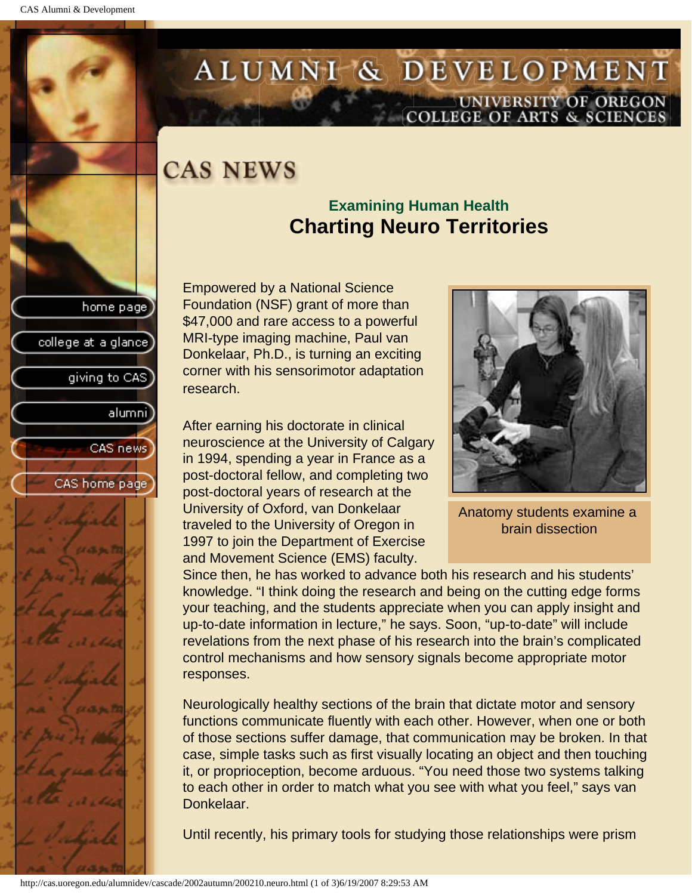# CAS NEWS

### Examining Human Health

## Charting Neuro Territories

Empowered by a National Science Foundation (NSF) grant of more than $47,000 and rare access to a powerful MRI-type imaging machine, Paul van Donkelaar, Ph.D., is turning an exciting corner with his sensorimotor adaptation research.

Anatomy students examine a brain dissection

After earning his doctorate in clinical neuroscience at the University of Calgary in 1994, spending a year in France as a post-doctoral fellow, and completing two post-doctoral years of research at the University of Oxford, van Donkelaar traveled to the University of Oregon in 1997 to join the Department of Exercise and Movement Science (EMS) faculty. Since then, he has worked to advance both his research and his students' knowledge. "I think doing the research and being on the cutting edge forms your teaching, and the students appreciate when you can apply insight and up-to-date information in lecture," he says. Soon, "up-to-date" will include revelations from the next phase of his research into the brain's complicated control mechanisms and how sensory signals become appropriate motor responses.

Neurologically healthy sections of the brain that dictate motor and sensory functions communicate fluently with each other. However, when one or both of those sections suffer damage, that communication may be broken. In that case, simple tasks such as first visually locating an object and then touching it, or proprioception, become arduous. "You need those two systems talking to each other in order to match what you see with what you feel," says van Donkelaar.

Until recently, his primary tools for studying those relationships were prism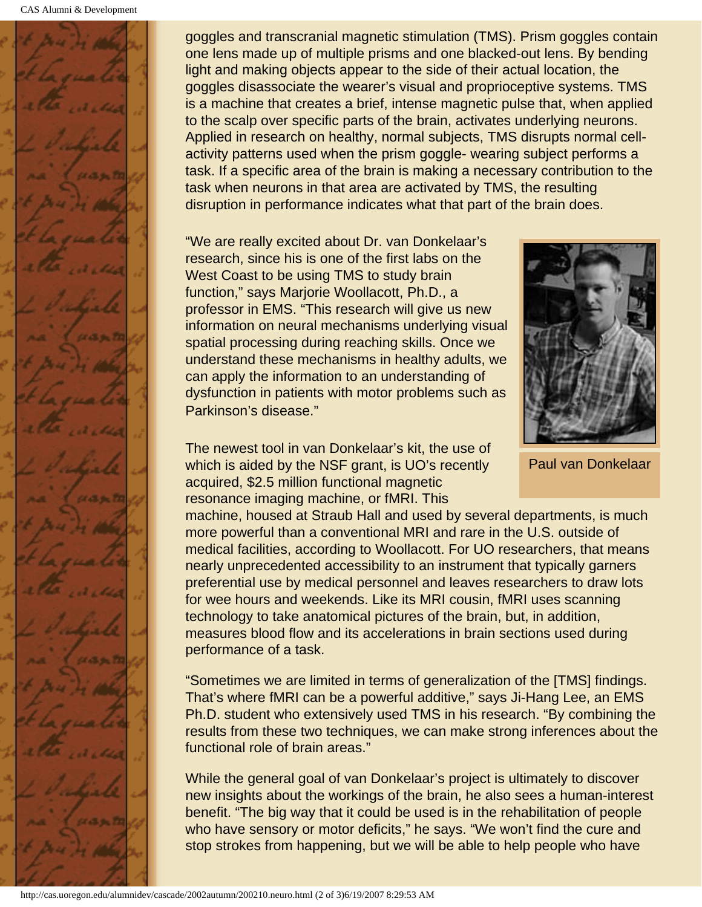goggles and transcranial magnetic stimulation (TMS). Prism goggles contain one lens made up of multiple prisms and one blacked-out lens. By bending light and making objects appear to the side of their actual location, the goggles disassociate the wearer's visual and proprioceptive systems. TMS is a machine that creates a brief, intense magnetic pulse that, when applied to the scalp over specific parts of the brain, activates underlying neurons. Applied in research on healthy, normal subjects, TMS disrupts normal cell-activity patterns used when the prism goggle- wearing subject performs a task. If a specific area of the brain is making a necessary contribution to the task when neurons in that area are activated by TMS, the resulting disruption in performance indicates what that part of the brain does.

"We are really excited about Dr. van Donkelaar's research, since his is one of the first labs on the West Coast to be using TMS to study brain function," says Marjorie Woollacott, Ph.D., a professor in EMS. "This research will give us new information on neural mechanisms underlying visual spatial processing during reaching skills. Once we understand these mechanisms in healthy adults, we can apply the information to an understanding of dysfunction in patients with motor problems such as Parkinson's disease."

Paul van Donkelaar

The newest tool in van Donkelaar's kit, the use of which is aided by the NSF grant, is UO's recently acquired, $2.5 million functional magnetic resonance imaging machine, or fMRI. This machine, housed at Straub Hall and used by several departments, is much more powerful than a conventional MRI and rare in the U.S. outside of medical facilities, according to Woollacott. For UO researchers, that means nearly unprecedented accessibility to an instrument that typically garners preferential use by medical personnel and leaves researchers to draw lots for wee hours and weekends. Like its MRI cousin, fMRI uses scanning technology to take anatomical pictures of the brain, but, in addition, measures blood flow and its accelerations in brain sections used during performance of a task.

"Sometimes we are limited in terms of generalization of the [TMS] findings. That's where fMRI can be a powerful additive," says Ji-Hang Lee, an EMS Ph.D. student who extensively used TMS in his research. "By combining the results from these two techniques, we can make strong inferences about the functional role of brain areas."

While the general goal of van Donkelaar's project is ultimately to discover new insights about the workings of the brain, he also sees a human-interest benefit. "The big way that it could be used is in the rehabilitation of people who have sensory or motor deficits," he says. "We won't find the cure and stop strokes from happening, but we will be able to help people who have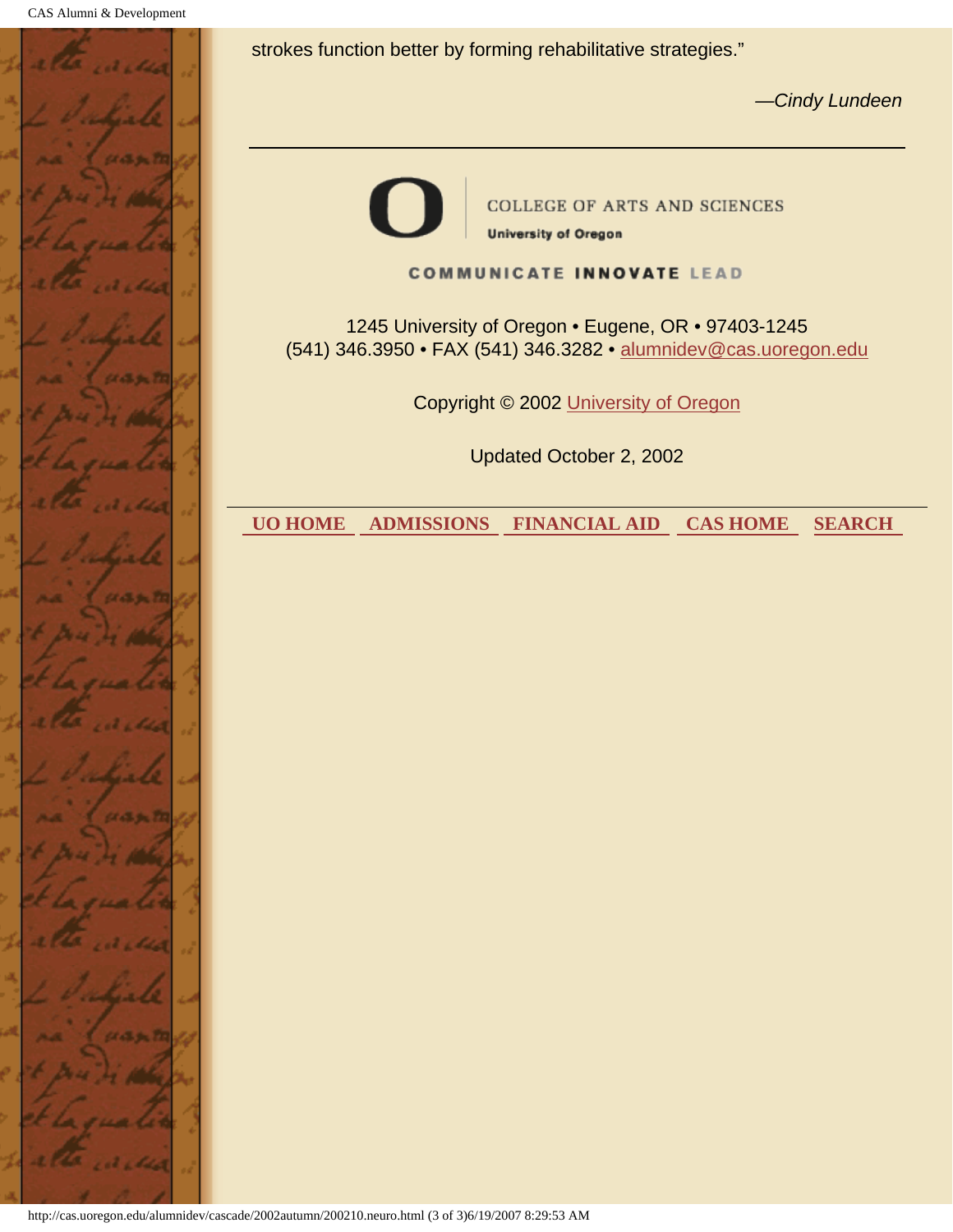strokes function better by forming rehabilitative strategies."

*—Cindy Lundeen*

---

COLLEGE OF ARTS AND SCIENCES

University of Oregon

COMMUNICATE INNOVATE LEAD

1245 University of Oregon • Eugene, OR • 97403-1245
(541) 346.3950 • FAX (541) 346.3282 • alumnidev@cas.uoregon.edu

Copyright © 2002 University of Oregon

Updated October 2, 2002

---

**UO HOME** **ADMISSIONS** **FINANCIAL AID** **CAS HOME** **SEARCH**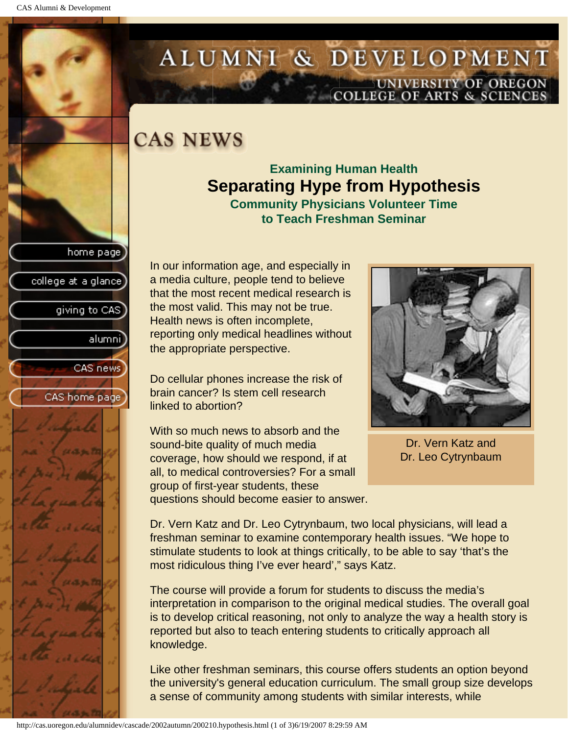# CAS NEWS

### Examining Human Health

## Separating Hype from Hypothesis

### Community Physicians Volunteer Time to Teach Freshman Seminar

In our information age, and especially in a media culture, people tend to believe that the most recent medical research is the most valid. This may not be true. Health news is often incomplete, reporting only medical headlines without the appropriate perspective.

Do cellular phones increase the risk of brain cancer? Is stem cell research linked to abortion?

With so much news to absorb and the sound-bite quality of much media coverage, how should we respond, if at all, to medical controversies? For a small group of first-year students, these questions should become easier to answer.

Dr. Vern Katz and Dr. Leo Cytrynbaum

Dr. Vern Katz and Dr. Leo Cytrynbaum, two local physicians, will lead a freshman seminar to examine contemporary health issues. "We hope to stimulate students to look at things critically, to be able to say 'that's the most ridiculous thing I've ever heard'," says Katz.

The course will provide a forum for students to discuss the media's interpretation in comparison to the original medical studies. The overall goal is to develop critical reasoning, not only to analyze the way a health story is reported but also to teach entering students to critically approach all knowledge.

Like other freshman seminars, this course offers students an option beyond the university's general education curriculum. The small group size develops a sense of community among students with similar interests, while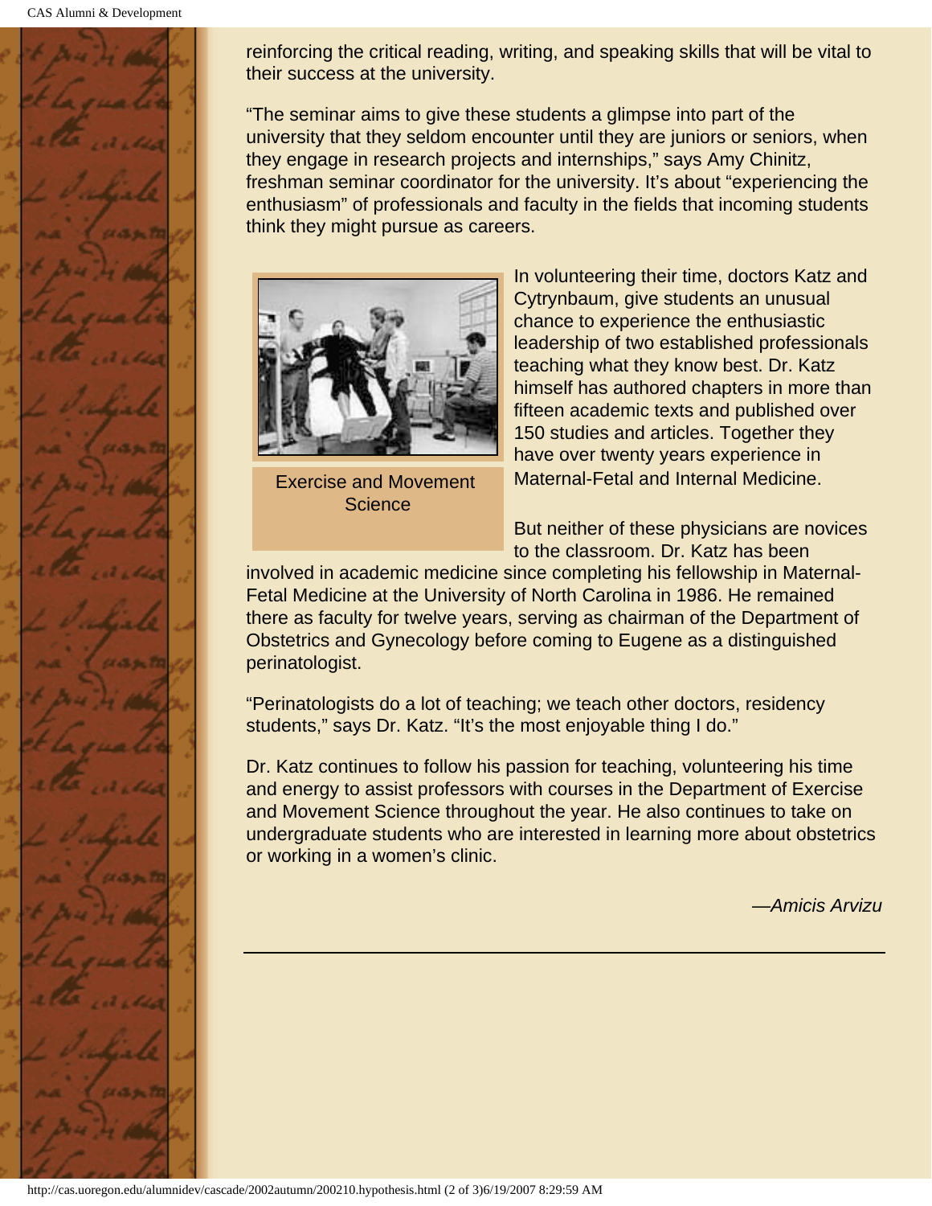reinforcing the critical reading, writing, and speaking skills that will be vital to their success at the university.

"The seminar aims to give these students a glimpse into part of the university that they seldom encounter until they are juniors or seniors, when they engage in research projects and internships," says Amy Chinitz, freshman seminar coordinator for the university. It's about "experiencing the enthusiasm" of professionals and faculty in the fields that incoming students think they might pursue as careers.

Exercise and Movement Science

In volunteering their time, doctors Katz and Cytrynbaum, give students an unusual chance to experience the enthusiastic leadership of two established professionals teaching what they know best. Dr. Katz himself has authored chapters in more than fifteen academic texts and published over 150 studies and articles. Together they have over twenty years experience in Maternal-Fetal and Internal Medicine.

But neither of these physicians are novices to the classroom. Dr. Katz has been involved in academic medicine since completing his fellowship in Maternal-Fetal Medicine at the University of North Carolina in 1986. He remained there as faculty for twelve years, serving as chairman of the Department of Obstetrics and Gynecology before coming to Eugene as a distinguished perinatologist.

"Perinatologists do a lot of teaching; we teach other doctors, residency students," says Dr. Katz. "It's the most enjoyable thing I do."

Dr. Katz continues to follow his passion for teaching, volunteering his time and energy to assist professors with courses in the Department of Exercise and Movement Science throughout the year. He also continues to take on undergraduate students who are interested in learning more about obstetrics or working in a women's clinic.

*—Amicis Arvizu*

---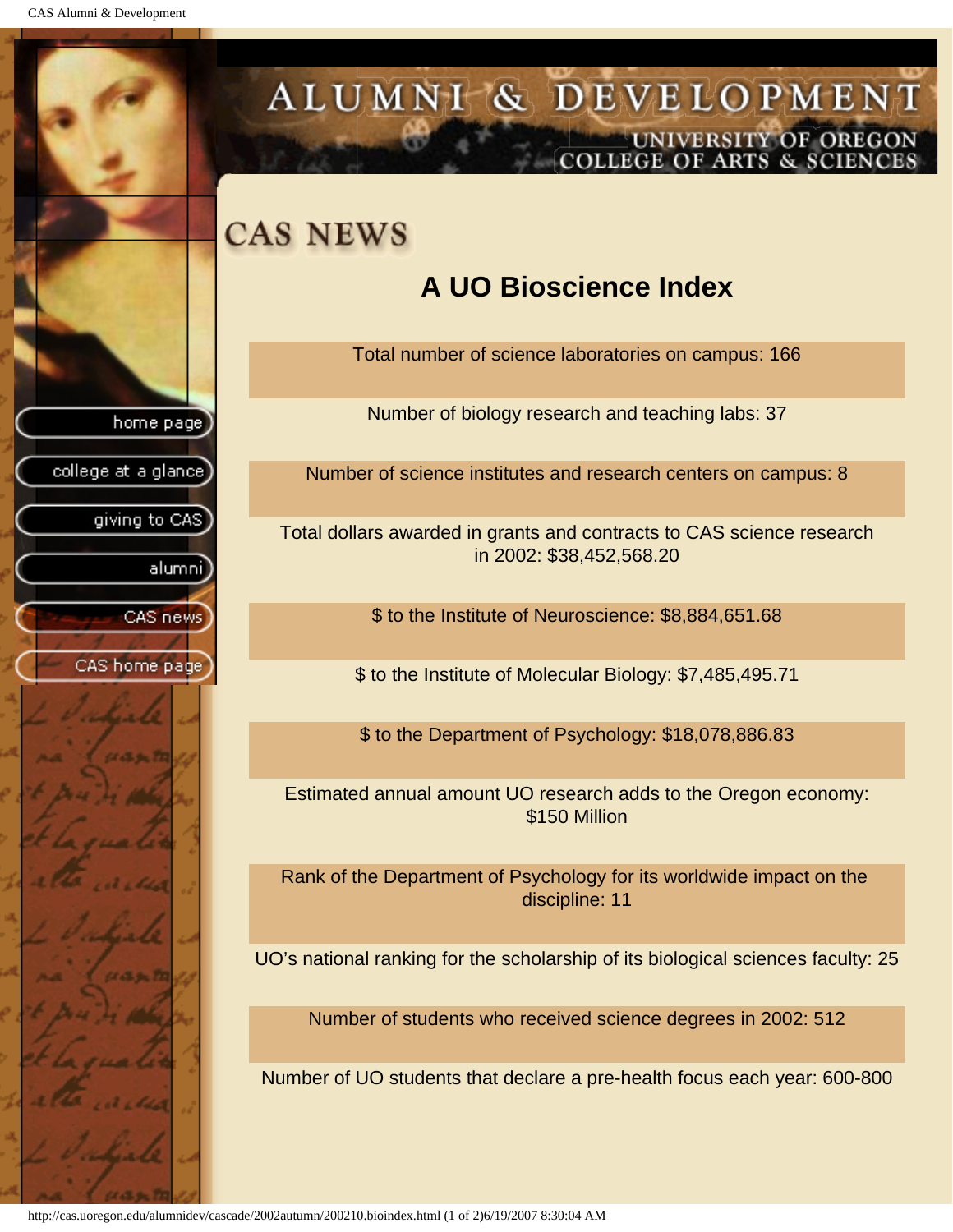# CAS NEWS

## A UO Bioscience Index

Total number of science laboratories on campus: 166

Number of biology research and teaching labs: 37

Number of science institutes and research centers on campus: 8

Total dollars awarded in grants and contracts to CAS science research in 2002: $38,452,568.20

$ to the Institute of Neuroscience: $8,884,651.68

$ to the Institute of Molecular Biology: $7,485,495.71

$ to the Department of Psychology: $18,078,886.83

Estimated annual amount UO research adds to the Oregon economy: $150 Million

Rank of the Department of Psychology for its worldwide impact on the discipline: 11

UO's national ranking for the scholarship of its biological sciences faculty: 25

Number of students who received science degrees in 2002: 512

Number of UO students that declare a pre-health focus each year: 600-800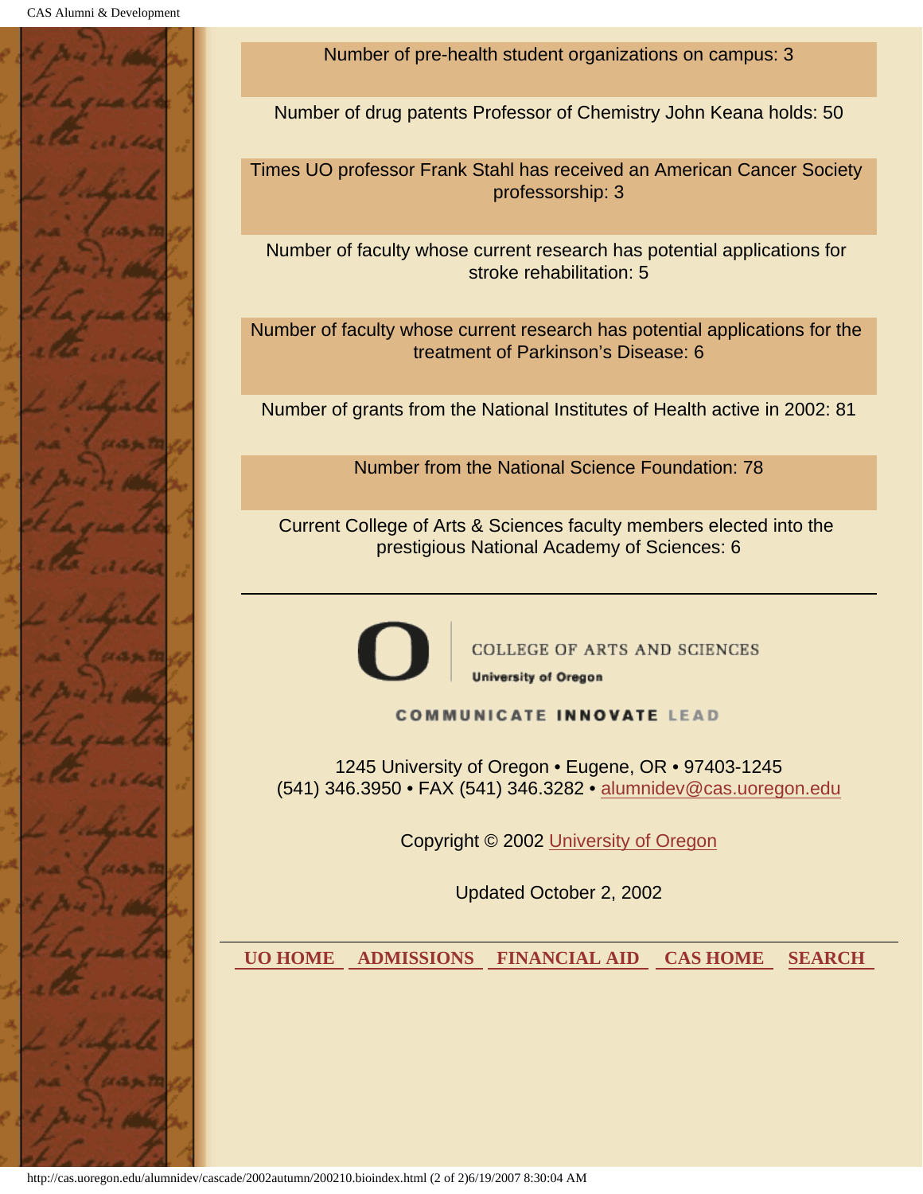Number of pre-health student organizations on campus: 3

Number of drug patents Professor of Chemistry John Keana holds: 50

Times UO professor Frank Stahl has received an American Cancer Society professorship: 3

Number of faculty whose current research has potential applications for stroke rehabilitation: 5

Number of faculty whose current research has potential applications for the treatment of Parkinson's Disease: 6

Number of grants from the National Institutes of Health active in 2002: 81

Number from the National Science Foundation: 78

Current College of Arts & Sciences faculty members elected into the prestigious National Academy of Sciences: 6

---

COLLEGE OF ARTS AND SCIENCES
University of Oregon

COMMUNICATE INNOVATE LEAD

1245 University of Oregon • Eugene, OR • 97403-1245
(541) 346.3950 • FAX (541) 346.3282 • alumnidev@cas.uoregon.edu

Copyright © 2002 University of Oregon

Updated October 2, 2002

**UO HOME** **ADMISSIONS** **FINANCIAL AID** **CAS HOME** **SEARCH**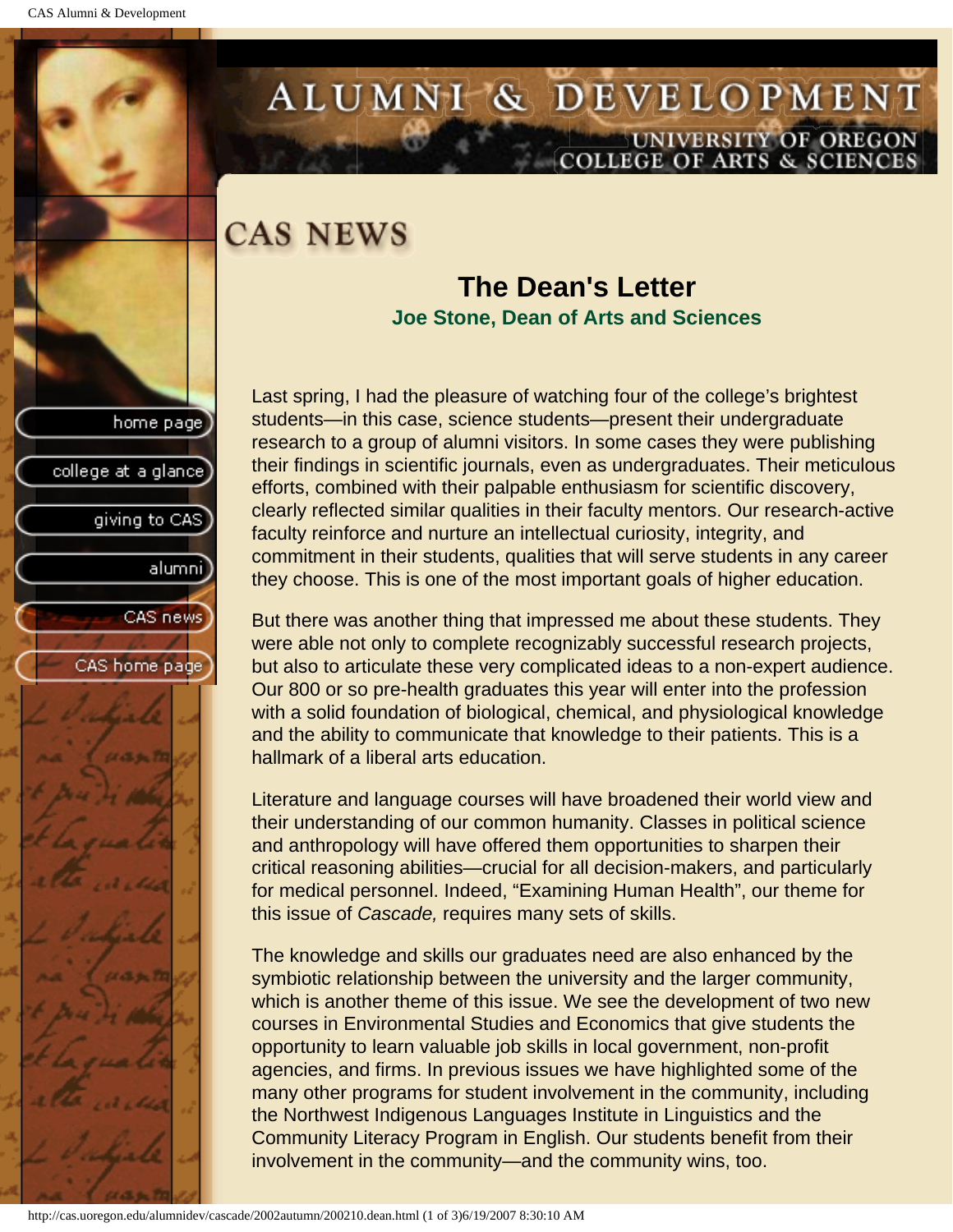# ALUMNI & DEVELOPMENT

UNIVERSITY OF OREGON
COLLEGE OF ARTS & SCIENCES

home page
college at a glance
giving to CAS
alumni
CAS news
CAS home page

## CAS NEWS

### The Dean's Letter

**Joe Stone, Dean of Arts and Sciences**

Last spring, I had the pleasure of watching four of the college's brightest students—in this case, science students—present their undergraduate research to a group of alumni visitors. In some cases they were publishing their findings in scientific journals, even as undergraduates. Their meticulous efforts, combined with their palpable enthusiasm for scientific discovery, clearly reflected similar qualities in their faculty mentors. Our research-active faculty reinforce and nurture an intellectual curiosity, integrity, and commitment in their students, qualities that will serve students in any career they choose. This is one of the most important goals of higher education.

But there was another thing that impressed me about these students. They were able not only to complete recognizably successful research projects, but also to articulate these very complicated ideas to a non-expert audience. Our 800 or so pre-health graduates this year will enter into the profession with a solid foundation of biological, chemical, and physiological knowledge and the ability to communicate that knowledge to their patients. This is a hallmark of a liberal arts education.

Literature and language courses will have broadened their world view and their understanding of our common humanity. Classes in political science and anthropology will have offered them opportunities to sharpen their critical reasoning abilities—crucial for all decision-makers, and particularly for medical personnel. Indeed, "Examining Human Health", our theme for this issue of *Cascade,* requires many sets of skills.

The knowledge and skills our graduates need are also enhanced by the symbiotic relationship between the university and the larger community, which is another theme of this issue. We see the development of two new courses in Environmental Studies and Economics that give students the opportunity to learn valuable job skills in local government, non-profit agencies, and firms. In previous issues we have highlighted some of the many other programs for student involvement in the community, including the Northwest Indigenous Languages Institute in Linguistics and the Community Literacy Program in English. Our students benefit from their involvement in the community—and the community wins, too.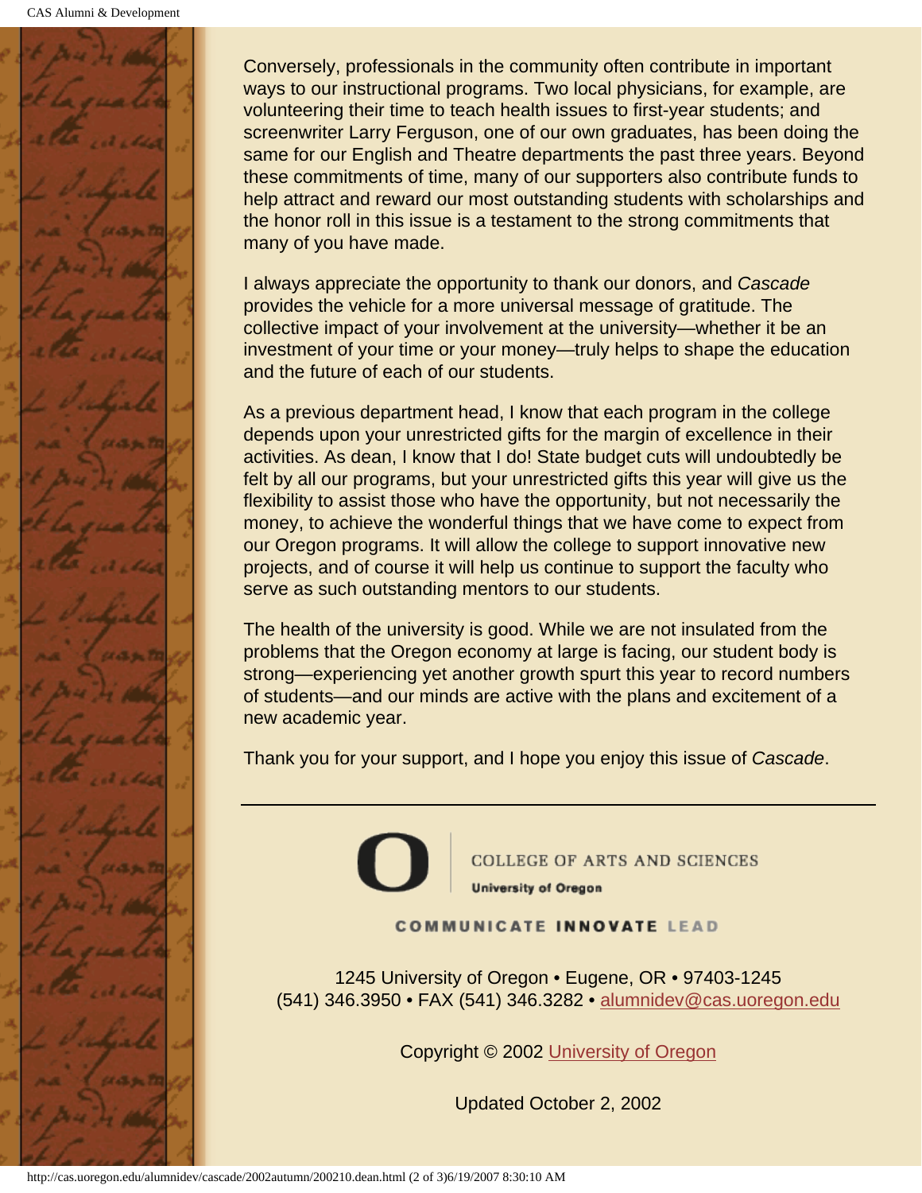Conversely, professionals in the community often contribute in important ways to our instructional programs. Two local physicians, for example, are volunteering their time to teach health issues to first-year students; and screenwriter Larry Ferguson, one of our own graduates, has been doing the same for our English and Theatre departments the past three years. Beyond these commitments of time, many of our supporters also contribute funds to help attract and reward our most outstanding students with scholarships and the honor roll in this issue is a testament to the strong commitments that many of you have made.

I always appreciate the opportunity to thank our donors, and *Cascade* provides the vehicle for a more universal message of gratitude. The collective impact of your involvement at the university—whether it be an investment of your time or your money—truly helps to shape the education and the future of each of our students.

As a previous department head, I know that each program in the college depends upon your unrestricted gifts for the margin of excellence in their activities. As dean, I know that I do! State budget cuts will undoubtedly be felt by all our programs, but your unrestricted gifts this year will give us the flexibility to assist those who have the opportunity, but not necessarily the money, to achieve the wonderful things that we have come to expect from our Oregon programs. It will allow the college to support innovative new projects, and of course it will help us continue to support the faculty who serve as such outstanding mentors to our students.

The health of the university is good. While we are not insulated from the problems that the Oregon economy at large is facing, our student body is strong—experiencing yet another growth spurt this year to record numbers of students—and our minds are active with the plans and excitement of a new academic year.

Thank you for your support, and I hope you enjoy this issue of *Cascade*.

---

COLLEGE OF ARTS AND SCIENCES
University of Oregon

COMMUNICATE INNOVATE LEAD

1245 University of Oregon • Eugene, OR • 97403-1245
(541) 346.3950 • FAX (541) 346.3282 • alumnidev@cas.uoregon.edu

Copyright © 2002 University of Oregon

Updated October 2, 2002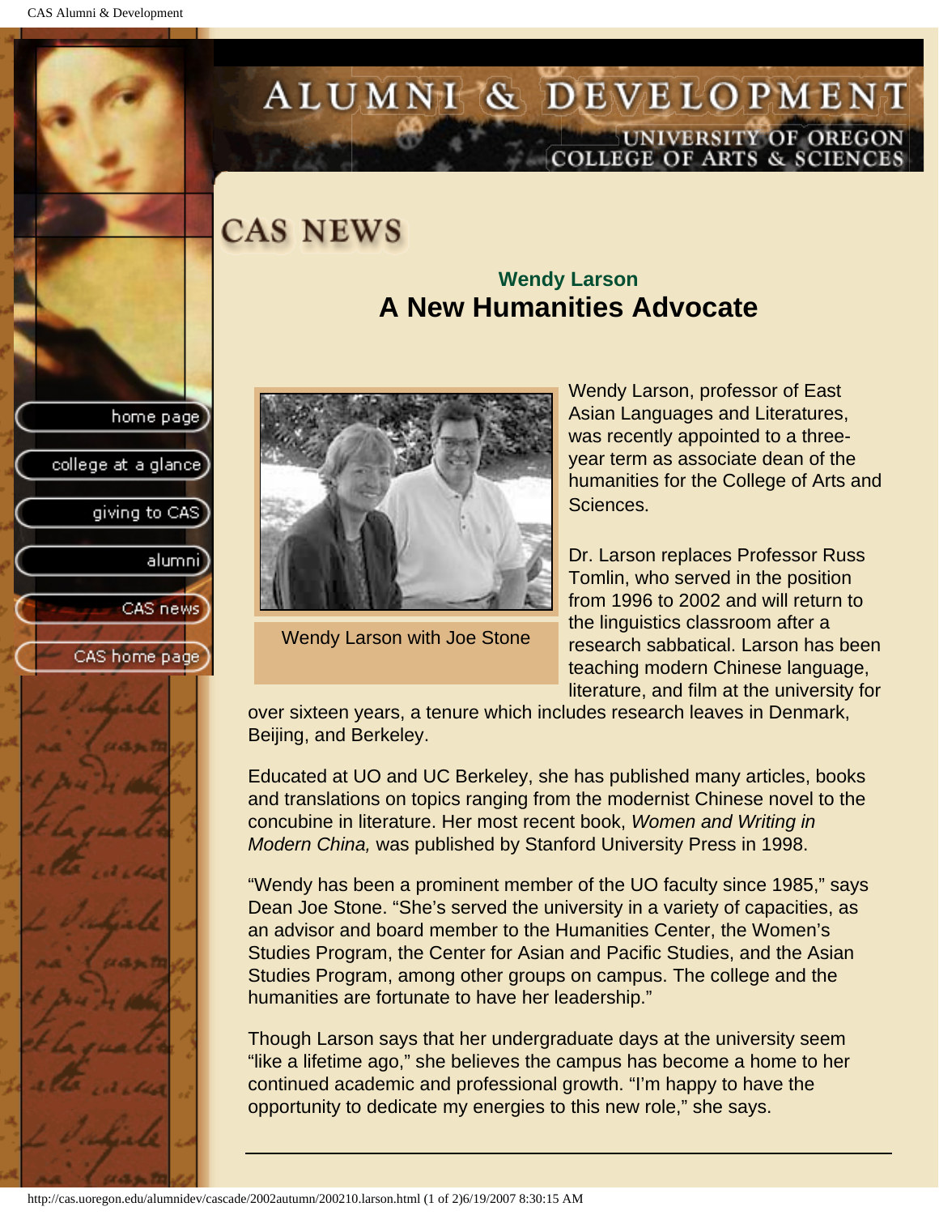# CAS NEWS

## Wendy Larson

## A New Humanities Advocate

Wendy Larson with Joe Stone

Wendy Larson, professor of East Asian Languages and Literatures, was recently appointed to a three-year term as associate dean of the humanities for the College of Arts and Sciences.

Dr. Larson replaces Professor Russ Tomlin, who served in the position from 1996 to 2002 and will return to the linguistics classroom after a research sabbatical. Larson has been teaching modern Chinese language, literature, and film at the university for over sixteen years, a tenure which includes research leaves in Denmark, Beijing, and Berkeley.

Educated at UO and UC Berkeley, she has published many articles, books and translations on topics ranging from the modernist Chinese novel to the concubine in literature. Her most recent book, *Women and Writing in Modern China,* was published by Stanford University Press in 1998.

“Wendy has been a prominent member of the UO faculty since 1985,” says Dean Joe Stone. “She’s served the university in a variety of capacities, as an advisor and board member to the Humanities Center, the Women’s Studies Program, the Center for Asian and Pacific Studies, and the Asian Studies Program, among other groups on campus. The college and the humanities are fortunate to have her leadership.”

Though Larson says that her undergraduate days at the university seem “like a lifetime ago,” she believes the campus has become a home to her continued academic and professional growth. “I’m happy to have the opportunity to dedicate my energies to this new role,” she says.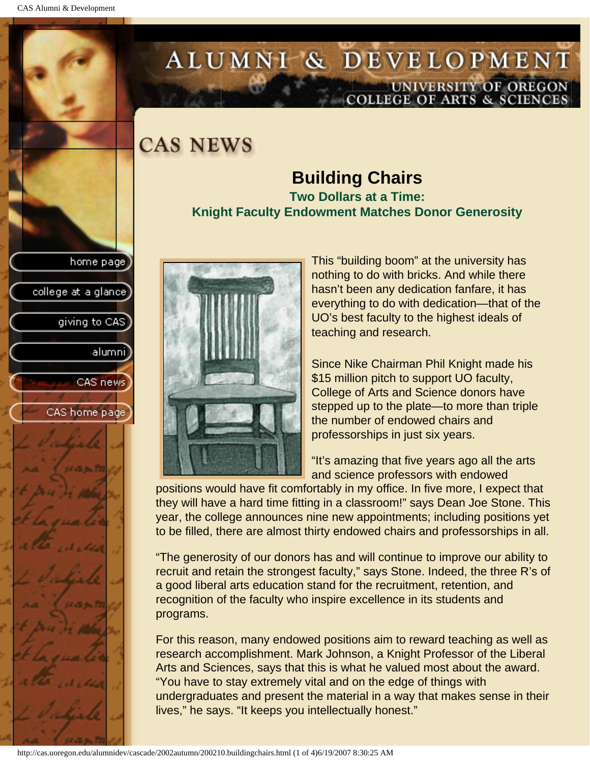# CAS NEWS

## Building Chairs

### Two Dollars at a Time:
### Knight Faculty Endowment Matches Donor Generosity

This "building boom" at the university has nothing to do with bricks. And while there hasn't been any dedication fanfare, it has everything to do with dedication—that of the UO's best faculty to the highest ideals of teaching and research.

Since Nike Chairman Phil Knight made his $15 million pitch to support UO faculty, College of Arts and Science donors have stepped up to the plate—to more than triple the number of endowed chairs and professorships in just six years.

"It's amazing that five years ago all the arts and science professors with endowed positions would have fit comfortably in my office. In five more, I expect that they will have a hard time fitting in a classroom!" says Dean Joe Stone. This year, the college announces nine new appointments; including positions yet to be filled, there are almost thirty endowed chairs and professorships in all.

"The generosity of our donors has and will continue to improve our ability to recruit and retain the strongest faculty," says Stone. Indeed, the three R's of a good liberal arts education stand for the recruitment, retention, and recognition of the faculty who inspire excellence in its students and programs.

For this reason, many endowed positions aim to reward teaching as well as research accomplishment. Mark Johnson, a Knight Professor of the Liberal Arts and Sciences, says that this is what he valued most about the award. "You have to stay extremely vital and on the edge of things with undergraduates and present the material in a way that makes sense in their lives," he says. "It keeps you intellectually honest."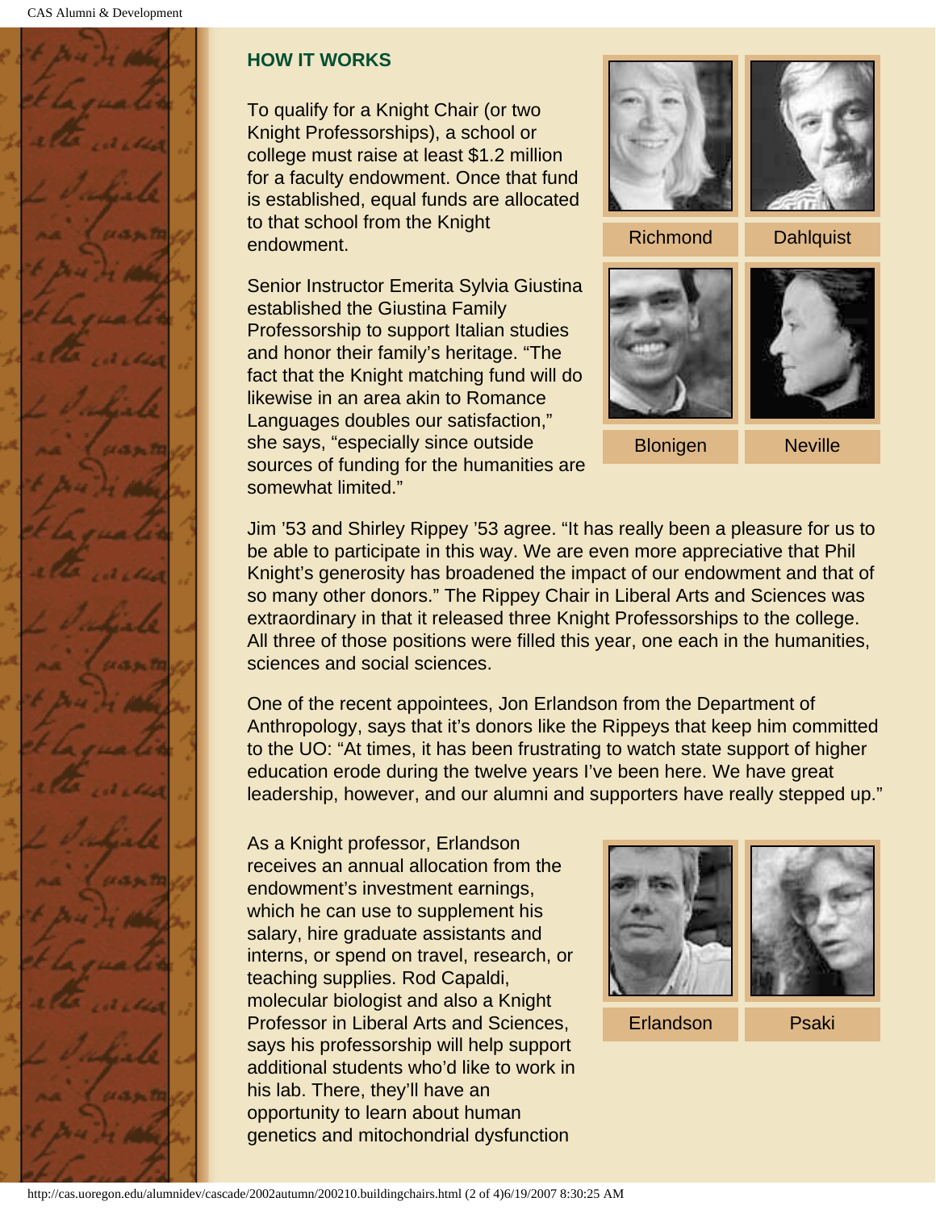## HOW IT WORKS

To qualify for a Knight Chair (or two Knight Professorships), a school or college must raise at least $1.2 million for a faculty endowment. Once that fund is established, equal funds are allocated to that school from the Knight endowment.

Richmond

Dahlquist

Blonigen

Neville

Senior Instructor Emerita Sylvia Giustina established the Giustina Family Professorship to support Italian studies and honor their family's heritage. "The fact that the Knight matching fund will do likewise in an area akin to Romance Languages doubles our satisfaction," she says, "especially since outside sources of funding for the humanities are somewhat limited."

Jim '53 and Shirley Rippey '53 agree. "It has really been a pleasure for us to be able to participate in this way. We are even more appreciative that Phil Knight's generosity has broadened the impact of our endowment and that of so many other donors." The Rippey Chair in Liberal Arts and Sciences was extraordinary in that it released three Knight Professorships to the college. All three of those positions were filled this year, one each in the humanities, sciences and social sciences.

One of the recent appointees, Jon Erlandson from the Department of Anthropology, says that it's donors like the Rippeys that keep him committed to the UO: "At times, it has been frustrating to watch state support of higher education erode during the twelve years I've been here. We have great leadership, however, and our alumni and supporters have really stepped up."

As a Knight professor, Erlandson receives an annual allocation from the endowment's investment earnings, which he can use to supplement his salary, hire graduate assistants and interns, or spend on travel, research, or teaching supplies. Rod Capaldi, molecular biologist and also a Knight Professor in Liberal Arts and Sciences, says his professorship will help support additional students who'd like to work in his lab. There, they'll have an opportunity to learn about human genetics and mitochondrial dysfunction

Erlandson

Psaki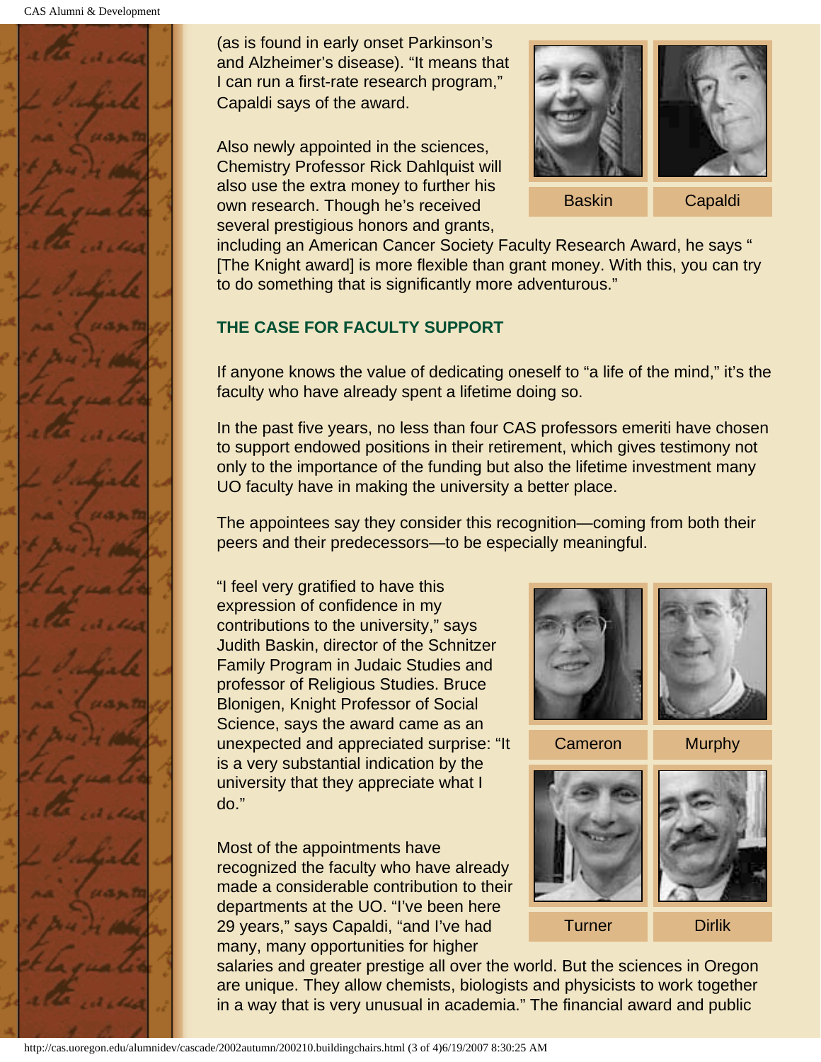(as is found in early onset Parkinson's and Alzheimer's disease). "It means that I can run a first-rate research program," Capaldi says of the award.

Also newly appointed in the sciences, Chemistry Professor Rick Dahlquist will also use the extra money to further his own research. Though he's received several prestigious honors and grants, including an American Cancer Society Faculty Research Award, he says " [The Knight award] is more flexible than grant money. With this, you can try to do something that is significantly more adventurous."

Baskin

Capaldi

### THE CASE FOR FACULTY SUPPORT

If anyone knows the value of dedicating oneself to "a life of the mind," it's the faculty who have already spent a lifetime doing so.

In the past five years, no less than four CAS professors emeriti have chosen to support endowed positions in their retirement, which gives testimony not only to the importance of the funding but also the lifetime investment many UO faculty have in making the university a better place.

The appointees say they consider this recognition—coming from both their peers and their predecessors—to be especially meaningful.

"I feel very gratified to have this expression of confidence in my contributions to the university," says Judith Baskin, director of the Schnitzer Family Program in Judaic Studies and professor of Religious Studies. Bruce Blonigen, Knight Professor of Social Science, says the award came as an unexpected and appreciated surprise: "It is a very substantial indication by the university that they appreciate what I do."

Cameron

Murphy

Turner

Dirlik

Most of the appointments have recognized the faculty who have already made a considerable contribution to their departments at the UO. "I've been here 29 years," says Capaldi, "and I've had many, many opportunities for higher salaries and greater prestige all over the world. But the sciences in Oregon are unique. They allow chemists, biologists and physicists to work together in a way that is very unusual in academia." The financial award and public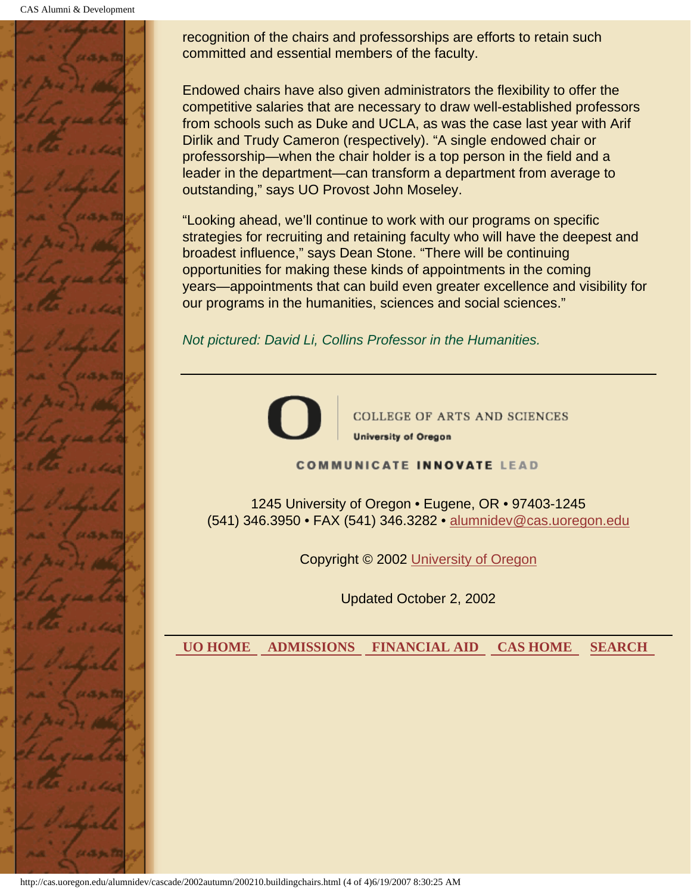recognition of the chairs and professorships are efforts to retain such committed and essential members of the faculty.

Endowed chairs have also given administrators the flexibility to offer the competitive salaries that are necessary to draw well-established professors from schools such as Duke and UCLA, as was the case last year with Arif Dirlik and Trudy Cameron (respectively). "A single endowed chair or professorship—when the chair holder is a top person in the field and a leader in the department—can transform a department from average to outstanding," says UO Provost John Moseley.

"Looking ahead, we'll continue to work with our programs on specific strategies for recruiting and retaining faculty who will have the deepest and broadest influence," says Dean Stone. "There will be continuing opportunities for making these kinds of appointments in the coming years—appointments that can build even greater excellence and visibility for our programs in the humanities, sciences and social sciences."

*Not pictured: David Li, Collins Professor in the Humanities.*

---

COLLEGE OF ARTS AND SCIENCES
**University of Oregon**

**COMMUNICATE INNOVATE LEAD**

1245 University of Oregon • Eugene, OR • 97403-1245
(541) 346.3950 • FAX (541) 346.3282 • alumnidev@cas.uoregon.edu

Copyright © 2002 University of Oregon

Updated October 2, 2002

---

**UO HOME** **ADMISSIONS** **FINANCIAL AID** **CAS HOME** **SEARCH**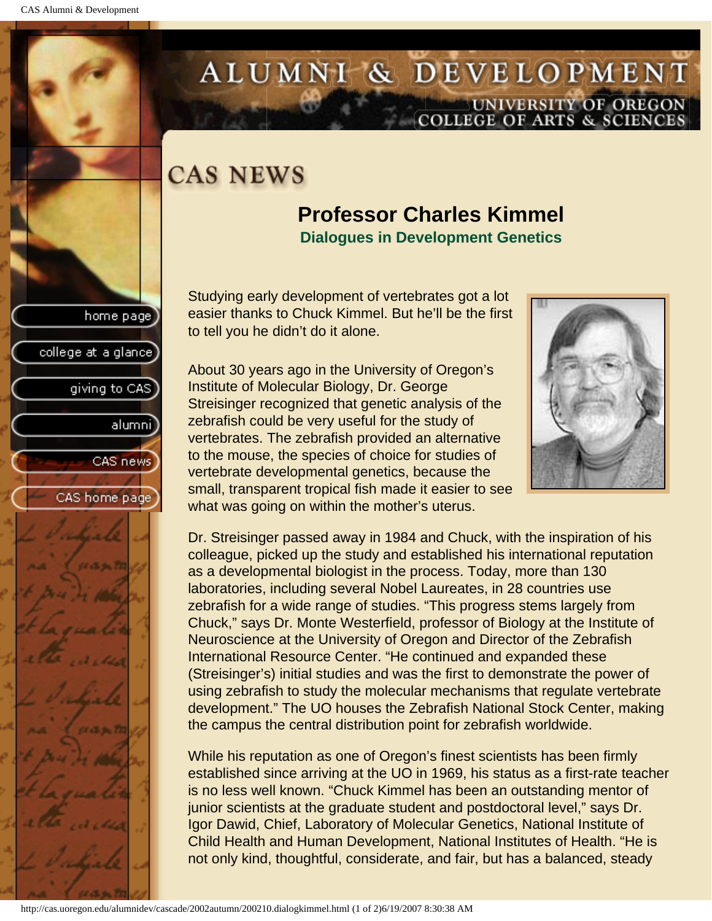# CAS NEWS

## Professor Charles Kimmel

### Dialogues in Development Genetics

Studying early development of vertebrates got a lot easier thanks to Chuck Kimmel. But he'll be the first to tell you he didn't do it alone.

About 30 years ago in the University of Oregon's Institute of Molecular Biology, Dr. George Streisinger recognized that genetic analysis of the zebrafish could be very useful for the study of vertebrates. The zebrafish provided an alternative to the mouse, the species of choice for studies of vertebrate developmental genetics, because the small, transparent tropical fish made it easier to see what was going on within the mother's uterus.

Dr. Streisinger passed away in 1984 and Chuck, with the inspiration of his colleague, picked up the study and established his international reputation as a developmental biologist in the process. Today, more than 130 laboratories, including several Nobel Laureates, in 28 countries use zebrafish for a wide range of studies. "This progress stems largely from Chuck," says Dr. Monte Westerfield, professor of Biology at the Institute of Neuroscience at the University of Oregon and Director of the Zebrafish International Resource Center. "He continued and expanded these (Streisinger's) initial studies and was the first to demonstrate the power of using zebrafish to study the molecular mechanisms that regulate vertebrate development." The UO houses the Zebrafish National Stock Center, making the campus the central distribution point for zebrafish worldwide.

While his reputation as one of Oregon's finest scientists has been firmly established since arriving at the UO in 1969, his status as a first-rate teacher is no less well known. "Chuck Kimmel has been an outstanding mentor of junior scientists at the graduate student and postdoctoral level," says Dr. Igor Dawid, Chief, Laboratory of Molecular Genetics, National Institute of Child Health and Human Development, National Institutes of Health. "He is not only kind, thoughtful, considerate, and fair, but has a balanced, steady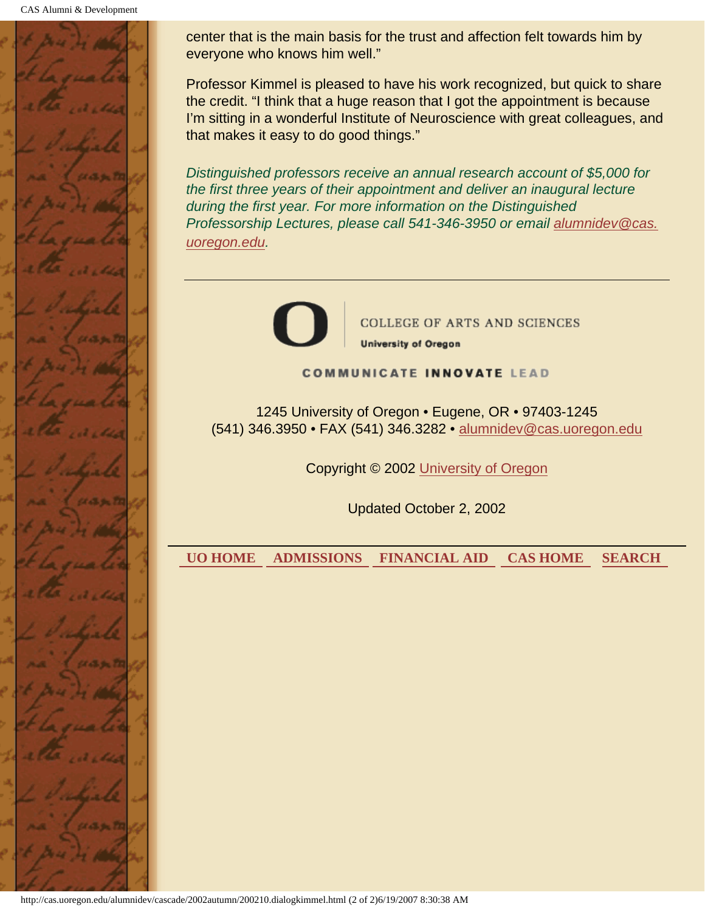center that is the main basis for the trust and affection felt towards him by everyone who knows him well."

Professor Kimmel is pleased to have his work recognized, but quick to share the credit. "I think that a huge reason that I got the appointment is because I'm sitting in a wonderful Institute of Neuroscience with great colleagues, and that makes it easy to do good things."

*Distinguished professors receive an annual research account of $5,000 for the first three years of their appointment and deliver an inaugural lecture during the first year. For more information on the Distinguished Professorship Lectures, please call 541-346-3950 or email alumnidev@cas.uoregon.edu.*

---

COLLEGE OF ARTS AND SCIENCES
**University of Oregon**

**COMMUNICATE INNOVATE LEAD**

1245 University of Oregon • Eugene, OR • 97403-1245
(541) 346.3950 • FAX (541) 346.3282 • alumnidev@cas.uoregon.edu

Copyright © 2002 University of Oregon

Updated October 2, 2002

---

**UO HOME** **ADMISSIONS** **FINANCIAL AID** **CAS HOME** **SEARCH**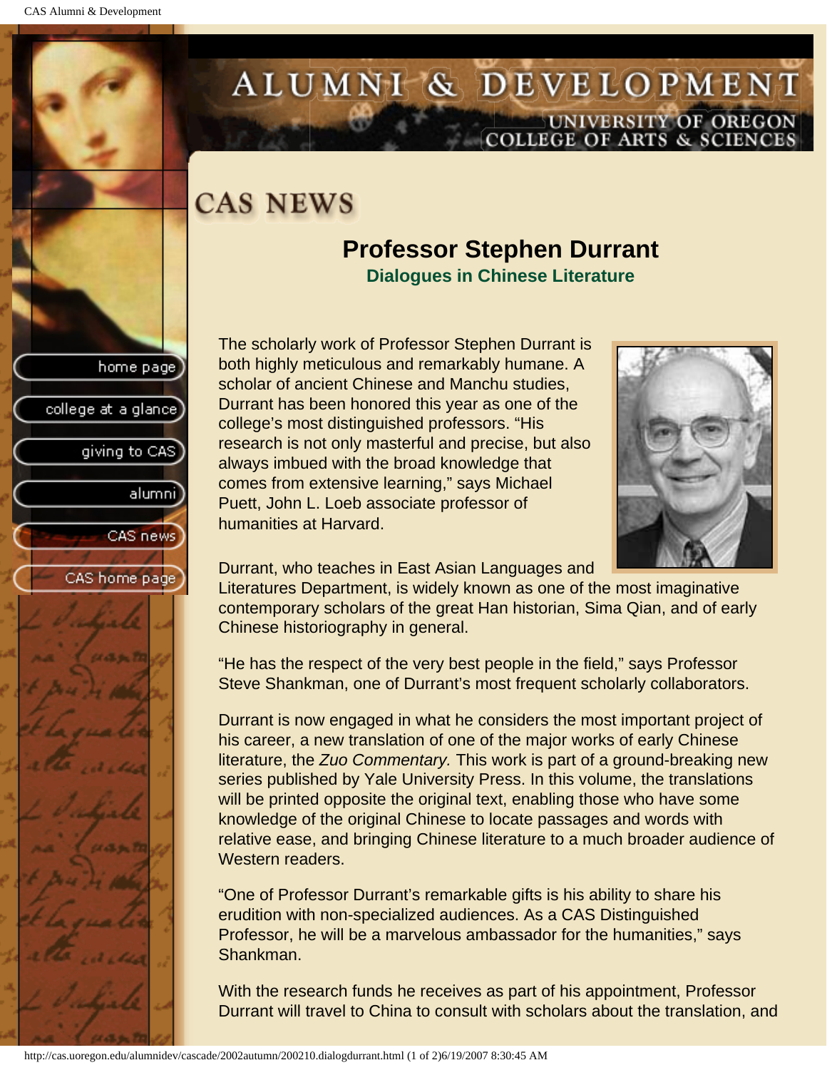# CAS NEWS

## Professor Stephen Durrant

### Dialogues in Chinese Literature

The scholarly work of Professor Stephen Durrant is both highly meticulous and remarkably humane. A scholar of ancient Chinese and Manchu studies, Durrant has been honored this year as one of the college's most distinguished professors. "His research is not only masterful and precise, but also always imbued with the broad knowledge that comes from extensive learning," says Michael Puett, John L. Loeb associate professor of humanities at Harvard.

Durrant, who teaches in East Asian Languages and Literatures Department, is widely known as one of the most imaginative contemporary scholars of the great Han historian, Sima Qian, and of early Chinese historiography in general.

"He has the respect of the very best people in the field," says Professor Steve Shankman, one of Durrant's most frequent scholarly collaborators.

Durrant is now engaged in what he considers the most important project of his career, a new translation of one of the major works of early Chinese literature, the *Zuo Commentary.* This work is part of a ground-breaking new series published by Yale University Press. In this volume, the translations will be printed opposite the original text, enabling those who have some knowledge of the original Chinese to locate passages and words with relative ease, and bringing Chinese literature to a much broader audience of Western readers.

"One of Professor Durrant's remarkable gifts is his ability to share his erudition with non-specialized audiences. As a CAS Distinguished Professor, he will be a marvelous ambassador for the humanities," says Shankman.

With the research funds he receives as part of his appointment, Professor Durrant will travel to China to consult with scholars about the translation, and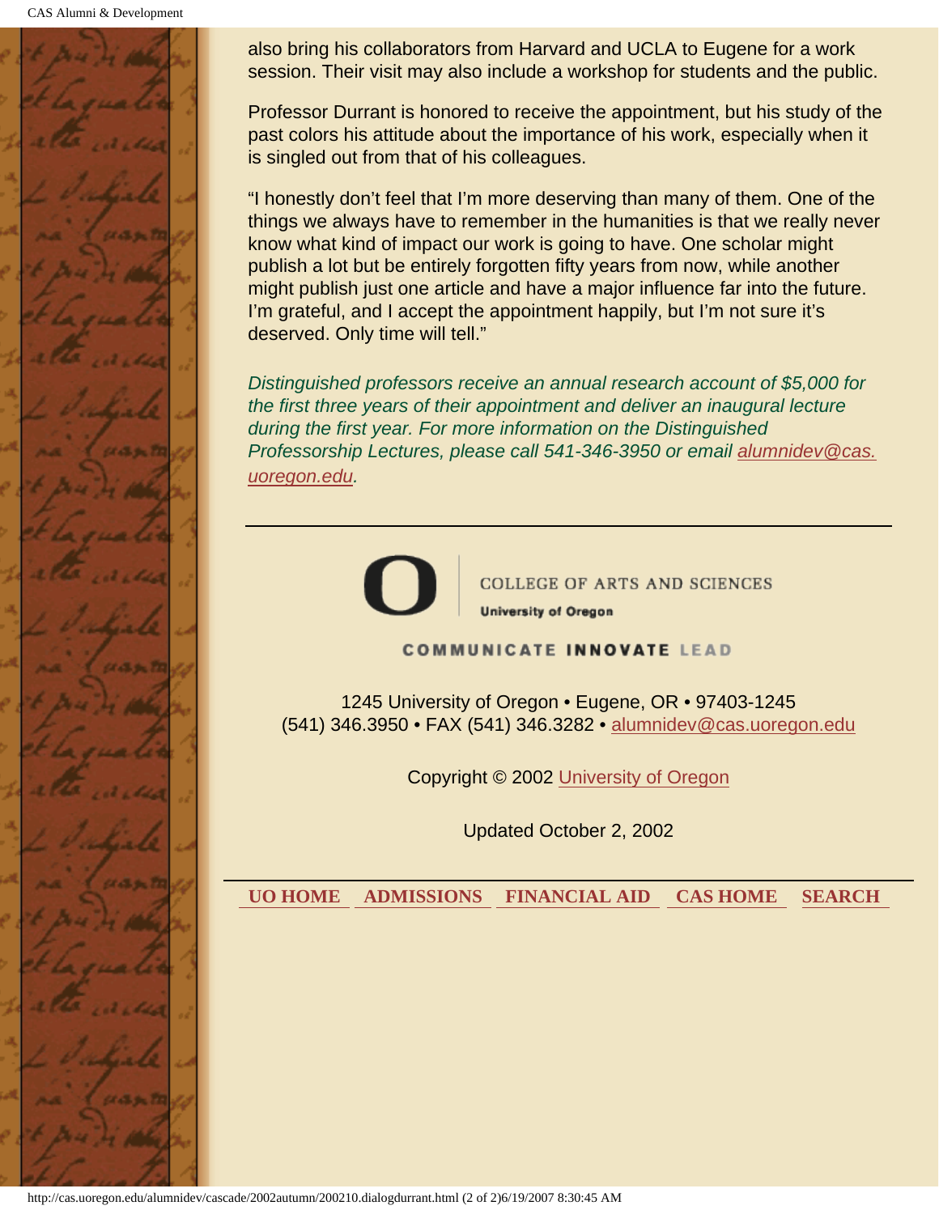also bring his collaborators from Harvard and UCLA to Eugene for a work session. Their visit may also include a workshop for students and the public.

Professor Durrant is honored to receive the appointment, but his study of the past colors his attitude about the importance of his work, especially when it is singled out from that of his colleagues.

“I honestly don’t feel that I’m more deserving than many of them. One of the things we always have to remember in the humanities is that we really never know what kind of impact our work is going to have. One scholar might publish a lot but be entirely forgotten fifty years from now, while another might publish just one article and have a major influence far into the future. I’m grateful, and I accept the appointment happily, but I’m not sure it’s deserved. Only time will tell.”

*Distinguished professors receive an annual research account of $5,000 for the first three years of their appointment and deliver an inaugural lecture during the first year. For more information on the Distinguished Professorship Lectures, please call 541-346-3950 or email alumnidev@cas.uoregon.edu.*

---

COLLEGE OF ARTS AND SCIENCES

University of Oregon

COMMUNICATE INNOVATE LEAD

1245 University of Oregon • Eugene, OR • 97403-1245
(541) 346.3950 • FAX (541) 346.3282 • alumnidev@cas.uoregon.edu

Copyright © 2002 University of Oregon

Updated October 2, 2002

---

**UO HOME** **ADMISSIONS** **FINANCIAL AID** **CAS HOME** **SEARCH**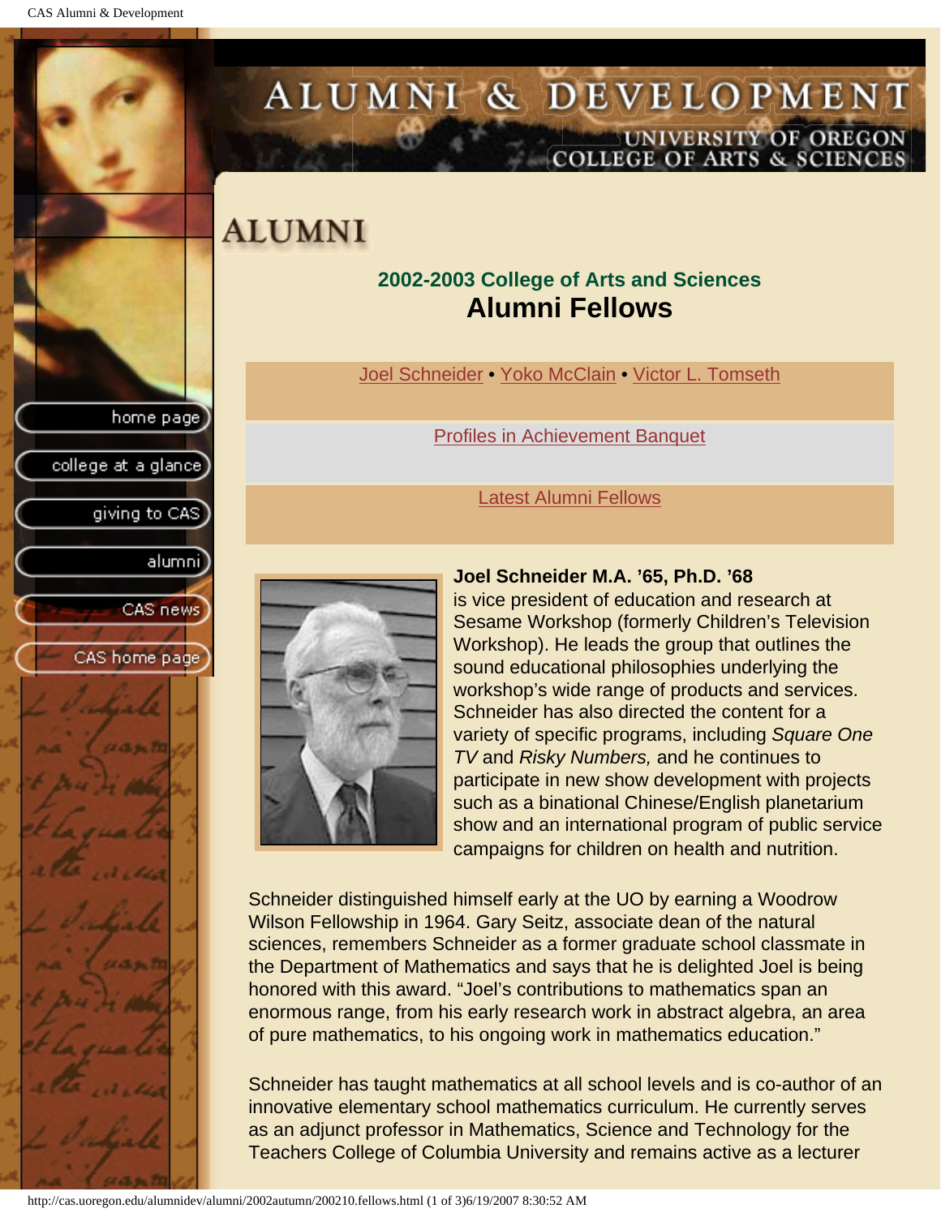# ALUMNI

## 2002-2003 College of Arts and Sciences
## Alumni Fellows

Joel Schneider • Yoko McClain • Victor L. Tomseth

Profiles in Achievement Banquet

Latest Alumni Fellows

**Joel Schneider M.A. '65, Ph.D. '68**
is vice president of education and research at Sesame Workshop (formerly Children's Television Workshop). He leads the group that outlines the sound educational philosophies underlying the workshop's wide range of products and services. Schneider has also directed the content for a variety of specific programs, including *Square One TV* and *Risky Numbers,* and he continues to participate in new show development with projects such as a binational Chinese/English planetarium show and an international program of public service campaigns for children on health and nutrition.

Schneider distinguished himself early at the UO by earning a Woodrow Wilson Fellowship in 1964. Gary Seitz, associate dean of the natural sciences, remembers Schneider as a former graduate school classmate in the Department of Mathematics and says that he is delighted Joel is being honored with this award. "Joel's contributions to mathematics span an enormous range, from his early research work in abstract algebra, an area of pure mathematics, to his ongoing work in mathematics education."

Schneider has taught mathematics at all school levels and is co-author of an innovative elementary school mathematics curriculum. He currently serves as an adjunct professor in Mathematics, Science and Technology for the Teachers College of Columbia University and remains active as a lecturer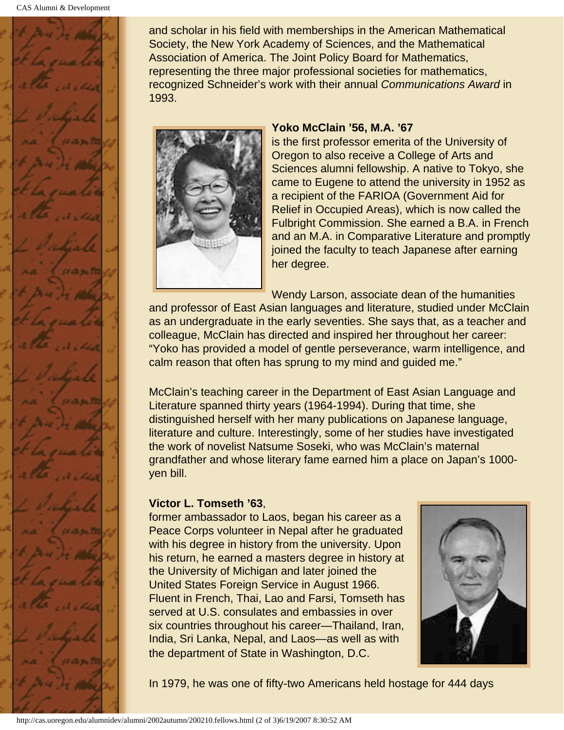and scholar in his field with memberships in the American Mathematical Society, the New York Academy of Sciences, and the Mathematical Association of America. The Joint Policy Board for Mathematics, representing the three major professional societies for mathematics, recognized Schneider's work with their annual *Communications Award* in 1993.

**Yoko McClain '56, M.A. '67** is the first professor emerita of the University of Oregon to also receive a College of Arts and Sciences alumni fellowship. A native to Tokyo, she came to Eugene to attend the university in 1952 as a recipient of the FARIOA (Government Aid for Relief in Occupied Areas), which is now called the Fulbright Commission. She earned a B.A. in French and an M.A. in Comparative Literature and promptly joined the faculty to teach Japanese after earning her degree.

Wendy Larson, associate dean of the humanities and professor of East Asian languages and literature, studied under McClain as an undergraduate in the early seventies. She says that, as a teacher and colleague, McClain has directed and inspired her throughout her career: "Yoko has provided a model of gentle perseverance, warm intelligence, and calm reason that often has sprung to my mind and guided me."

McClain's teaching career in the Department of East Asian Language and Literature spanned thirty years (1964-1994). During that time, she distinguished herself with her many publications on Japanese language, literature and culture. Interestingly, some of her studies have investigated the work of novelist Natsume Soseki, who was McClain's maternal grandfather and whose literary fame earned him a place on Japan's 1000-yen bill.

**Victor L. Tomseth '63**, former ambassador to Laos, began his career as a Peace Corps volunteer in Nepal after he graduated with his degree in history from the university. Upon his return, he earned a masters degree in history at the University of Michigan and later joined the United States Foreign Service in August 1966. Fluent in French, Thai, Lao and Farsi, Tomseth has served at U.S. consulates and embassies in over six countries throughout his career—Thailand, Iran, India, Sri Lanka, Nepal, and Laos—as well as with the department of State in Washington, D.C.

In 1979, he was one of fifty-two Americans held hostage for 444 days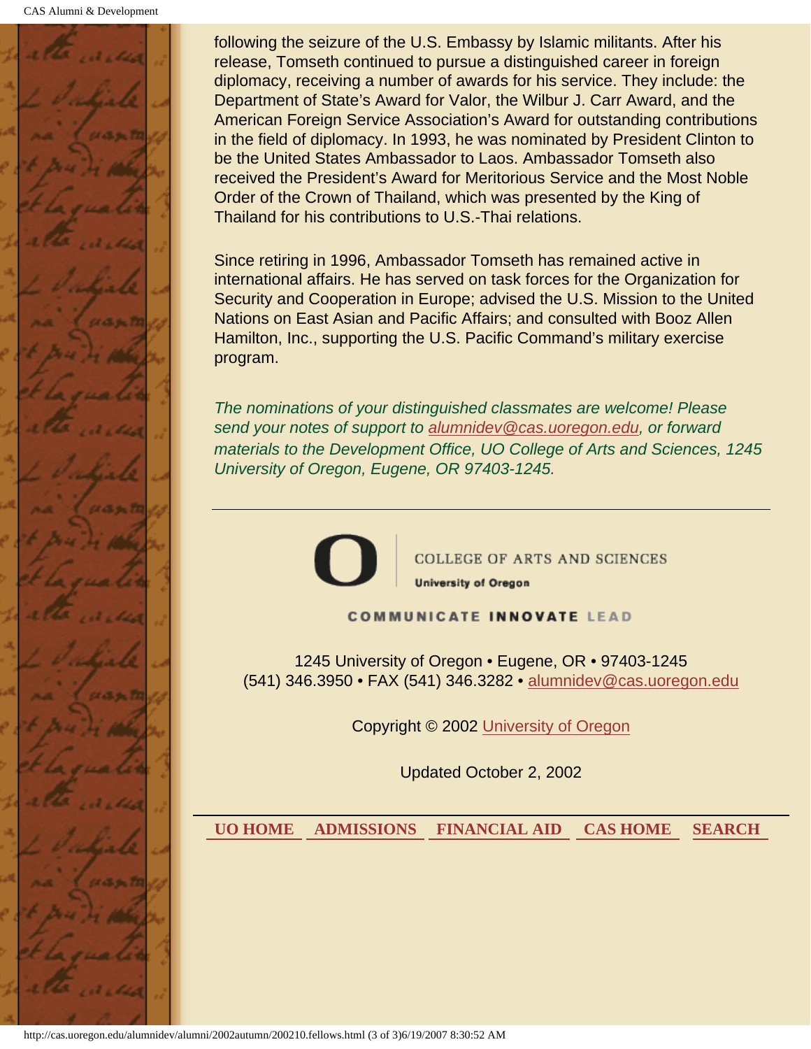following the seizure of the U.S. Embassy by Islamic militants. After his release, Tomseth continued to pursue a distinguished career in foreign diplomacy, receiving a number of awards for his service. They include: the Department of State's Award for Valor, the Wilbur J. Carr Award, and the American Foreign Service Association's Award for outstanding contributions in the field of diplomacy. In 1993, he was nominated by President Clinton to be the United States Ambassador to Laos. Ambassador Tomseth also received the President's Award for Meritorious Service and the Most Noble Order of the Crown of Thailand, which was presented by the King of Thailand for his contributions to U.S.-Thai relations.

Since retiring in 1996, Ambassador Tomseth has remained active in international affairs. He has served on task forces for the Organization for Security and Cooperation in Europe; advised the U.S. Mission to the United Nations on East Asian and Pacific Affairs; and consulted with Booz Allen Hamilton, Inc., supporting the U.S. Pacific Command's military exercise program.

*The nominations of your distinguished classmates are welcome! Please send your notes of support to alumnidev@cas.uoregon.edu, or forward materials to the Development Office, UO College of Arts and Sciences, 1245 University of Oregon, Eugene, OR 97403-1245.*

---

COLLEGE OF ARTS AND SCIENCES

University of Oregon

COMMUNICATE INNOVATE LEAD

1245 University of Oregon • Eugene, OR • 97403-1245
(541) 346.3950 • FAX (541) 346.3282 • alumnidev@cas.uoregon.edu

Copyright © 2002 University of Oregon

Updated October 2, 2002

**UO HOME** **ADMISSIONS** **FINANCIAL AID** **CAS HOME** **SEARCH**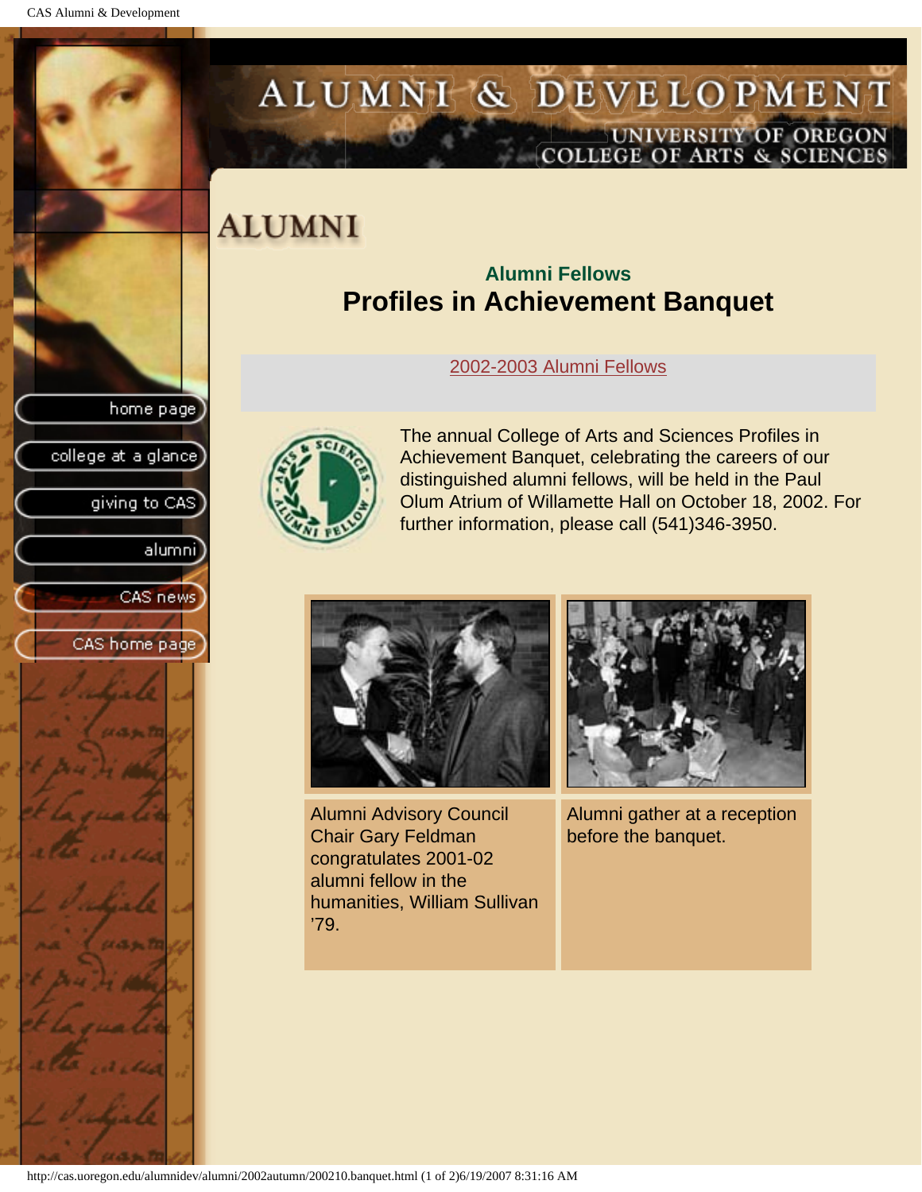# ALUMNI

### Alumni Fellows

## Profiles in Achievement Banquet

2002-2003 Alumni Fellows

The annual College of Arts and Sciences Profiles in Achievement Banquet, celebrating the careers of our distinguished alumni fellows, will be held in the Paul Olum Atrium of Willamette Hall on October 18, 2002. For further information, please call (541)346-3950.

Alumni Advisory Council Chair Gary Feldman congratulates 2001-02 alumni fellow in the humanities, William Sullivan '79.

Alumni gather at a reception before the banquet.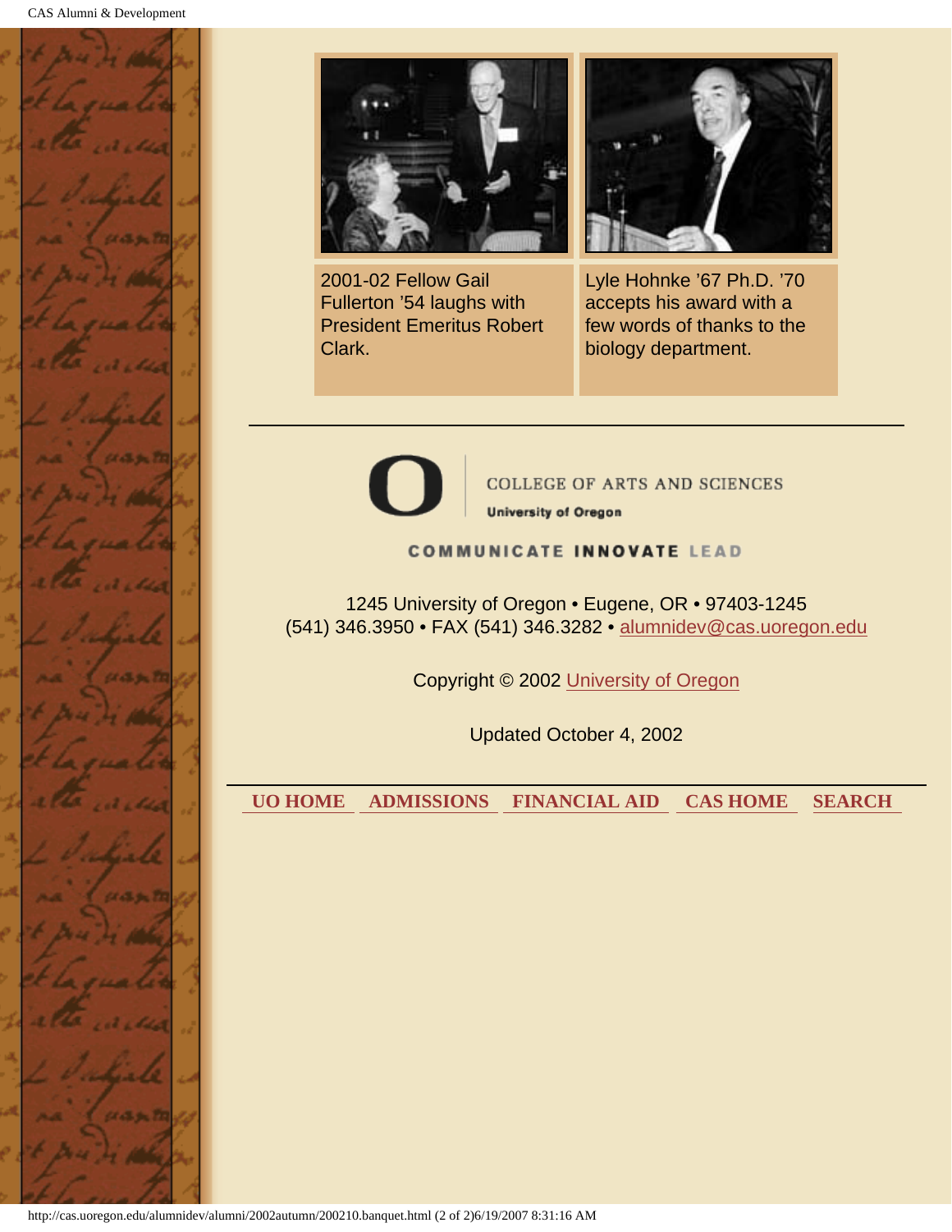2001-02 Fellow Gail Fullerton '54 laughs with President Emeritus Robert Clark.

Lyle Hohnke '67 Ph.D. '70 accepts his award with a few words of thanks to the biology department.

---

COLLEGE OF ARTS AND SCIENCES
University of Oregon

COMMUNICATE INNOVATE LEAD

1245 University of Oregon • Eugene, OR • 97403-1245
(541) 346.3950 • FAX (541) 346.3282 • alumnidev@cas.uoregon.edu

Copyright © 2002 University of Oregon

Updated October 4, 2002

---

UO HOME | ADMISSIONS | FINANCIAL AID | CAS HOME | SEARCH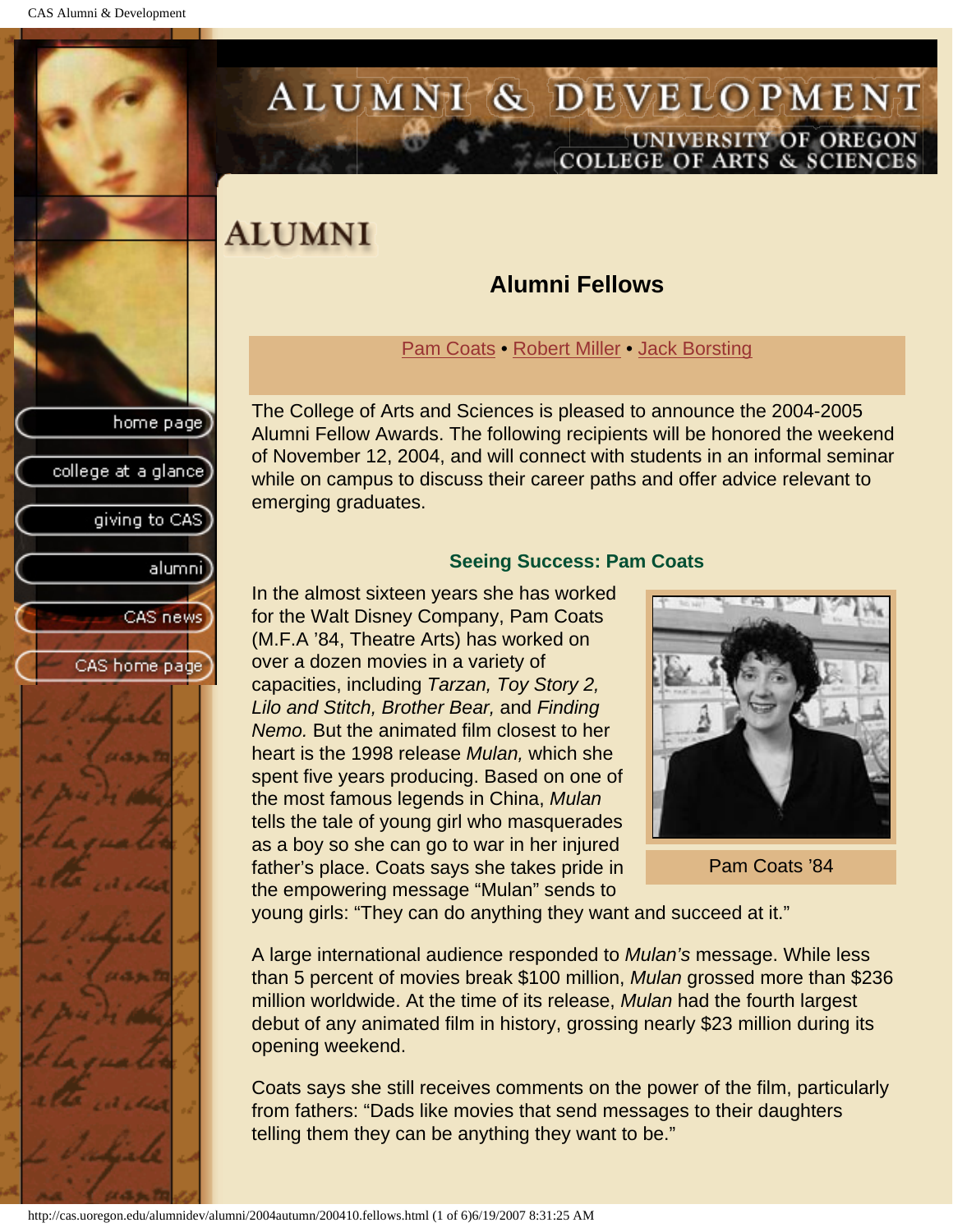# ALUMNI

## Alumni Fellows

Pam Coats • Robert Miller • Jack Borsting

The College of Arts and Sciences is pleased to announce the 2004-2005 Alumni Fellow Awards. The following recipients will be honored the weekend of November 12, 2004, and will connect with students in an informal seminar while on campus to discuss their career paths and offer advice relevant to emerging graduates.

### Seeing Success: Pam Coats

In the almost sixteen years she has worked for the Walt Disney Company, Pam Coats (M.F.A ’84, Theatre Arts) has worked on over a dozen movies in a variety of capacities, including *Tarzan, Toy Story 2, Lilo and Stitch, Brother Bear,* and *Finding Nemo.* But the animated film closest to her heart is the 1998 release *Mulan,* which she spent five years producing. Based on one of the most famous legends in China, *Mulan* tells the tale of young girl who masquerades as a boy so she can go to war in her injured father’s place. Coats says she takes pride in the empowering message “Mulan” sends to young girls: “They can do anything they want and succeed at it.”

Pam Coats ’84

A large international audience responded to *Mulan’s* message. While less than 5 percent of movies break $100 million, *Mulan* grossed more than $236 million worldwide. At the time of its release, *Mulan* had the fourth largest debut of any animated film in history, grossing nearly $23 million during its opening weekend.

Coats says she still receives comments on the power of the film, particularly from fathers: “Dads like movies that send messages to their daughters telling them they can be anything they want to be.”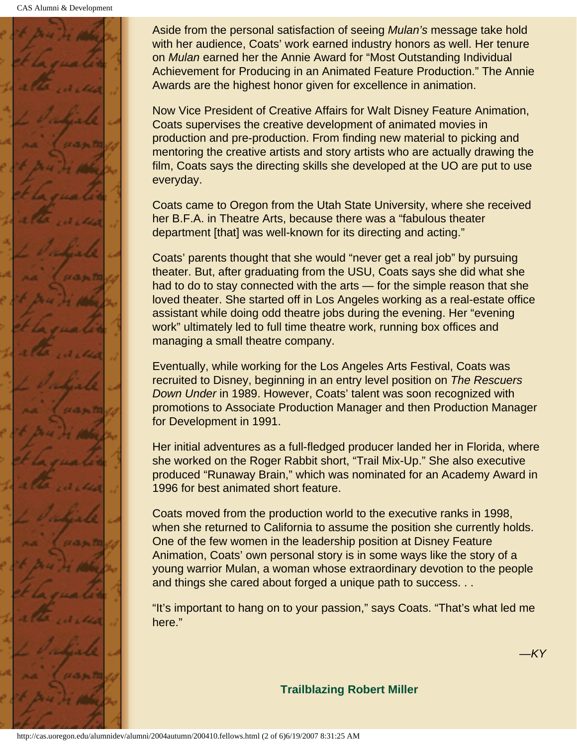Aside from the personal satisfaction of seeing *Mulan's* message take hold with her audience, Coats' work earned industry honors as well. Her tenure on *Mulan* earned her the Annie Award for "Most Outstanding Individual Achievement for Producing in an Animated Feature Production." The Annie Awards are the highest honor given for excellence in animation.

Now Vice President of Creative Affairs for Walt Disney Feature Animation, Coats supervises the creative development of animated movies in production and pre-production. From finding new material to picking and mentoring the creative artists and story artists who are actually drawing the film, Coats says the directing skills she developed at the UO are put to use everyday.

Coats came to Oregon from the Utah State University, where she received her B.F.A. in Theatre Arts, because there was a "fabulous theater department [that] was well-known for its directing and acting."

Coats' parents thought that she would "never get a real job" by pursuing theater. But, after graduating from the USU, Coats says she did what she had to do to stay connected with the arts — for the simple reason that she loved theater. She started off in Los Angeles working as a real-estate office assistant while doing odd theatre jobs during the evening. Her "evening work" ultimately led to full time theatre work, running box offices and managing a small theatre company.

Eventually, while working for the Los Angeles Arts Festival, Coats was recruited to Disney, beginning in an entry level position on *The Rescuers Down Under* in 1989. However, Coats' talent was soon recognized with promotions to Associate Production Manager and then Production Manager for Development in 1991.

Her initial adventures as a full-fledged producer landed her in Florida, where she worked on the Roger Rabbit short, "Trail Mix-Up." She also executive produced "Runaway Brain," which was nominated for an Academy Award in 1996 for best animated short feature.

Coats moved from the production world to the executive ranks in 1998, when she returned to California to assume the position she currently holds. One of the few women in the leadership position at Disney Feature Animation, Coats' own personal story is in some ways like the story of a young warrior Mulan, a woman whose extraordinary devotion to the people and things she cared about forged a unique path to success. . .

"It's important to hang on to your passion," says Coats. "That's what led me here."

*—KY*

**Trailblazing Robert Miller**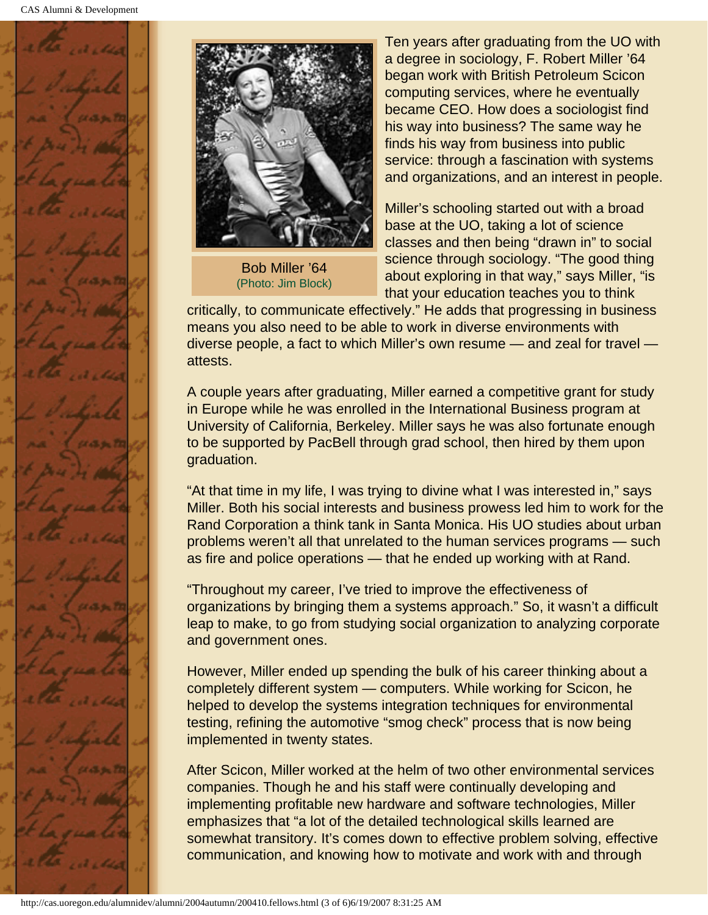Bob Miller '64
(Photo: Jim Block)

Ten years after graduating from the UO with a degree in sociology, F. Robert Miller '64 began work with British Petroleum Scicon computing services, where he eventually became CEO. How does a sociologist find his way into business? The same way he finds his way from business into public service: through a fascination with systems and organizations, and an interest in people.

Miller's schooling started out with a broad base at the UO, taking a lot of science classes and then being "drawn in" to social science through sociology. "The good thing about exploring in that way," says Miller, "is that your education teaches you to think critically, to communicate effectively." He adds that progressing in business means you also need to be able to work in diverse environments with diverse people, a fact to which Miller's own resume — and zeal for travel — attests.

A couple years after graduating, Miller earned a competitive grant for study in Europe while he was enrolled in the International Business program at University of California, Berkeley. Miller says he was also fortunate enough to be supported by PacBell through grad school, then hired by them upon graduation.

"At that time in my life, I was trying to divine what I was interested in," says Miller. Both his social interests and business prowess led him to work for the Rand Corporation a think tank in Santa Monica. His UO studies about urban problems weren't all that unrelated to the human services programs — such as fire and police operations — that he ended up working with at Rand.

"Throughout my career, I've tried to improve the effectiveness of organizations by bringing them a systems approach." So, it wasn't a difficult leap to make, to go from studying social organization to analyzing corporate and government ones.

However, Miller ended up spending the bulk of his career thinking about a completely different system — computers. While working for Scicon, he helped to develop the systems integration techniques for environmental testing, refining the automotive "smog check" process that is now being implemented in twenty states.

After Scicon, Miller worked at the helm of two other environmental services companies. Though he and his staff were continually developing and implementing profitable new hardware and software technologies, Miller emphasizes that "a lot of the detailed technological skills learned are somewhat transitory. It's comes down to effective problem solving, effective communication, and knowing how to motivate and work with and through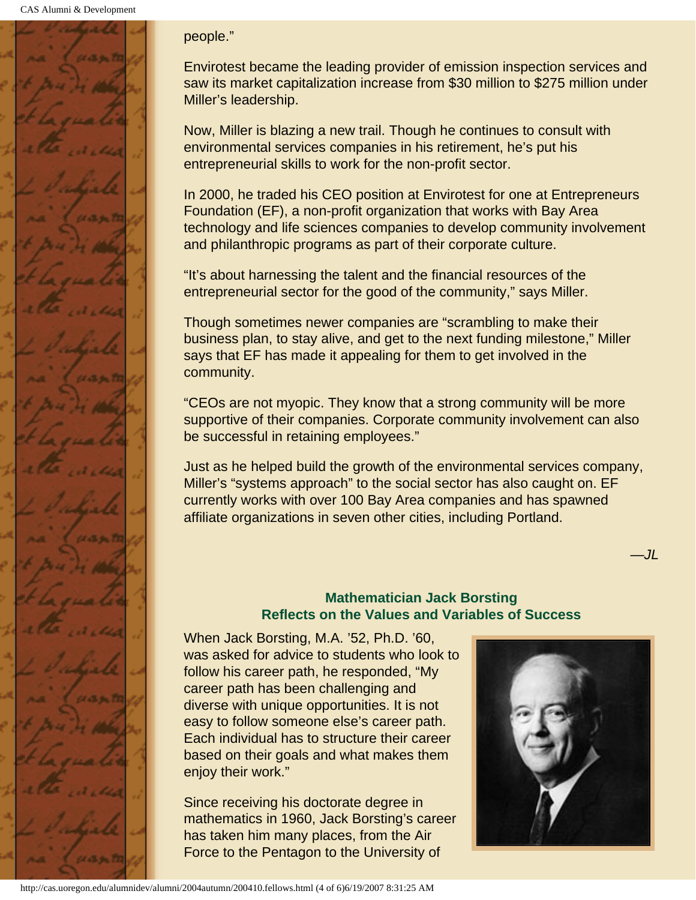people."

Envirotest became the leading provider of emission inspection services and saw its market capitalization increase from $30 million to $275 million under Miller's leadership.

Now, Miller is blazing a new trail. Though he continues to consult with environmental services companies in his retirement, he's put his entrepreneurial skills to work for the non-profit sector.

In 2000, he traded his CEO position at Envirotest for one at Entrepreneurs Foundation (EF), a non-profit organization that works with Bay Area technology and life sciences companies to develop community involvement and philanthropic programs as part of their corporate culture.

"It's about harnessing the talent and the financial resources of the entrepreneurial sector for the good of the community," says Miller.

Though sometimes newer companies are "scrambling to make their business plan, to stay alive, and get to the next funding milestone," Miller says that EF has made it appealing for them to get involved in the community.

"CEOs are not myopic. They know that a strong community will be more supportive of their companies. Corporate community involvement can also be successful in retaining employees."

Just as he helped build the growth of the environmental services company, Miller's "systems approach" to the social sector has also caught on. EF currently works with over 100 Bay Area companies and has spawned affiliate organizations in seven other cities, including Portland.

*—JL*

### Mathematician Jack Borsting Reflects on the Values and Variables of Success

When Jack Borsting, M.A. '52, Ph.D. '60, was asked for advice to students who look to follow his career path, he responded, "My career path has been challenging and diverse with unique opportunities. It is not easy to follow someone else's career path. Each individual has to structure their career based on their goals and what makes them enjoy their work."

Since receiving his doctorate degree in mathematics in 1960, Jack Borsting's career has taken him many places, from the Air Force to the Pentagon to the University of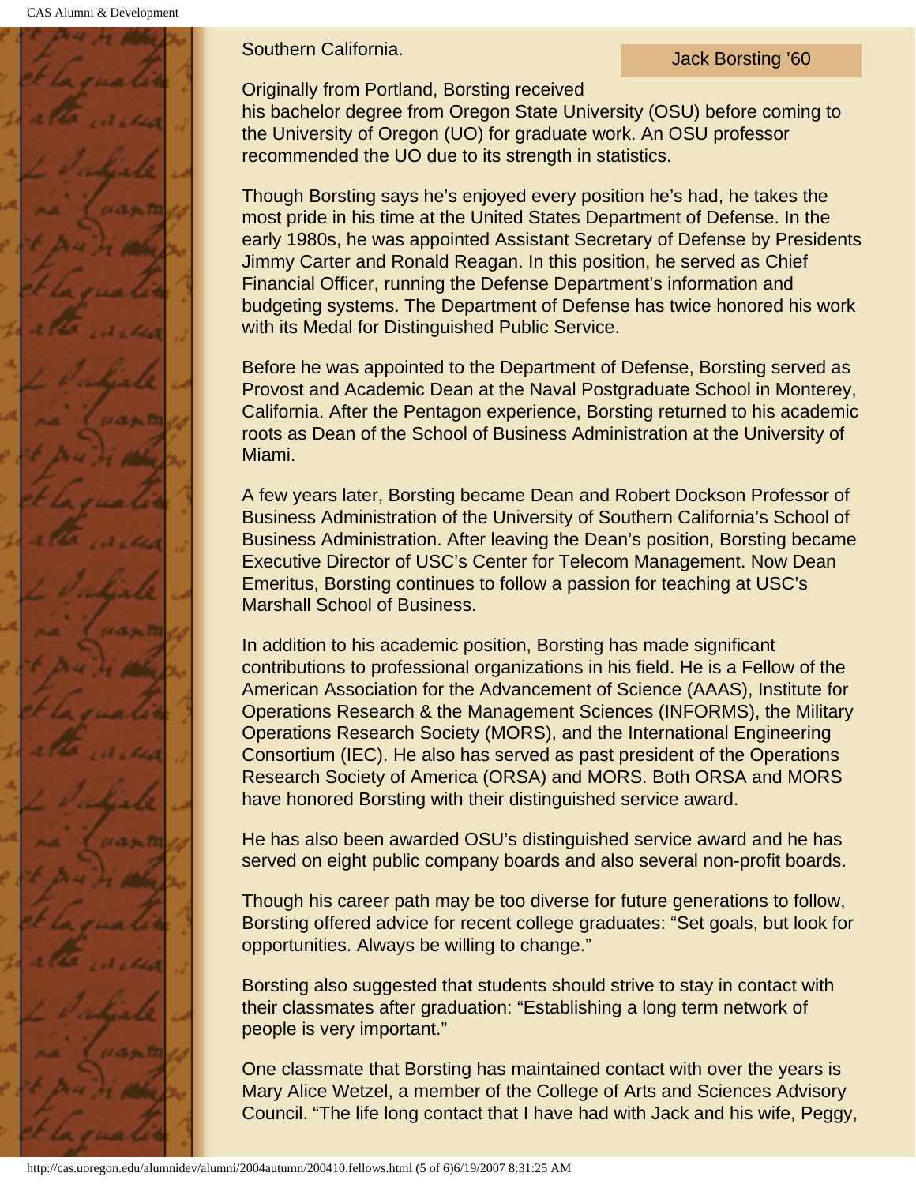Southern California.

Jack Borsting ’60

Originally from Portland, Borsting received his bachelor degree from Oregon State University (OSU) before coming to the University of Oregon (UO) for graduate work. An OSU professor recommended the UO due to its strength in statistics.

Though Borsting says he’s enjoyed every position he’s had, he takes the most pride in his time at the United States Department of Defense. In the early 1980s, he was appointed Assistant Secretary of Defense by Presidents Jimmy Carter and Ronald Reagan. In this position, he served as Chief Financial Officer, running the Defense Department’s information and budgeting systems. The Department of Defense has twice honored his work with its Medal for Distinguished Public Service.

Before he was appointed to the Department of Defense, Borsting served as Provost and Academic Dean at the Naval Postgraduate School in Monterey, California. After the Pentagon experience, Borsting returned to his academic roots as Dean of the School of Business Administration at the University of Miami.

A few years later, Borsting became Dean and Robert Dockson Professor of Business Administration of the University of Southern California’s School of Business Administration. After leaving the Dean’s position, Borsting became Executive Director of USC’s Center for Telecom Management. Now Dean Emeritus, Borsting continues to follow a passion for teaching at USC’s Marshall School of Business.

In addition to his academic position, Borsting has made significant contributions to professional organizations in his field. He is a Fellow of the American Association for the Advancement of Science (AAAS), Institute for Operations Research & the Management Sciences (INFORMS), the Military Operations Research Society (MORS), and the International Engineering Consortium (IEC). He also has served as past president of the Operations Research Society of America (ORSA) and MORS. Both ORSA and MORS have honored Borsting with their distinguished service award.

He has also been awarded OSU’s distinguished service award and he has served on eight public company boards and also several non-profit boards.

Though his career path may be too diverse for future generations to follow, Borsting offered advice for recent college graduates: “Set goals, but look for opportunities. Always be willing to change.”

Borsting also suggested that students should strive to stay in contact with their classmates after graduation: “Establishing a long term network of people is very important.”

One classmate that Borsting has maintained contact with over the years is Mary Alice Wetzel, a member of the College of Arts and Sciences Advisory Council. “The life long contact that I have had with Jack and his wife, Peggy,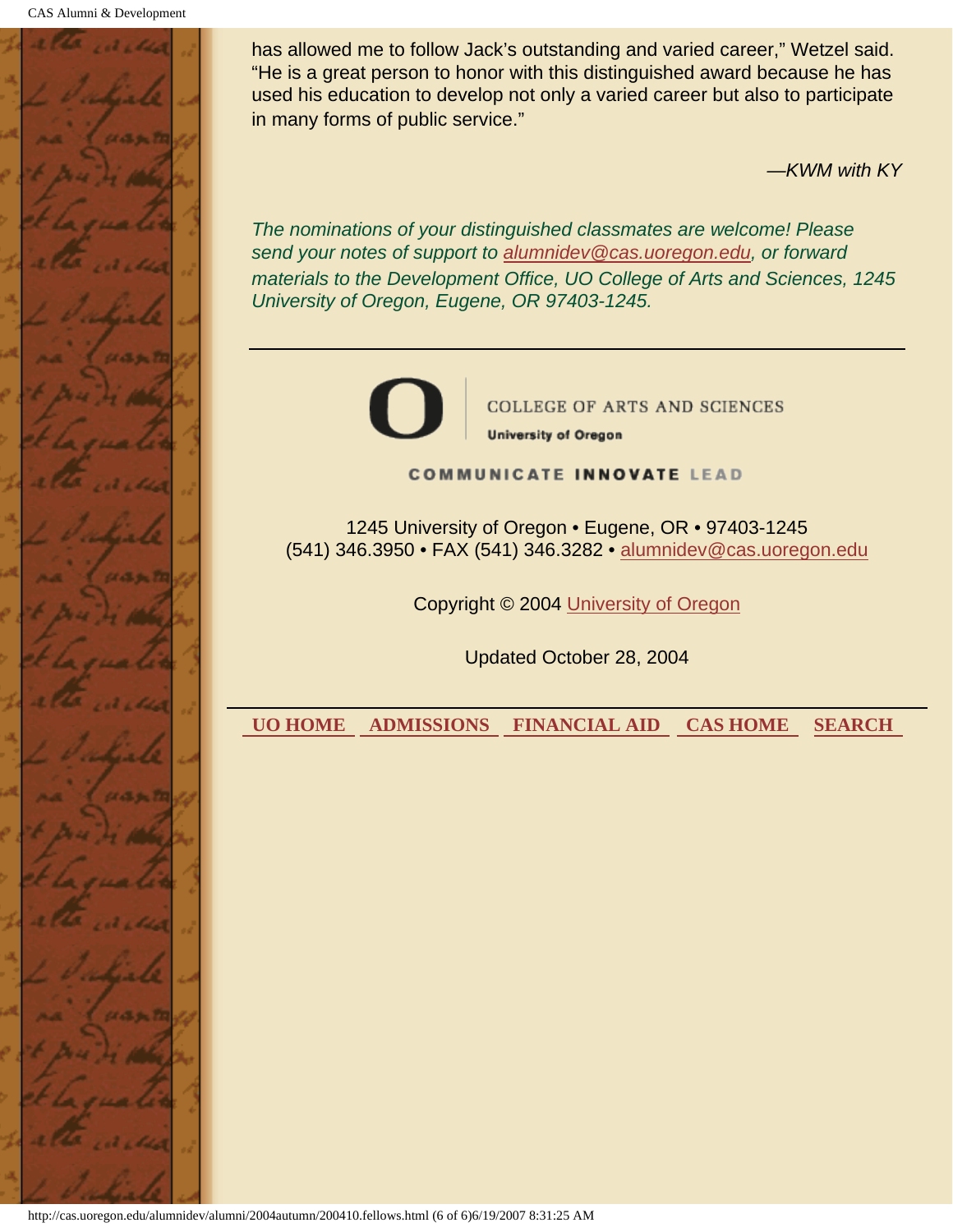has allowed me to follow Jack's outstanding and varied career," Wetzel said. "He is a great person to honor with this distinguished award because he has used his education to develop not only a varied career but also to participate in many forms of public service."

*—KWM with KY*

*The nominations of your distinguished classmates are welcome! Please send your notes of support to alumnidev@cas.uoregon.edu, or forward materials to the Development Office, UO College of Arts and Sciences, 1245 University of Oregon, Eugene, OR 97403-1245.*

---

COLLEGE OF ARTS AND SCIENCES

**University of Oregon**

**COMMUNICATE INNOVATE LEAD**

1245 University of Oregon • Eugene, OR • 97403-1245
(541) 346.3950 • FAX (541) 346.3282 • alumnidev@cas.uoregon.edu

Copyright © 2004 University of Oregon

Updated October 28, 2004

---

**UO HOME** **ADMISSIONS** **FINANCIAL AID** **CAS HOME** **SEARCH**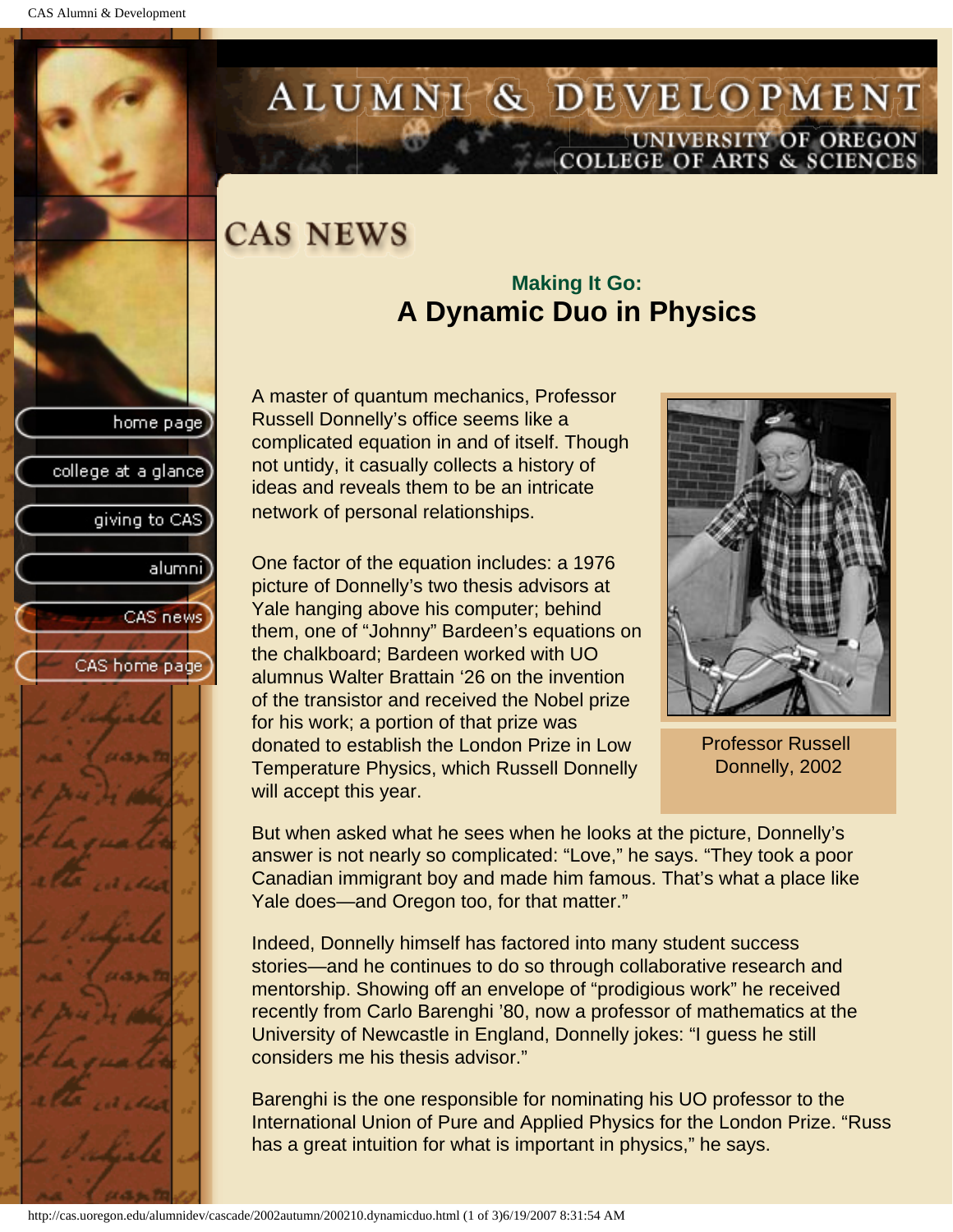# CAS NEWS

## Making It Go:
## A Dynamic Duo in Physics

A master of quantum mechanics, Professor Russell Donnelly's office seems like a complicated equation in and of itself. Though not untidy, it casually collects a history of ideas and reveals them to be an intricate network of personal relationships.

One factor of the equation includes: a 1976 picture of Donnelly's two thesis advisors at Yale hanging above his computer; behind them, one of "Johnny" Bardeen's equations on the chalkboard; Bardeen worked with UO alumnus Walter Brattain '26 on the invention of the transistor and received the Nobel prize for his work; a portion of that prize was donated to establish the London Prize in Low Temperature Physics, which Russell Donnelly will accept this year.

Professor Russell Donnelly, 2002

But when asked what he sees when he looks at the picture, Donnelly's answer is not nearly so complicated: "Love," he says. "They took a poor Canadian immigrant boy and made him famous. That's what a place like Yale does—and Oregon too, for that matter."

Indeed, Donnelly himself has factored into many student success stories—and he continues to do so through collaborative research and mentorship. Showing off an envelope of "prodigious work" he received recently from Carlo Barenghi '80, now a professor of mathematics at the University of Newcastle in England, Donnelly jokes: "I guess he still considers me his thesis advisor."

Barenghi is the one responsible for nominating his UO professor to the International Union of Pure and Applied Physics for the London Prize. "Russ has a great intuition for what is important in physics," he says.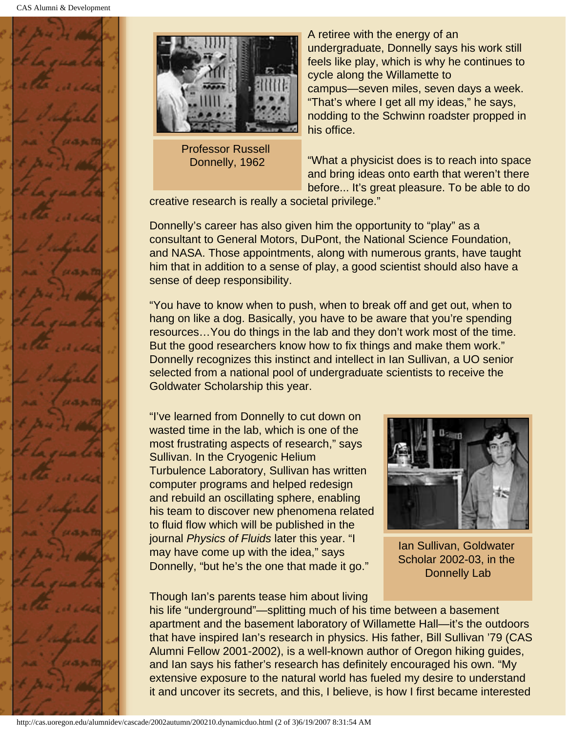Professor Russell Donnelly, 1962

A retiree with the energy of an undergraduate, Donnelly says his work still feels like play, which is why he continues to cycle along the Willamette to campus—seven miles, seven days a week. "That's where I get all my ideas," he says, nodding to the Schwinn roadster propped in his office.

"What a physicist does is to reach into space and bring ideas onto earth that weren't there before... It's great pleasure. To be able to do creative research is really a societal privilege."

Donnelly's career has also given him the opportunity to "play" as a consultant to General Motors, DuPont, the National Science Foundation, and NASA. Those appointments, along with numerous grants, have taught him that in addition to a sense of play, a good scientist should also have a sense of deep responsibility.

"You have to know when to push, when to break off and get out, when to hang on like a dog. Basically, you have to be aware that you're spending resources…You do things in the lab and they don't work most of the time. But the good researchers know how to fix things and make them work." Donnelly recognizes this instinct and intellect in Ian Sullivan, a UO senior selected from a national pool of undergraduate scientists to receive the Goldwater Scholarship this year.

"I've learned from Donnelly to cut down on wasted time in the lab, which is one of the most frustrating aspects of research," says Sullivan. In the Cryogenic Helium Turbulence Laboratory, Sullivan has written computer programs and helped redesign and rebuild an oscillating sphere, enabling his team to discover new phenomena related to fluid flow which will be published in the journal *Physics of Fluids* later this year. "I may have come up with the idea," says Donnelly, "but he's the one that made it go."

Ian Sullivan, Goldwater Scholar 2002-03, in the Donnelly Lab

Though Ian's parents tease him about living his life "underground"—splitting much of his time between a basement apartment and the basement laboratory of Willamette Hall—it's the outdoors that have inspired Ian's research in physics. His father, Bill Sullivan '79 (CAS Alumni Fellow 2001-2002), is a well-known author of Oregon hiking guides, and Ian says his father's research has definitely encouraged his own. "My extensive exposure to the natural world has fueled my desire to understand it and uncover its secrets, and this, I believe, is how I first became interested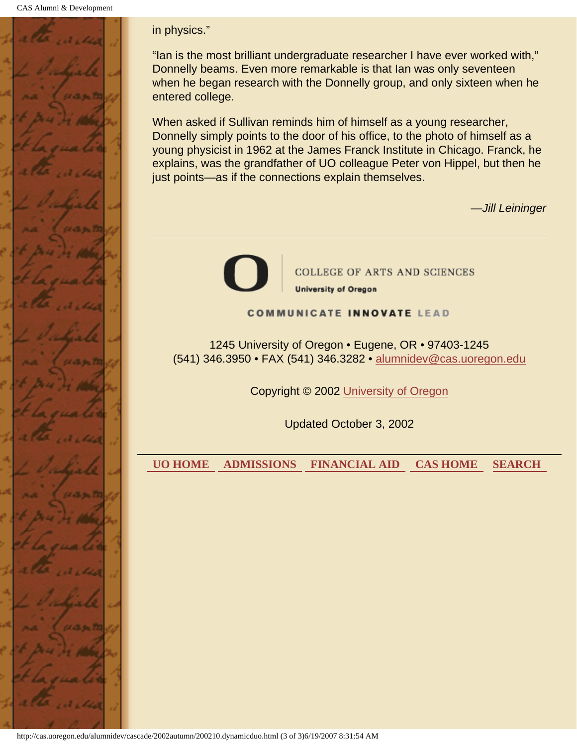in physics."

"Ian is the most brilliant undergraduate researcher I have ever worked with," Donnelly beams. Even more remarkable is that Ian was only seventeen when he began research with the Donnelly group, and only sixteen when he entered college.

When asked if Sullivan reminds him of himself as a young researcher, Donnelly simply points to the door of his office, to the photo of himself as a young physicist in 1962 at the James Franck Institute in Chicago. Franck, he explains, was the grandfather of UO colleague Peter von Hippel, but then he just points—as if the connections explain themselves.

*—Jill Leininger*

---

COLLEGE OF ARTS AND SCIENCES
**University of Oregon**

COMMUNICATE **INNOVATE** LEAD

1245 University of Oregon • Eugene, OR • 97403-1245
(541) 346.3950 • FAX (541) 346.3282 • alumnidev@cas.uoregon.edu

Copyright © 2002 University of Oregon

Updated October 3, 2002

---

**UO HOME** **ADMISSIONS** **FINANCIAL AID** **CAS HOME** **SEARCH**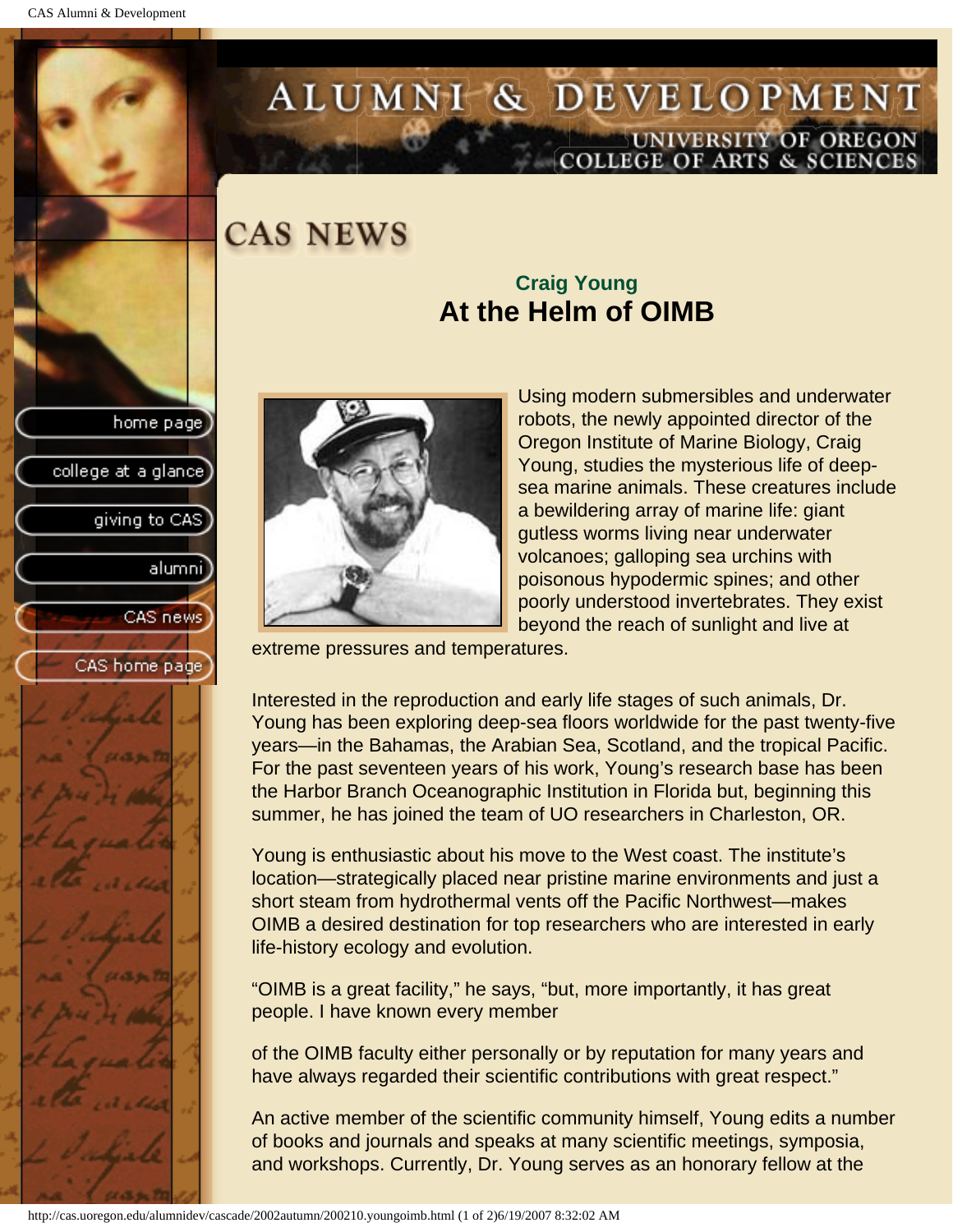# CAS NEWS

## Craig Young
## At the Helm of OIMB

Using modern submersibles and underwater robots, the newly appointed director of the Oregon Institute of Marine Biology, Craig Young, studies the mysterious life of deep-sea marine animals. These creatures include a bewildering array of marine life: giant gutless worms living near underwater volcanoes; galloping sea urchins with poisonous hypodermic spines; and other poorly understood invertebrates. They exist beyond the reach of sunlight and live at extreme pressures and temperatures.

Interested in the reproduction and early life stages of such animals, Dr. Young has been exploring deep-sea floors worldwide for the past twenty-five years—in the Bahamas, the Arabian Sea, Scotland, and the tropical Pacific. For the past seventeen years of his work, Young's research base has been the Harbor Branch Oceanographic Institution in Florida but, beginning this summer, he has joined the team of UO researchers in Charleston, OR.

Young is enthusiastic about his move to the West coast. The institute's location—strategically placed near pristine marine environments and just a short steam from hydrothermal vents off the Pacific Northwest—makes OIMB a desired destination for top researchers who are interested in early life-history ecology and evolution.

"OIMB is a great facility," he says, "but, more importantly, it has great people. I have known every member of the OIMB faculty either personally or by reputation for many years and have always regarded their scientific contributions with great respect."

An active member of the scientific community himself, Young edits a number of books and journals and speaks at many scientific meetings, symposia, and workshops. Currently, Dr. Young serves as an honorary fellow at the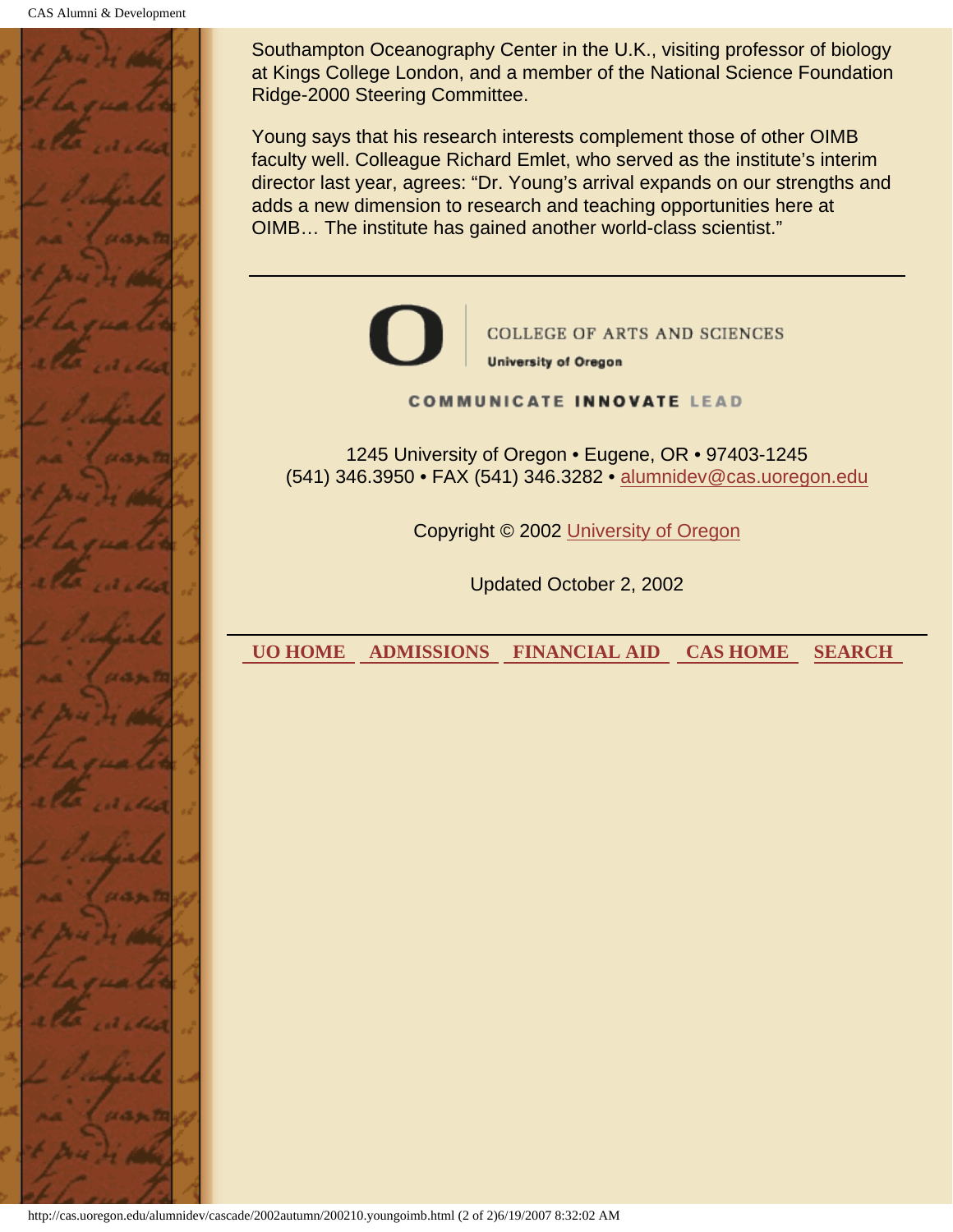Southampton Oceanography Center in the U.K., visiting professor of biology at Kings College London, and a member of the National Science Foundation Ridge-2000 Steering Committee.

Young says that his research interests complement those of other OIMB faculty well. Colleague Richard Emlet, who served as the institute's interim director last year, agrees: "Dr. Young's arrival expands on our strengths and adds a new dimension to research and teaching opportunities here at OIMB… The institute has gained another world-class scientist."

---

COLLEGE OF ARTS AND SCIENCES
University of Oregon

COMMUNICATE INNOVATE LEAD

1245 University of Oregon • Eugene, OR • 97403-1245
(541) 346.3950 • FAX (541) 346.3282 • alumnidev@cas.uoregon.edu

Copyright © 2002 University of Oregon

Updated October 2, 2002

---

UO HOME | ADMISSIONS | FINANCIAL AID | CAS HOME | SEARCH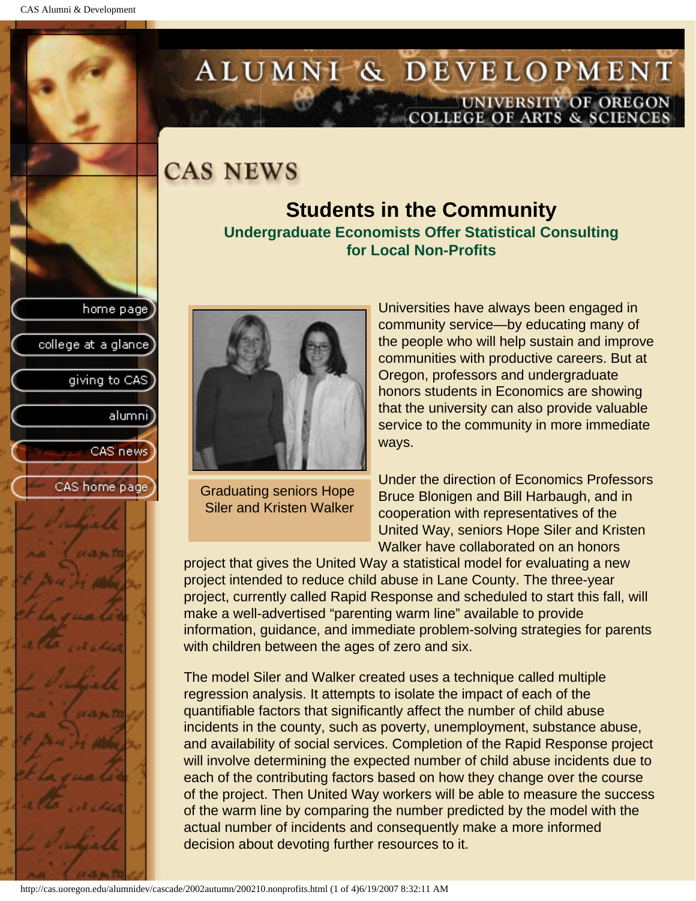# CAS NEWS

## Students in the Community

### Undergraduate Economists Offer Statistical Consulting for Local Non-Profits

Graduating seniors Hope Siler and Kristen Walker

Universities have always been engaged in community service—by educating many of the people who will help sustain and improve communities with productive careers. But at Oregon, professors and undergraduate honors students in Economics are showing that the university can also provide valuable service to the community in more immediate ways.

Under the direction of Economics Professors Bruce Blonigen and Bill Harbaugh, and in cooperation with representatives of the United Way, seniors Hope Siler and Kristen Walker have collaborated on an honors project that gives the United Way a statistical model for evaluating a new project intended to reduce child abuse in Lane County. The three-year project, currently called Rapid Response and scheduled to start this fall, will make a well-advertised "parenting warm line" available to provide information, guidance, and immediate problem-solving strategies for parents with children between the ages of zero and six.

The model Siler and Walker created uses a technique called multiple regression analysis. It attempts to isolate the impact of each of the quantifiable factors that significantly affect the number of child abuse incidents in the county, such as poverty, unemployment, substance abuse, and availability of social services. Completion of the Rapid Response project will involve determining the expected number of child abuse incidents due to each of the contributing factors based on how they change over the course of the project. Then United Way workers will be able to measure the success of the warm line by comparing the number predicted by the model with the actual number of incidents and consequently make a more informed decision about devoting further resources to it.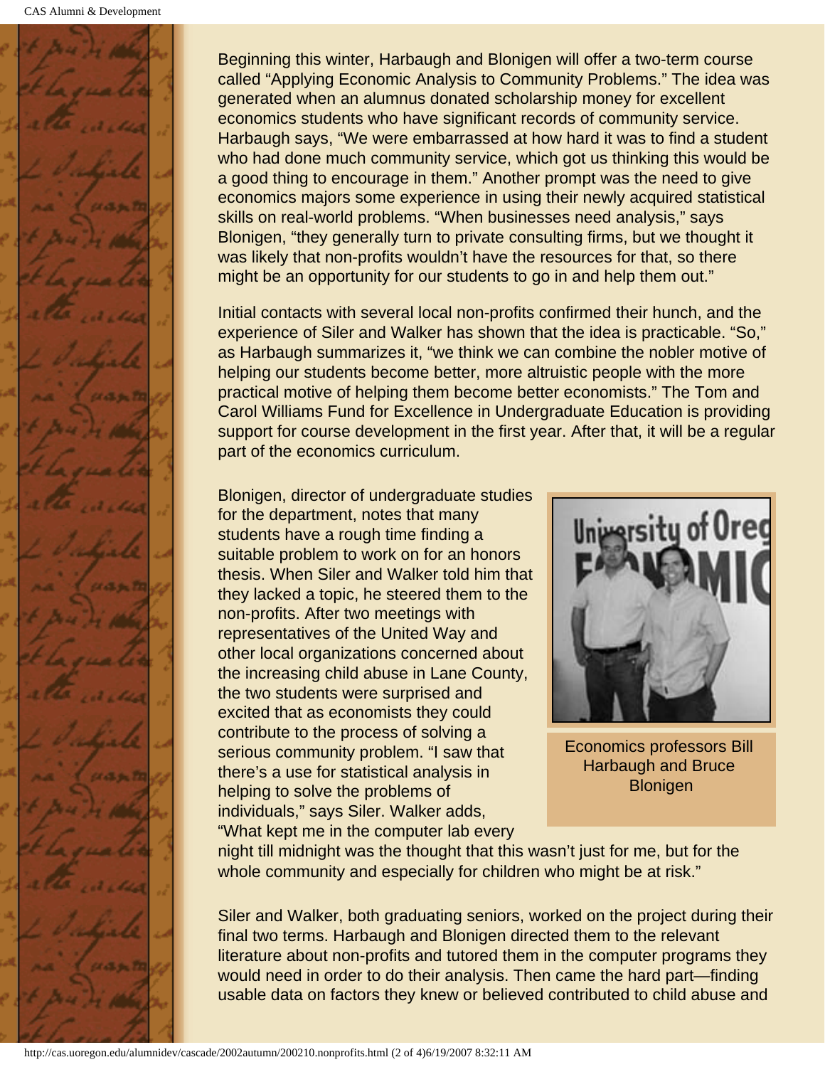Beginning this winter, Harbaugh and Blonigen will offer a two-term course called "Applying Economic Analysis to Community Problems." The idea was generated when an alumnus donated scholarship money for excellent economics students who have significant records of community service. Harbaugh says, "We were embarrassed at how hard it was to find a student who had done much community service, which got us thinking this would be a good thing to encourage in them." Another prompt was the need to give economics majors some experience in using their newly acquired statistical skills on real-world problems. "When businesses need analysis," says Blonigen, "they generally turn to private consulting firms, but we thought it was likely that non-profits wouldn't have the resources for that, so there might be an opportunity for our students to go in and help them out."

Initial contacts with several local non-profits confirmed their hunch, and the experience of Siler and Walker has shown that the idea is practicable. "So," as Harbaugh summarizes it, "we think we can combine the nobler motive of helping our students become better, more altruistic people with the more practical motive of helping them become better economists." The Tom and Carol Williams Fund for Excellence in Undergraduate Education is providing support for course development in the first year. After that, it will be a regular part of the economics curriculum.

Blonigen, director of undergraduate studies for the department, notes that many students have a rough time finding a suitable problem to work on for an honors thesis. When Siler and Walker told him that they lacked a topic, he steered them to the non-profits. After two meetings with representatives of the United Way and other local organizations concerned about the increasing child abuse in Lane County, the two students were surprised and excited that as economists they could contribute to the process of solving a serious community problem. "I saw that there's a use for statistical analysis in helping to solve the problems of individuals," says Siler. Walker adds, "What kept me in the computer lab every night till midnight was the thought that this wasn't just for me, but for the whole community and especially for children who might be at risk."

Economics professors Bill Harbaugh and Bruce Blonigen

Siler and Walker, both graduating seniors, worked on the project during their final two terms. Harbaugh and Blonigen directed them to the relevant literature about non-profits and tutored them in the computer programs they would need in order to do their analysis. Then came the hard part—finding usable data on factors they knew or believed contributed to child abuse and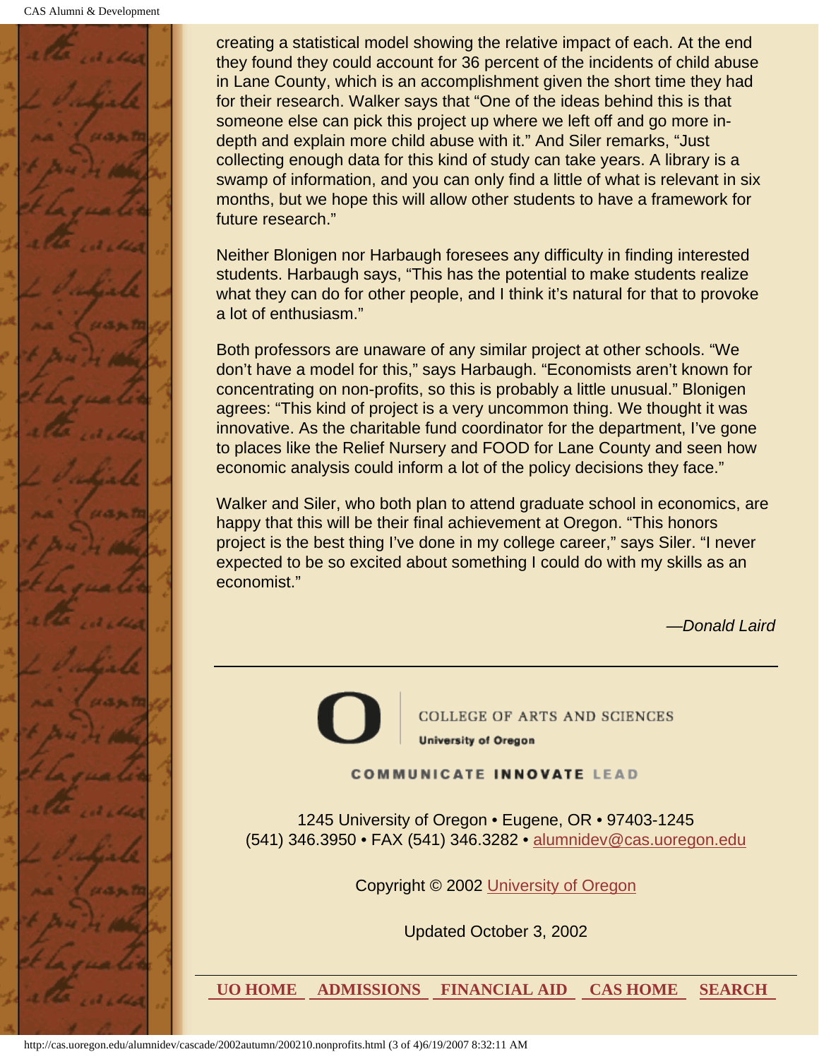creating a statistical model showing the relative impact of each. At the end they found they could account for 36 percent of the incidents of child abuse in Lane County, which is an accomplishment given the short time they had for their research. Walker says that "One of the ideas behind this is that someone else can pick this project up where we left off and go more in-depth and explain more child abuse with it." And Siler remarks, "Just collecting enough data for this kind of study can take years. A library is a swamp of information, and you can only find a little of what is relevant in six months, but we hope this will allow other students to have a framework for future research."

Neither Blonigen nor Harbaugh foresees any difficulty in finding interested students. Harbaugh says, "This has the potential to make students realize what they can do for other people, and I think it's natural for that to provoke a lot of enthusiasm."

Both professors are unaware of any similar project at other schools. "We don't have a model for this," says Harbaugh. "Economists aren't known for concentrating on non-profits, so this is probably a little unusual." Blonigen agrees: "This kind of project is a very uncommon thing. We thought it was innovative. As the charitable fund coordinator for the department, I've gone to places like the Relief Nursery and FOOD for Lane County and seen how economic analysis could inform a lot of the policy decisions they face."

Walker and Siler, who both plan to attend graduate school in economics, are happy that this will be their final achievement at Oregon. "This honors project is the best thing I've done in my college career," says Siler. "I never expected to be so excited about something I could do with my skills as an economist."

*—Donald Laird*

---

COLLEGE OF ARTS AND SCIENCES
**University of Oregon**

COMMUNICATE **INNOVATE** LEAD

1245 University of Oregon • Eugene, OR • 97403-1245
(541) 346.3950 • FAX (541) 346.3282 • alumnidev@cas.uoregon.edu

Copyright © 2002 University of Oregon

Updated October 3, 2002

**UO HOME** **ADMISSIONS** **FINANCIAL AID** **CAS HOME** **SEARCH**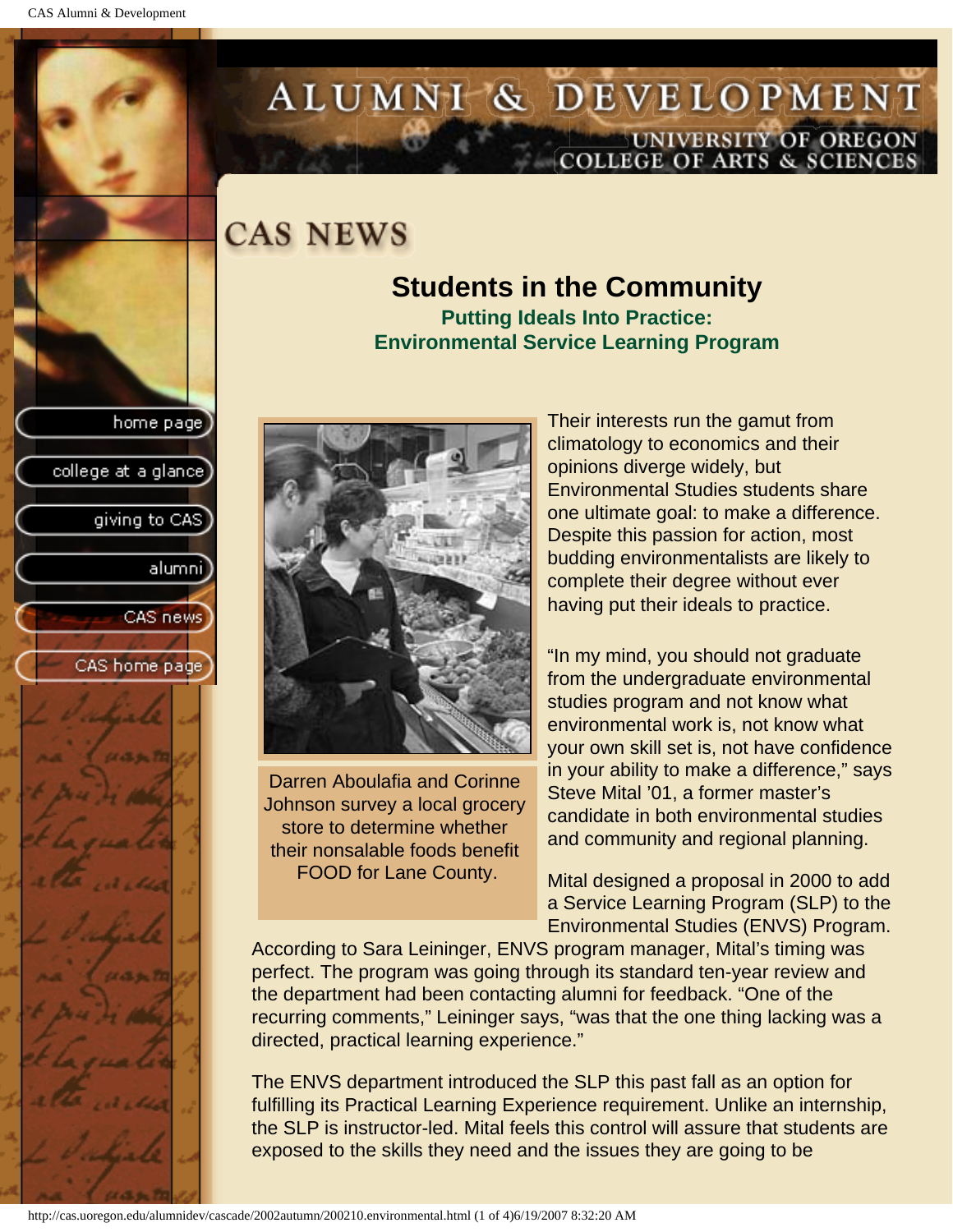# CAS NEWS

## Students in the Community

### Putting Ideals Into Practice: Environmental Service Learning Program

Darren Aboulafia and Corinne Johnson survey a local grocery store to determine whether their nonsalable foods benefit FOOD for Lane County.

Their interests run the gamut from climatology to economics and their opinions diverge widely, but Environmental Studies students share one ultimate goal: to make a difference. Despite this passion for action, most budding environmentalists are likely to complete their degree without ever having put their ideals to practice.

"In my mind, you should not graduate from the undergraduate environmental studies program and not know what environmental work is, not know what your own skill set is, not have confidence in your ability to make a difference," says Steve Mital '01, a former master's candidate in both environmental studies and community and regional planning.

Mital designed a proposal in 2000 to add a Service Learning Program (SLP) to the Environmental Studies (ENVS) Program. According to Sara Leininger, ENVS program manager, Mital's timing was perfect. The program was going through its standard ten-year review and the department had been contacting alumni for feedback. "One of the recurring comments," Leininger says, "was that the one thing lacking was a directed, practical learning experience."

The ENVS department introduced the SLP this past fall as an option for fulfilling its Practical Learning Experience requirement. Unlike an internship, the SLP is instructor-led. Mital feels this control will assure that students are exposed to the skills they need and the issues they are going to be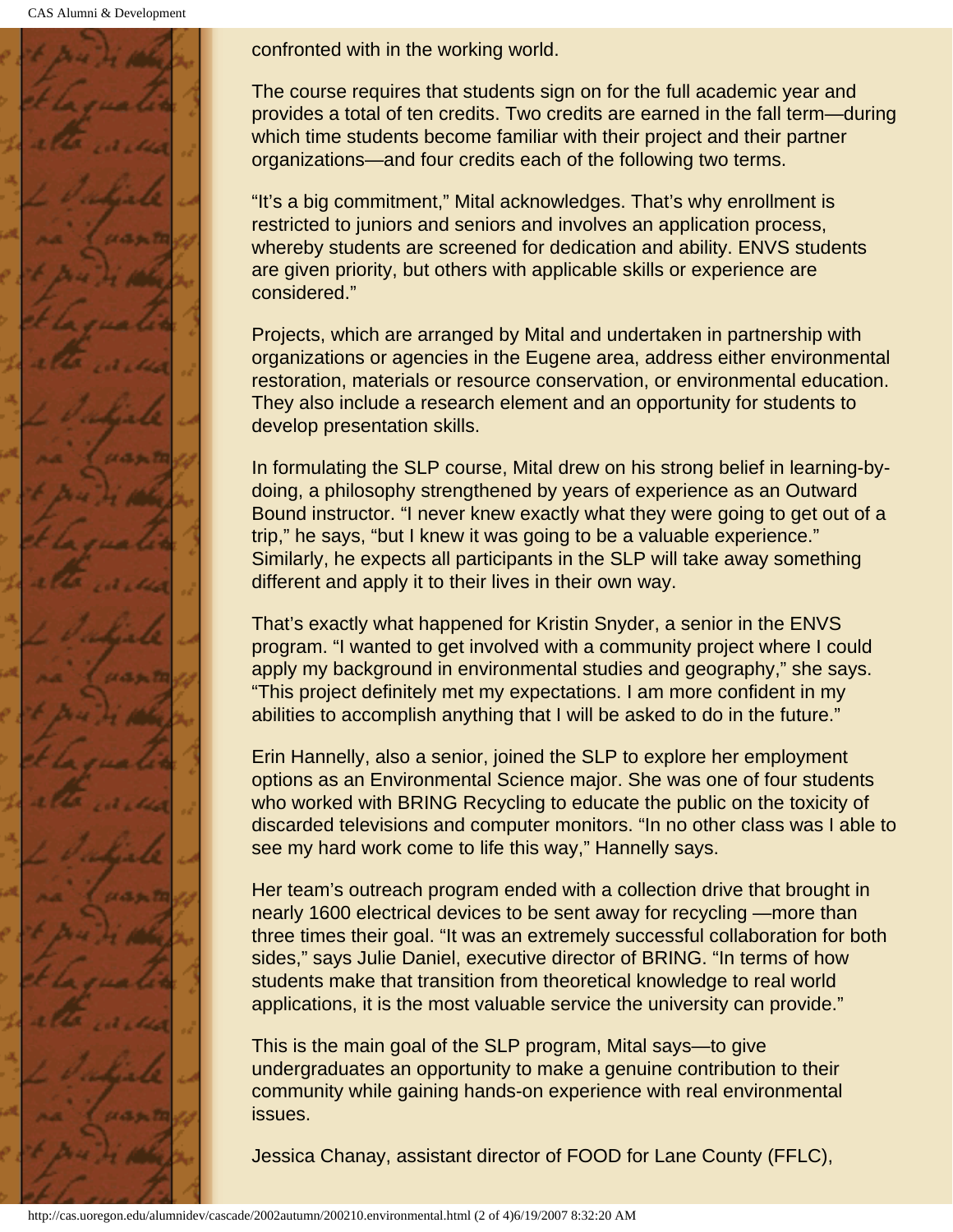confronted with in the working world.

The course requires that students sign on for the full academic year and provides a total of ten credits. Two credits are earned in the fall term—during which time students become familiar with their project and their partner organizations—and four credits each of the following two terms.

“It’s a big commitment,” Mital acknowledges. That’s why enrollment is restricted to juniors and seniors and involves an application process, whereby students are screened for dedication and ability. ENVS students are given priority, but others with applicable skills or experience are considered.”

Projects, which are arranged by Mital and undertaken in partnership with organizations or agencies in the Eugene area, address either environmental restoration, materials or resource conservation, or environmental education. They also include a research element and an opportunity for students to develop presentation skills.

In formulating the SLP course, Mital drew on his strong belief in learning-by-doing, a philosophy strengthened by years of experience as an Outward Bound instructor. “I never knew exactly what they were going to get out of a trip,” he says, “but I knew it was going to be a valuable experience.” Similarly, he expects all participants in the SLP will take away something different and apply it to their lives in their own way.

That’s exactly what happened for Kristin Snyder, a senior in the ENVS program. “I wanted to get involved with a community project where I could apply my background in environmental studies and geography,” she says. “This project definitely met my expectations. I am more confident in my abilities to accomplish anything that I will be asked to do in the future.”

Erin Hannelly, also a senior, joined the SLP to explore her employment options as an Environmental Science major. She was one of four students who worked with BRING Recycling to educate the public on the toxicity of discarded televisions and computer monitors. “In no other class was I able to see my hard work come to life this way,” Hannelly says.

Her team’s outreach program ended with a collection drive that brought in nearly 1600 electrical devices to be sent away for recycling —more than three times their goal. “It was an extremely successful collaboration for both sides,” says Julie Daniel, executive director of BRING. “In terms of how students make that transition from theoretical knowledge to real world applications, it is the most valuable service the university can provide.”

This is the main goal of the SLP program, Mital says—to give undergraduates an opportunity to make a genuine contribution to their community while gaining hands-on experience with real environmental issues.

Jessica Chanay, assistant director of FOOD for Lane County (FFLC),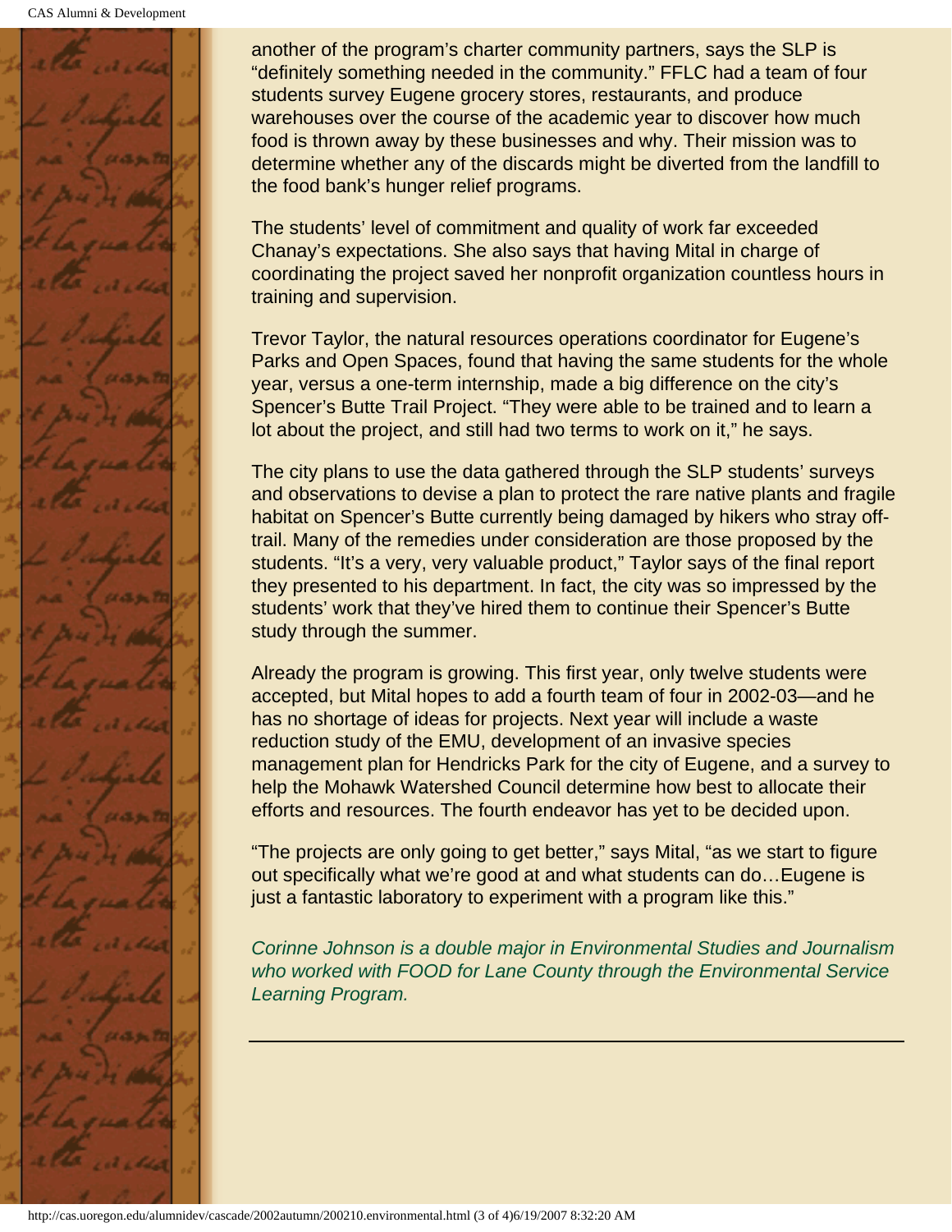another of the program's charter community partners, says the SLP is "definitely something needed in the community." FFLC had a team of four students survey Eugene grocery stores, restaurants, and produce warehouses over the course of the academic year to discover how much food is thrown away by these businesses and why. Their mission was to determine whether any of the discards might be diverted from the landfill to the food bank's hunger relief programs.

The students' level of commitment and quality of work far exceeded Chanay's expectations. She also says that having Mital in charge of coordinating the project saved her nonprofit organization countless hours in training and supervision.

Trevor Taylor, the natural resources operations coordinator for Eugene's Parks and Open Spaces, found that having the same students for the whole year, versus a one-term internship, made a big difference on the city's Spencer's Butte Trail Project. "They were able to be trained and to learn a lot about the project, and still had two terms to work on it," he says.

The city plans to use the data gathered through the SLP students' surveys and observations to devise a plan to protect the rare native plants and fragile habitat on Spencer's Butte currently being damaged by hikers who stray off-trail. Many of the remedies under consideration are those proposed by the students. "It's a very, very valuable product," Taylor says of the final report they presented to his department. In fact, the city was so impressed by the students' work that they've hired them to continue their Spencer's Butte study through the summer.

Already the program is growing. This first year, only twelve students were accepted, but Mital hopes to add a fourth team of four in 2002-03—and he has no shortage of ideas for projects. Next year will include a waste reduction study of the EMU, development of an invasive species management plan for Hendricks Park for the city of Eugene, and a survey to help the Mohawk Watershed Council determine how best to allocate their efforts and resources. The fourth endeavor has yet to be decided upon.

"The projects are only going to get better," says Mital, "as we start to figure out specifically what we're good at and what students can do…Eugene is just a fantastic laboratory to experiment with a program like this."

*Corinne Johnson is a double major in Environmental Studies and Journalism who worked with FOOD for Lane County through the Environmental Service Learning Program.*

---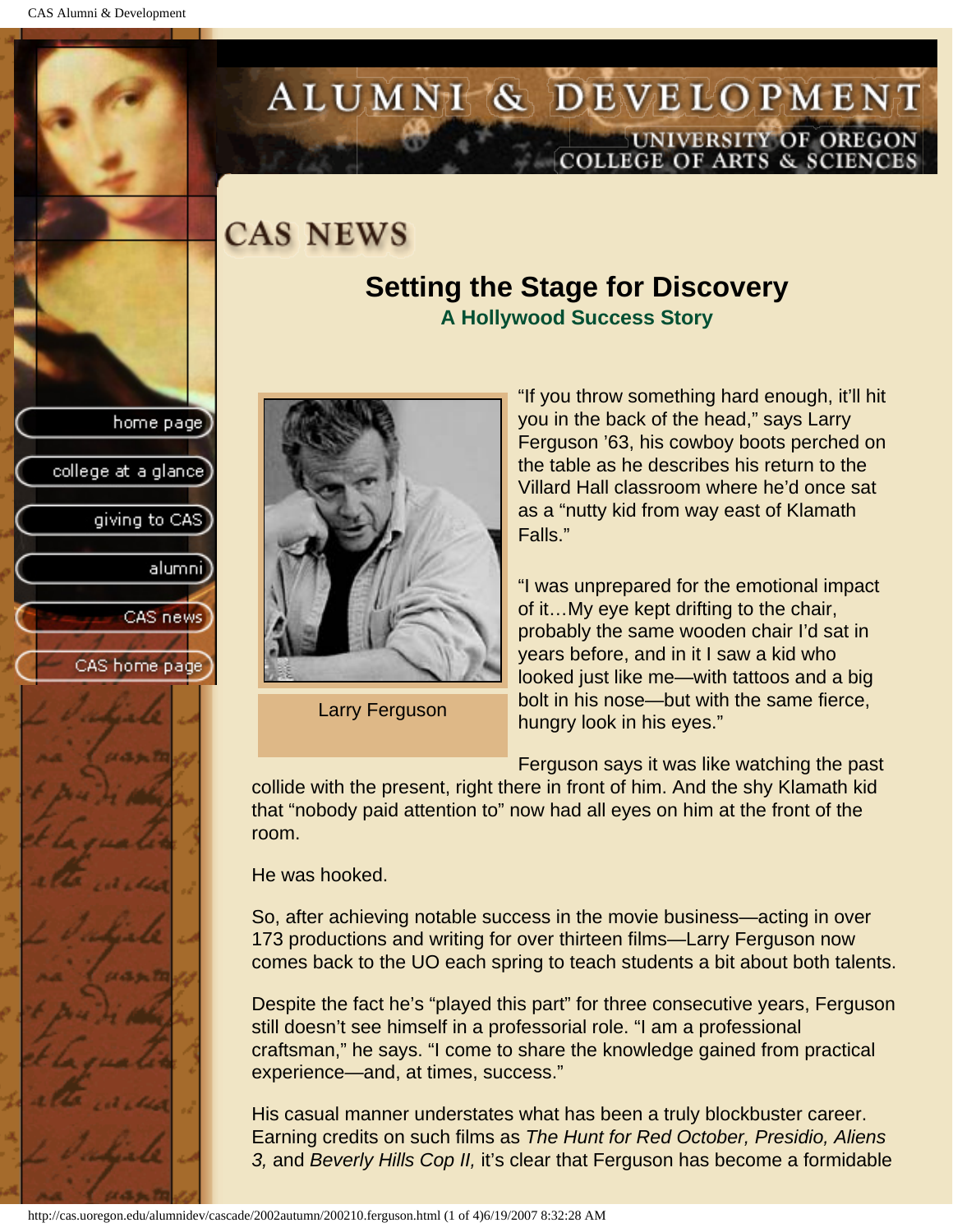# CAS NEWS

## Setting the Stage for Discovery

### A Hollywood Success Story

Larry Ferguson

"If you throw something hard enough, it'll hit you in the back of the head," says Larry Ferguson '63, his cowboy boots perched on the table as he describes his return to the Villard Hall classroom where he'd once sat as a "nutty kid from way east of Klamath Falls."

"I was unprepared for the emotional impact of it…My eye kept drifting to the chair, probably the same wooden chair I'd sat in years before, and in it I saw a kid who looked just like me—with tattoos and a big bolt in his nose—but with the same fierce, hungry look in his eyes."

Ferguson says it was like watching the past collide with the present, right there in front of him. And the shy Klamath kid that "nobody paid attention to" now had all eyes on him at the front of the room.

He was hooked.

So, after achieving notable success in the movie business—acting in over 173 productions and writing for over thirteen films—Larry Ferguson now comes back to the UO each spring to teach students a bit about both talents.

Despite the fact he's "played this part" for three consecutive years, Ferguson still doesn't see himself in a professorial role. "I am a professional craftsman," he says. "I come to share the knowledge gained from practical experience—and, at times, success."

His casual manner understates what has been a truly blockbuster career. Earning credits on such films as *The Hunt for Red October, Presidio, Aliens 3,* and *Beverly Hills Cop II,* it's clear that Ferguson has become a formidable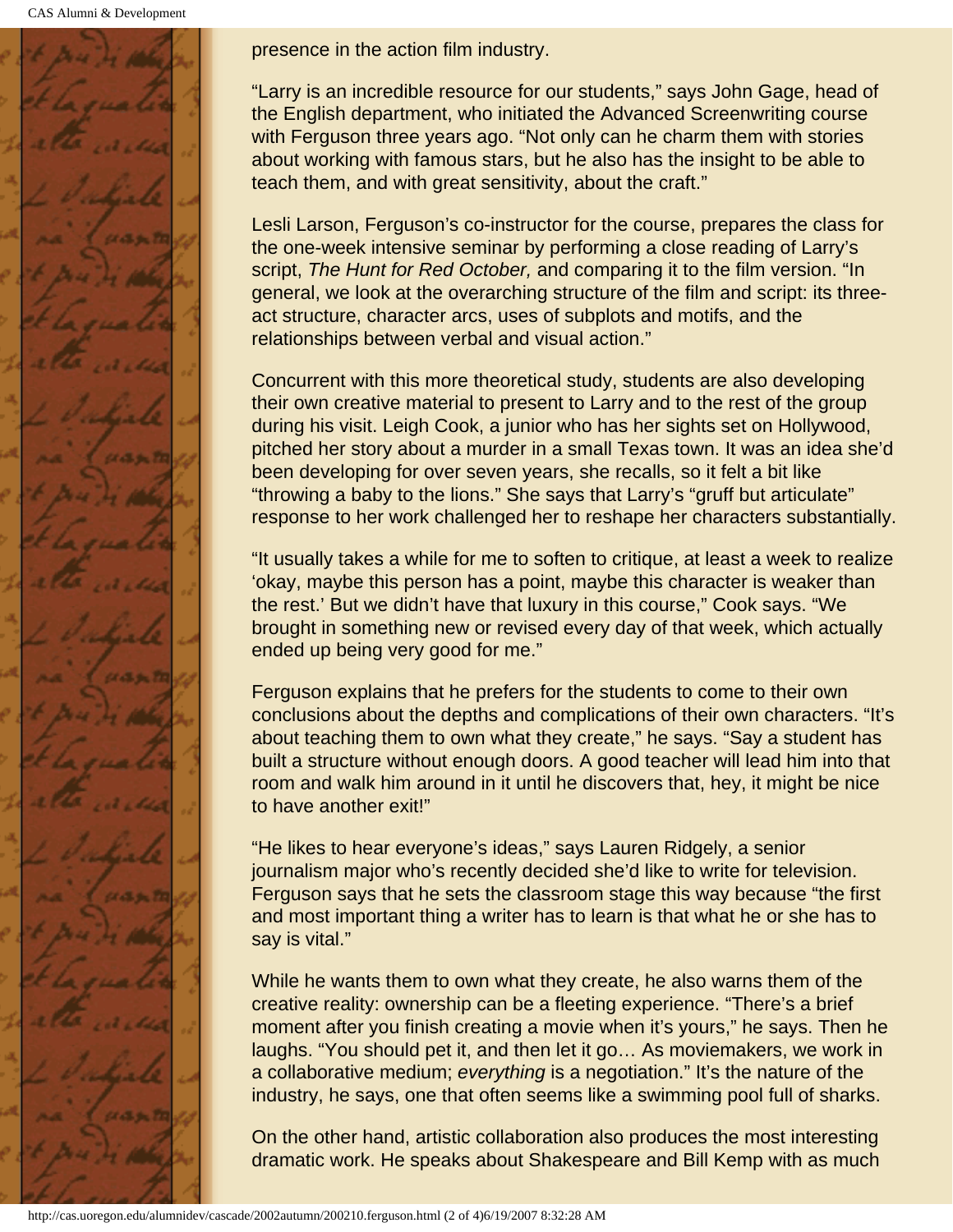presence in the action film industry.

"Larry is an incredible resource for our students," says John Gage, head of the English department, who initiated the Advanced Screenwriting course with Ferguson three years ago. "Not only can he charm them with stories about working with famous stars, but he also has the insight to be able to teach them, and with great sensitivity, about the craft."

Lesli Larson, Ferguson's co-instructor for the course, prepares the class for the one-week intensive seminar by performing a close reading of Larry's script, *The Hunt for Red October,* and comparing it to the film version. "In general, we look at the overarching structure of the film and script: its three-act structure, character arcs, uses of subplots and motifs, and the relationships between verbal and visual action."

Concurrent with this more theoretical study, students are also developing their own creative material to present to Larry and to the rest of the group during his visit. Leigh Cook, a junior who has her sights set on Hollywood, pitched her story about a murder in a small Texas town. It was an idea she'd been developing for over seven years, she recalls, so it felt a bit like "throwing a baby to the lions." She says that Larry's "gruff but articulate" response to her work challenged her to reshape her characters substantially.

"It usually takes a while for me to soften to critique, at least a week to realize 'okay, maybe this person has a point, maybe this character is weaker than the rest.' But we didn't have that luxury in this course," Cook says. "We brought in something new or revised every day of that week, which actually ended up being very good for me."

Ferguson explains that he prefers for the students to come to their own conclusions about the depths and complications of their own characters. "It's about teaching them to own what they create," he says. "Say a student has built a structure without enough doors. A good teacher will lead him into that room and walk him around in it until he discovers that, hey, it might be nice to have another exit!"

"He likes to hear everyone's ideas," says Lauren Ridgely, a senior journalism major who's recently decided she'd like to write for television. Ferguson says that he sets the classroom stage this way because "the first and most important thing a writer has to learn is that what he or she has to say is vital."

While he wants them to own what they create, he also warns them of the creative reality: ownership can be a fleeting experience. "There's a brief moment after you finish creating a movie when it's yours," he says. Then he laughs. "You should pet it, and then let it go… As moviemakers, we work in a collaborative medium; *everything* is a negotiation." It's the nature of the industry, he says, one that often seems like a swimming pool full of sharks.

On the other hand, artistic collaboration also produces the most interesting dramatic work. He speaks about Shakespeare and Bill Kemp with as much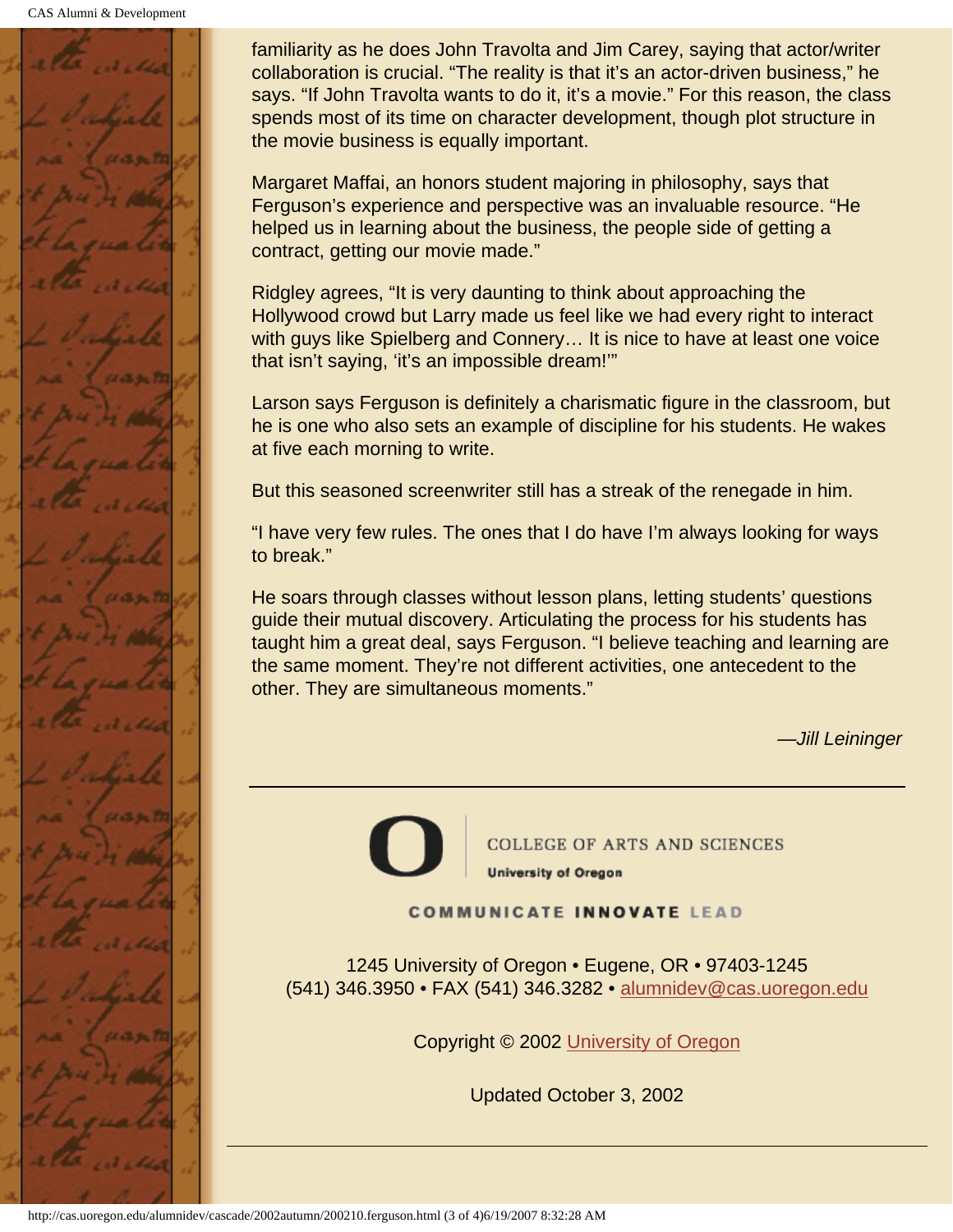familiarity as he does John Travolta and Jim Carey, saying that actor/writer collaboration is crucial. “The reality is that it’s an actor-driven business,” he says. “If John Travolta wants to do it, it’s a movie.” For this reason, the class spends most of its time on character development, though plot structure in the movie business is equally important.

Margaret Maffai, an honors student majoring in philosophy, says that Ferguson’s experience and perspective was an invaluable resource. “He helped us in learning about the business, the people side of getting a contract, getting our movie made.”

Ridgley agrees, “It is very daunting to think about approaching the Hollywood crowd but Larry made us feel like we had every right to interact with guys like Spielberg and Connery… It is nice to have at least one voice that isn’t saying, ‘it’s an impossible dream!’”

Larson says Ferguson is definitely a charismatic figure in the classroom, but he is one who also sets an example of discipline for his students. He wakes at five each morning to write.

But this seasoned screenwriter still has a streak of the renegade in him.

“I have very few rules. The ones that I do have I’m always looking for ways to break.”

He soars through classes without lesson plans, letting students’ questions guide their mutual discovery. Articulating the process for his students has taught him a great deal, says Ferguson. “I believe teaching and learning are the same moment. They’re not different activities, one antecedent to the other. They are simultaneous moments.”

*—Jill Leininger*

---

COLLEGE OF ARTS AND SCIENCES
University of Oregon

COMMUNICATE INNOVATE LEAD

1245 University of Oregon • Eugene, OR • 97403-1245
(541) 346.3950 • FAX (541) 346.3282 • alumnidev@cas.uoregon.edu

Copyright © 2002 University of Oregon

Updated October 3, 2002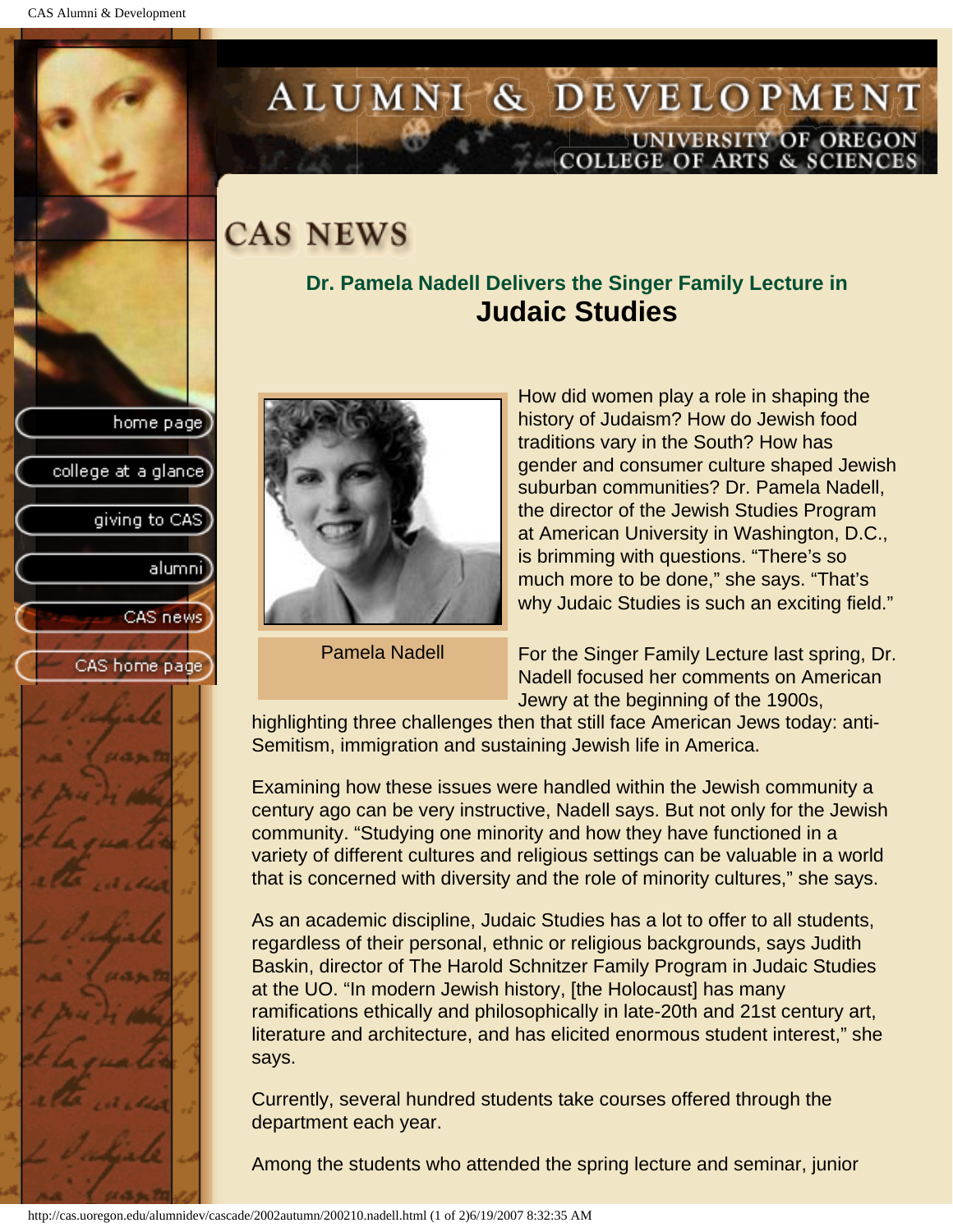# CAS NEWS

## Dr. Pamela Nadell Delivers the Singer Family Lecture in Judaic Studies

Pamela Nadell

How did women play a role in shaping the history of Judaism? How do Jewish food traditions vary in the South? How has gender and consumer culture shaped Jewish suburban communities? Dr. Pamela Nadell, the director of the Jewish Studies Program at American University in Washington, D.C., is brimming with questions. “There’s so much more to be done,” she says. “That’s why Judaic Studies is such an exciting field.”

For the Singer Family Lecture last spring, Dr. Nadell focused her comments on American Jewry at the beginning of the 1900s, highlighting three challenges then that still face American Jews today: anti-Semitism, immigration and sustaining Jewish life in America.

Examining how these issues were handled within the Jewish community a century ago can be very instructive, Nadell says. But not only for the Jewish community. “Studying one minority and how they have functioned in a variety of different cultures and religious settings can be valuable in a world that is concerned with diversity and the role of minority cultures,” she says.

As an academic discipline, Judaic Studies has a lot to offer to all students, regardless of their personal, ethnic or religious backgrounds, says Judith Baskin, director of The Harold Schnitzer Family Program in Judaic Studies at the UO. “In modern Jewish history, [the Holocaust] has many ramifications ethically and philosophically in late-20th and 21st century art, literature and architecture, and has elicited enormous student interest,” she says.

Currently, several hundred students take courses offered through the department each year.

Among the students who attended the spring lecture and seminar, junior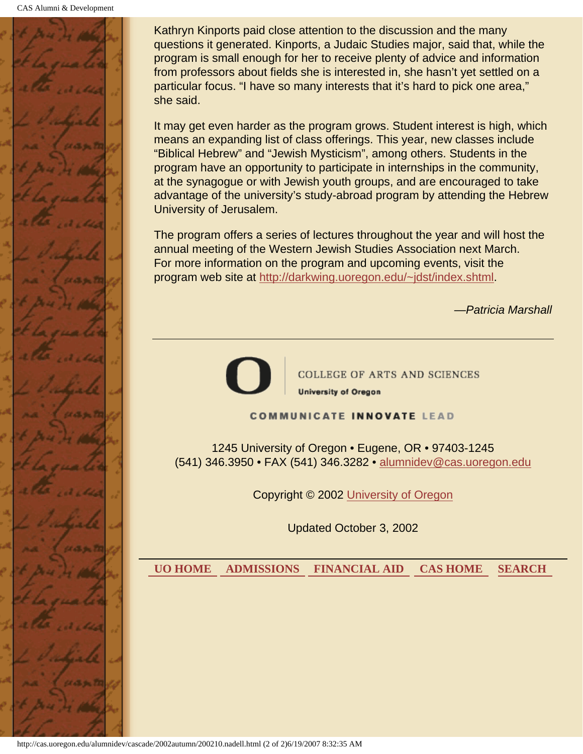Kathryn Kinports paid close attention to the discussion and the many questions it generated. Kinports, a Judaic Studies major, said that, while the program is small enough for her to receive plenty of advice and information from professors about fields she is interested in, she hasn't yet settled on a particular focus. "I have so many interests that it's hard to pick one area," she said.

It may get even harder as the program grows. Student interest is high, which means an expanding list of class offerings. This year, new classes include "Biblical Hebrew" and "Jewish Mysticism", among others. Students in the program have an opportunity to participate in internships in the community, at the synagogue or with Jewish youth groups, and are encouraged to take advantage of the university's study-abroad program by attending the Hebrew University of Jerusalem.

The program offers a series of lectures throughout the year and will host the annual meeting of the Western Jewish Studies Association next March. For more information on the program and upcoming events, visit the program web site at http://darkwing.uoregon.edu/~jdst/index.shtml.

*—Patricia Marshall*

---

COLLEGE OF ARTS AND SCIENCES

University of Oregon

COMMUNICATE INNOVATE LEAD

1245 University of Oregon • Eugene, OR • 97403-1245
(541) 346.3950 • FAX (541) 346.3282 • alumnidev@cas.uoregon.edu

Copyright © 2002 University of Oregon

Updated October 3, 2002

**UO HOME** **ADMISSIONS** **FINANCIAL AID** **CAS HOME** **SEARCH**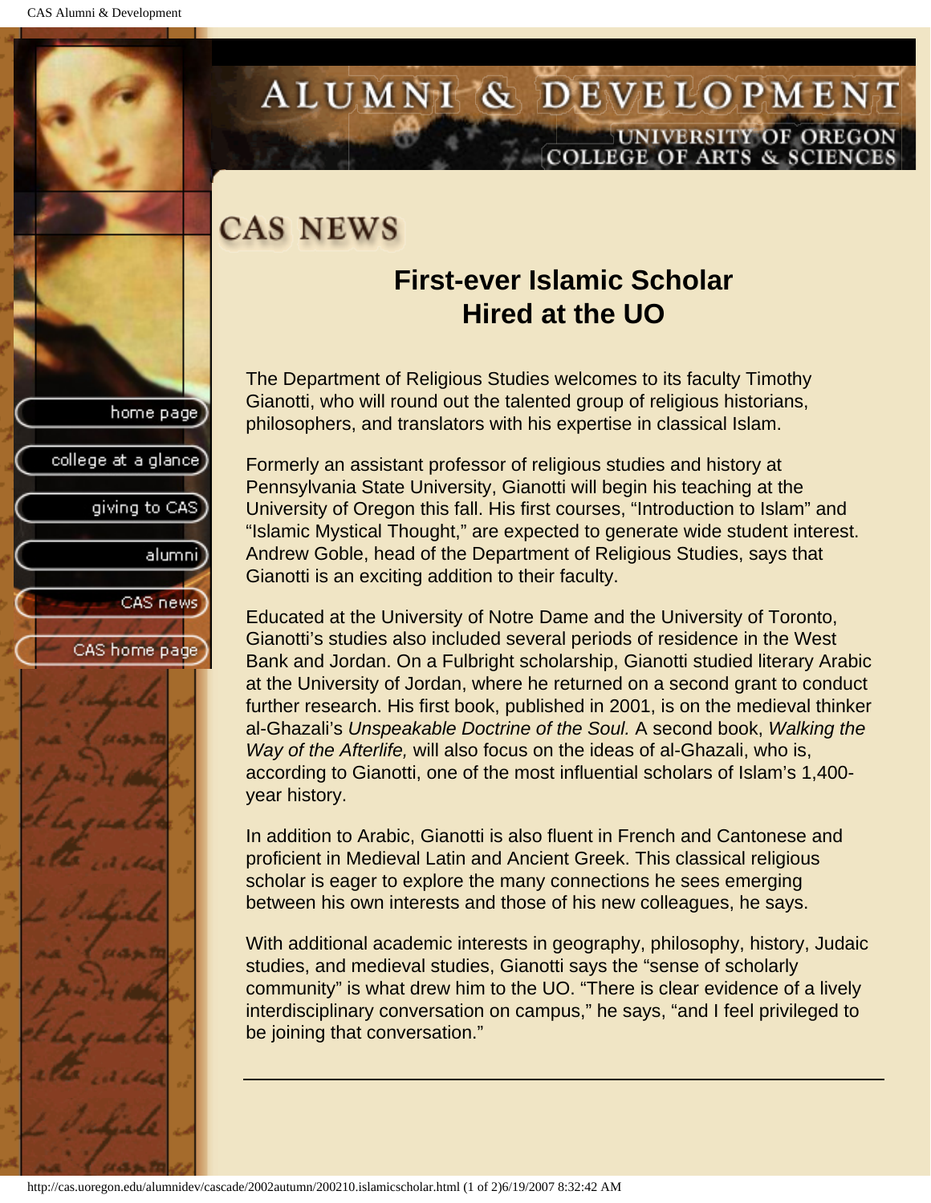# CAS NEWS

## First-ever Islamic Scholar Hired at the UO

The Department of Religious Studies welcomes to its faculty Timothy Gianotti, who will round out the talented group of religious historians, philosophers, and translators with his expertise in classical Islam.

Formerly an assistant professor of religious studies and history at Pennsylvania State University, Gianotti will begin his teaching at the University of Oregon this fall. His first courses, “Introduction to Islam” and “Islamic Mystical Thought,” are expected to generate wide student interest. Andrew Goble, head of the Department of Religious Studies, says that Gianotti is an exciting addition to their faculty.

Educated at the University of Notre Dame and the University of Toronto, Gianotti’s studies also included several periods of residence in the West Bank and Jordan. On a Fulbright scholarship, Gianotti studied literary Arabic at the University of Jordan, where he returned on a second grant to conduct further research. His first book, published in 2001, is on the medieval thinker al-Ghazali’s *Unspeakable Doctrine of the Soul.* A second book, *Walking the Way of the Afterlife,* will also focus on the ideas of al-Ghazali, who is, according to Gianotti, one of the most influential scholars of Islam’s 1,400-year history.

In addition to Arabic, Gianotti is also fluent in French and Cantonese and proficient in Medieval Latin and Ancient Greek. This classical religious scholar is eager to explore the many connections he sees emerging between his own interests and those of his new colleagues, he says.

With additional academic interests in geography, philosophy, history, Judaic studies, and medieval studies, Gianotti says the “sense of scholarly community” is what drew him to the UO. “There is clear evidence of a lively interdisciplinary conversation on campus,” he says, “and I feel privileged to be joining that conversation.”

---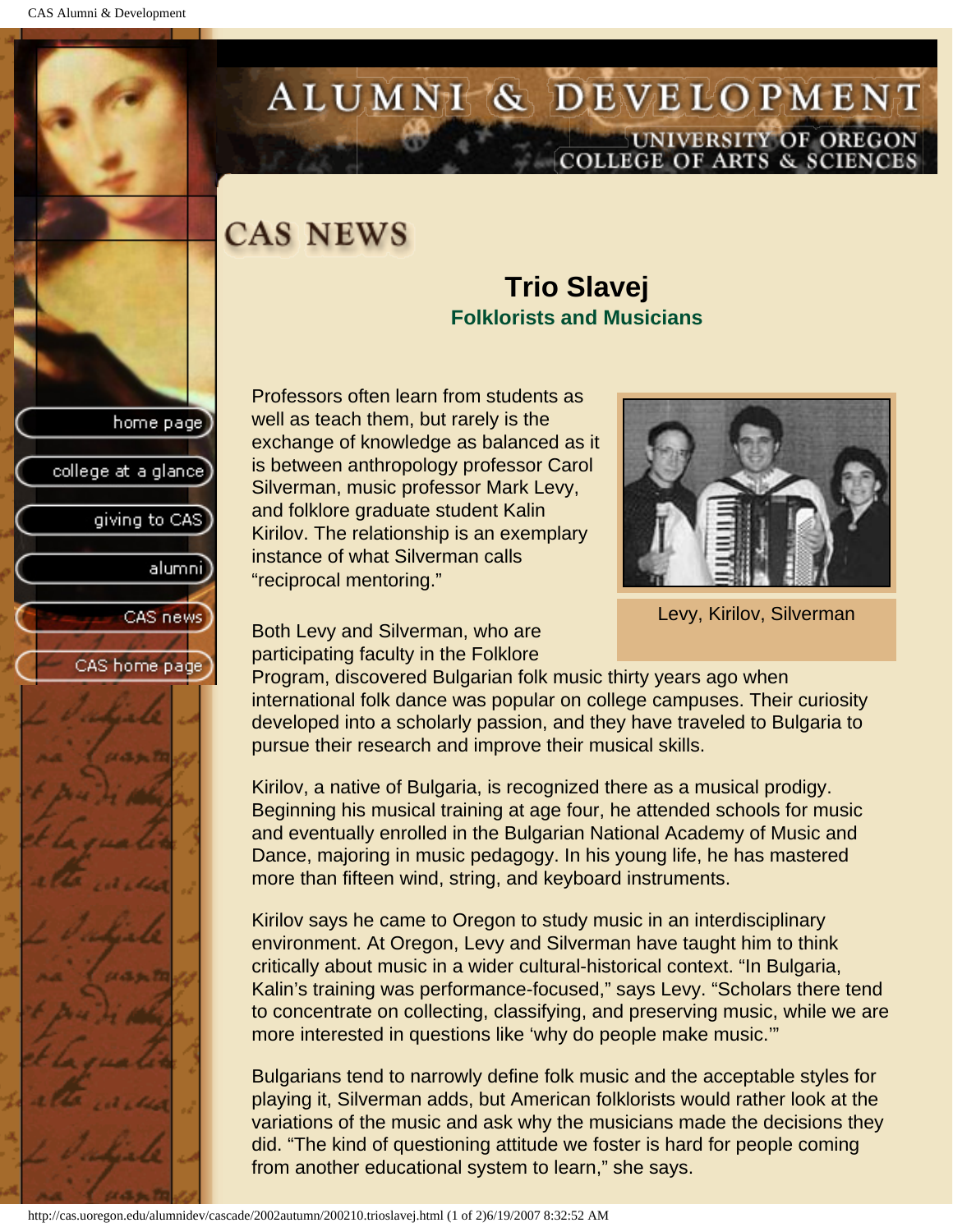# CAS NEWS

## Trio Slavej

### Folklorists and Musicians

Professors often learn from students as well as teach them, but rarely is the exchange of knowledge as balanced as it is between anthropology professor Carol Silverman, music professor Mark Levy, and folklore graduate student Kalin Kirilov. The relationship is an exemplary instance of what Silverman calls “reciprocal mentoring.”

Levy, Kirilov, Silverman

Both Levy and Silverman, who are participating faculty in the Folklore Program, discovered Bulgarian folk music thirty years ago when international folk dance was popular on college campuses. Their curiosity developed into a scholarly passion, and they have traveled to Bulgaria to pursue their research and improve their musical skills.

Kirilov, a native of Bulgaria, is recognized there as a musical prodigy. Beginning his musical training at age four, he attended schools for music and eventually enrolled in the Bulgarian National Academy of Music and Dance, majoring in music pedagogy. In his young life, he has mastered more than fifteen wind, string, and keyboard instruments.

Kirilov says he came to Oregon to study music in an interdisciplinary environment. At Oregon, Levy and Silverman have taught him to think critically about music in a wider cultural-historical context. “In Bulgaria, Kalin’s training was performance-focused,” says Levy. “Scholars there tend to concentrate on collecting, classifying, and preserving music, while we are more interested in questions like ‘why do people make music.’”

Bulgarians tend to narrowly define folk music and the acceptable styles for playing it, Silverman adds, but American folklorists would rather look at the variations of the music and ask why the musicians made the decisions they did. “The kind of questioning attitude we foster is hard for people coming from another educational system to learn,” she says.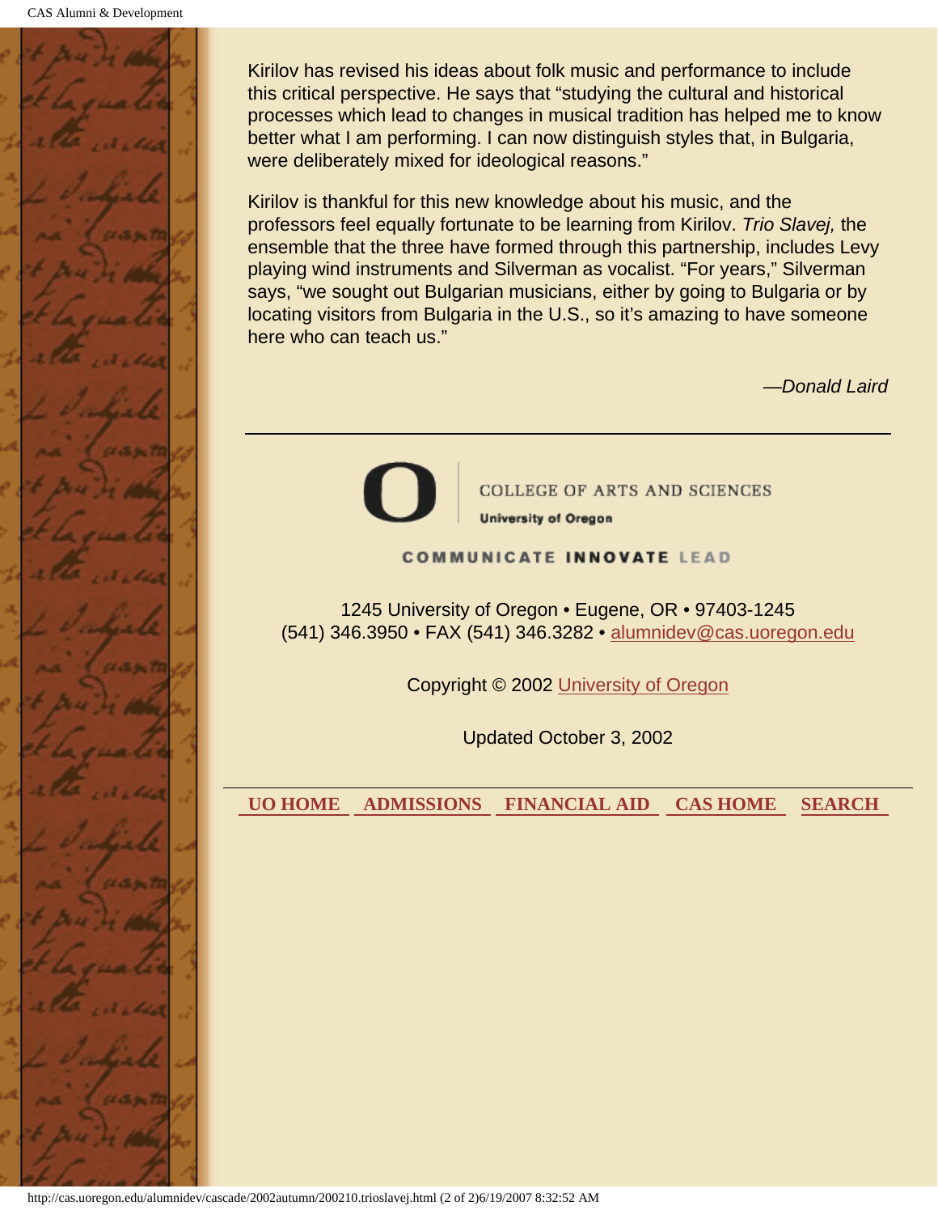Kirilov has revised his ideas about folk music and performance to include this critical perspective. He says that "studying the cultural and historical processes which lead to changes in musical tradition has helped me to know better what I am performing. I can now distinguish styles that, in Bulgaria, were deliberately mixed for ideological reasons."

Kirilov is thankful for this new knowledge about his music, and the professors feel equally fortunate to be learning from Kirilov. *Trio Slavej,* the ensemble that the three have formed through this partnership, includes Levy playing wind instruments and Silverman as vocalist. "For years," Silverman says, "we sought out Bulgarian musicians, either by going to Bulgaria or by locating visitors from Bulgaria in the U.S., so it's amazing to have someone here who can teach us."

*—Donald Laird*

---

COLLEGE OF ARTS AND SCIENCES
University of Oregon

COMMUNICATE INNOVATE LEAD

1245 University of Oregon • Eugene, OR • 97403-1245
(541) 346.3950 • FAX (541) 346.3282 • alumnidev@cas.uoregon.edu

Copyright © 2002 University of Oregon

Updated October 3, 2002

**UO HOME** **ADMISSIONS** **FINANCIAL AID** **CAS HOME** **SEARCH**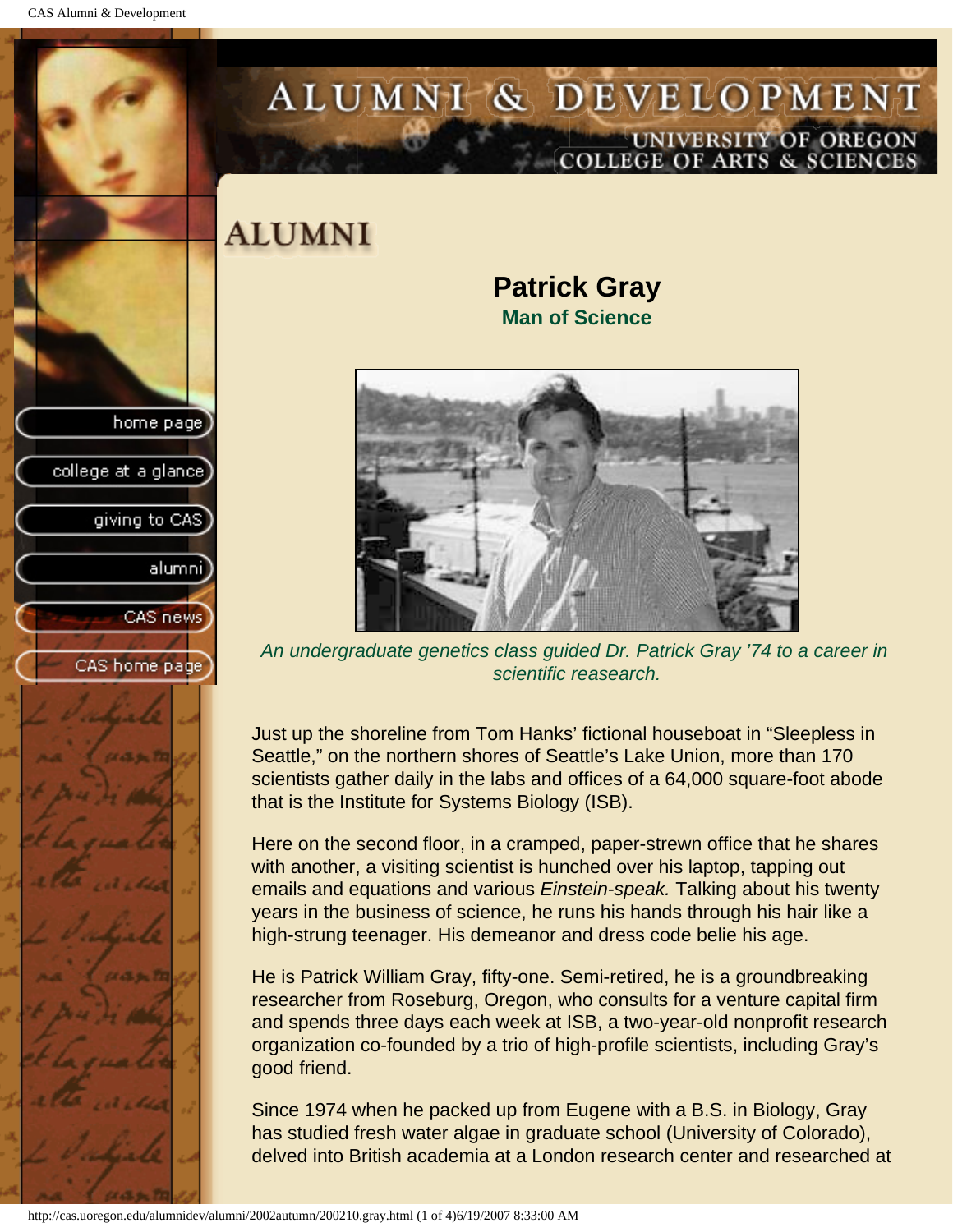# ALUMNI

## Patrick Gray

### Man of Science

*An undergraduate genetics class guided Dr. Patrick Gray '74 to a career in scientific reasearch.*

Just up the shoreline from Tom Hanks' fictional houseboat in "Sleepless in Seattle," on the northern shores of Seattle's Lake Union, more than 170 scientists gather daily in the labs and offices of a 64,000 square-foot abode that is the Institute for Systems Biology (ISB).

Here on the second floor, in a cramped, paper-strewn office that he shares with another, a visiting scientist is hunched over his laptop, tapping out emails and equations and various *Einstein-speak.* Talking about his twenty years in the business of science, he runs his hands through his hair like a high-strung teenager. His demeanor and dress code belie his age.

He is Patrick William Gray, fifty-one. Semi-retired, he is a groundbreaking researcher from Roseburg, Oregon, who consults for a venture capital firm and spends three days each week at ISB, a two-year-old nonprofit research organization co-founded by a trio of high-profile scientists, including Gray's good friend.

Since 1974 when he packed up from Eugene with a B.S. in Biology, Gray has studied fresh water algae in graduate school (University of Colorado), delved into British academia at a London research center and researched at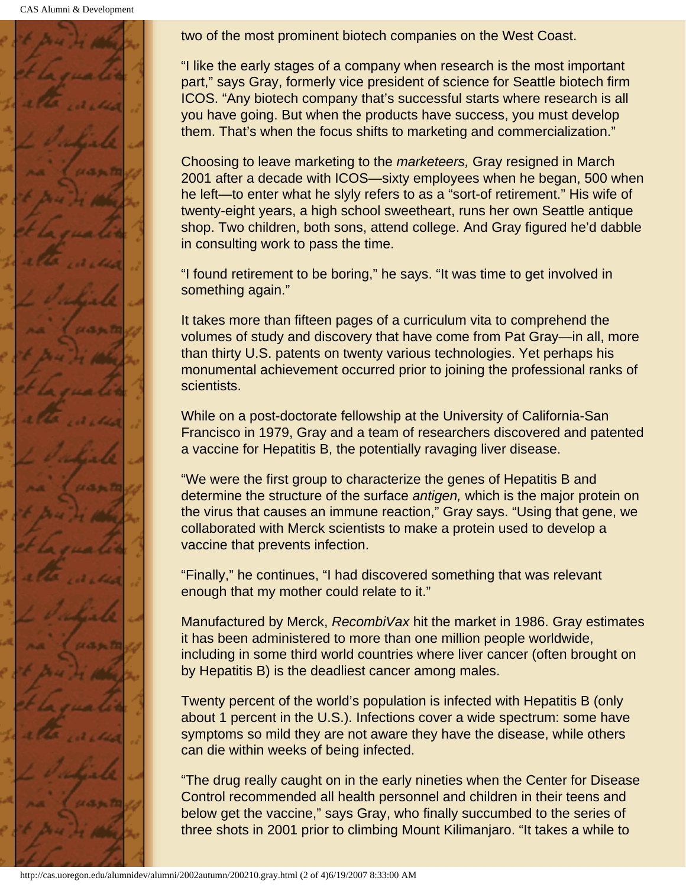two of the most prominent biotech companies on the West Coast.

“I like the early stages of a company when research is the most important part,” says Gray, formerly vice president of science for Seattle biotech firm ICOS. “Any biotech company that’s successful starts where research is all you have going. But when the products have success, you must develop them. That’s when the focus shifts to marketing and commercialization.”

Choosing to leave marketing to the *marketeers,* Gray resigned in March 2001 after a decade with ICOS—sixty employees when he began, 500 when he left—to enter what he slyly refers to as a “sort-of retirement.” His wife of twenty-eight years, a high school sweetheart, runs her own Seattle antique shop. Two children, both sons, attend college. And Gray figured he’d dabble in consulting work to pass the time.

“I found retirement to be boring,” he says. “It was time to get involved in something again.”

It takes more than fifteen pages of a curriculum vita to comprehend the volumes of study and discovery that have come from Pat Gray—in all, more than thirty U.S. patents on twenty various technologies. Yet perhaps his monumental achievement occurred prior to joining the professional ranks of scientists.

While on a post-doctorate fellowship at the University of California-San Francisco in 1979, Gray and a team of researchers discovered and patented a vaccine for Hepatitis B, the potentially ravaging liver disease.

“We were the first group to characterize the genes of Hepatitis B and determine the structure of the surface *antigen,* which is the major protein on the virus that causes an immune reaction,” Gray says. “Using that gene, we collaborated with Merck scientists to make a protein used to develop a vaccine that prevents infection.

“Finally,” he continues, “I had discovered something that was relevant enough that my mother could relate to it.”

Manufactured by Merck, *RecombiVax* hit the market in 1986. Gray estimates it has been administered to more than one million people worldwide, including in some third world countries where liver cancer (often brought on by Hepatitis B) is the deadliest cancer among males.

Twenty percent of the world’s population is infected with Hepatitis B (only about 1 percent in the U.S.). Infections cover a wide spectrum: some have symptoms so mild they are not aware they have the disease, while others can die within weeks of being infected.

“The drug really caught on in the early nineties when the Center for Disease Control recommended all health personnel and children in their teens and below get the vaccine,” says Gray, who finally succumbed to the series of three shots in 2001 prior to climbing Mount Kilimanjaro. “It takes a while to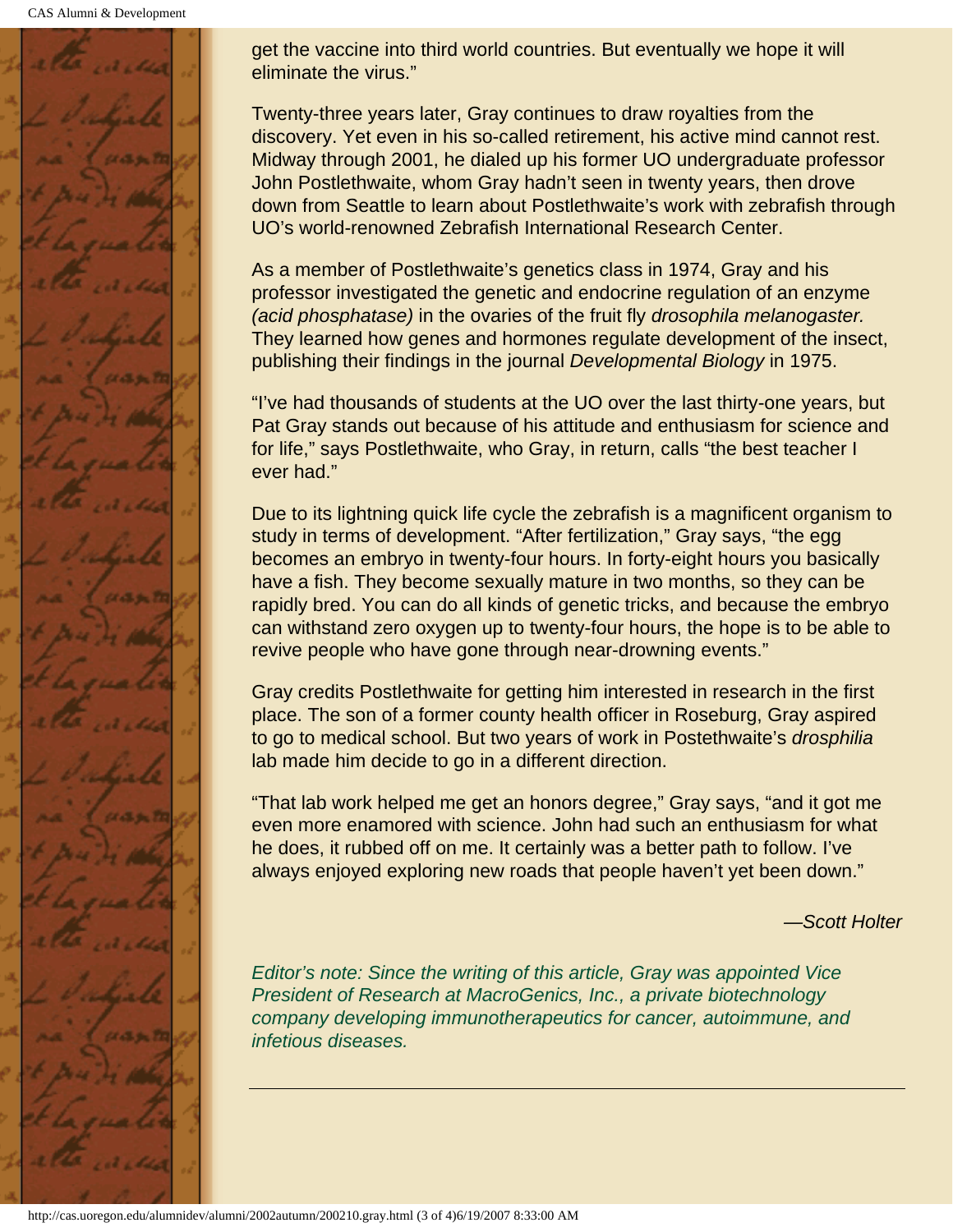get the vaccine into third world countries. But eventually we hope it will eliminate the virus."

Twenty-three years later, Gray continues to draw royalties from the discovery. Yet even in his so-called retirement, his active mind cannot rest. Midway through 2001, he dialed up his former UO undergraduate professor John Postlethwaite, whom Gray hadn't seen in twenty years, then drove down from Seattle to learn about Postlethwaite's work with zebrafish through UO's world-renowned Zebrafish International Research Center.

As a member of Postlethwaite's genetics class in 1974, Gray and his professor investigated the genetic and endocrine regulation of an enzyme *(acid phosphatase)* in the ovaries of the fruit fly *drosophila melanogaster.* They learned how genes and hormones regulate development of the insect, publishing their findings in the journal *Developmental Biology* in 1975.

"I've had thousands of students at the UO over the last thirty-one years, but Pat Gray stands out because of his attitude and enthusiasm for science and for life," says Postlethwaite, who Gray, in return, calls "the best teacher I ever had."

Due to its lightning quick life cycle the zebrafish is a magnificent organism to study in terms of development. "After fertilization," Gray says, "the egg becomes an embryo in twenty-four hours. In forty-eight hours you basically have a fish. They become sexually mature in two months, so they can be rapidly bred. You can do all kinds of genetic tricks, and because the embryo can withstand zero oxygen up to twenty-four hours, the hope is to be able to revive people who have gone through near-drowning events."

Gray credits Postlethwaite for getting him interested in research in the first place. The son of a former county health officer in Roseburg, Gray aspired to go to medical school. But two years of work in Postethwaite's *drosphilia* lab made him decide to go in a different direction.

"That lab work helped me get an honors degree," Gray says, "and it got me even more enamored with science. John had such an enthusiasm for what he does, it rubbed off on me. It certainly was a better path to follow. I've always enjoyed exploring new roads that people haven't yet been down."

*—Scott Holter*

*Editor's note: Since the writing of this article, Gray was appointed Vice President of Research at MacroGenics, Inc., a private biotechnology company developing immunotherapeutics for cancer, autoimmune, and infetious diseases.*

---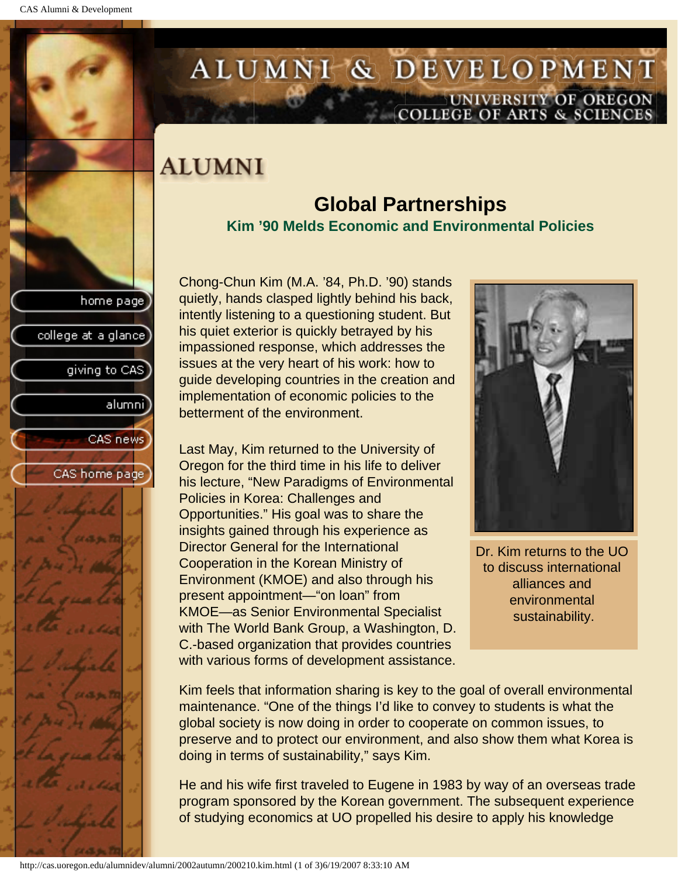# ALUMNI & DEVELOPMENT

UNIVERSITY OF OREGON
COLLEGE OF ARTS & SCIENCES

## ALUMNI

### Global Partnerships

**Kim '90 Melds Economic and Environmental Policies**

Chong-Chun Kim (M.A. '84, Ph.D. '90) stands quietly, hands clasped lightly behind his back, intently listening to a questioning student. But his quiet exterior is quickly betrayed by his impassioned response, which addresses the issues at the very heart of his work: how to guide developing countries in the creation and implementation of economic policies to the betterment of the environment.

Dr. Kim returns to the UO to discuss international alliances and environmental sustainability.

Last May, Kim returned to the University of Oregon for the third time in his life to deliver his lecture, "New Paradigms of Environmental Policies in Korea: Challenges and Opportunities." His goal was to share the insights gained through his experience as Director General for the International Cooperation in the Korean Ministry of Environment (KMOE) and also through his present appointment—"on loan" from KMOE—as Senior Environmental Specialist with The World Bank Group, a Washington, D. C.-based organization that provides countries with various forms of development assistance.

Kim feels that information sharing is key to the goal of overall environmental maintenance. "One of the things I'd like to convey to students is what the global society is now doing in order to cooperate on common issues, to preserve and to protect our environment, and also show them what Korea is doing in terms of sustainability," says Kim.

He and his wife first traveled to Eugene in 1983 by way of an overseas trade program sponsored by the Korean government. The subsequent experience of studying economics at UO propelled his desire to apply his knowledge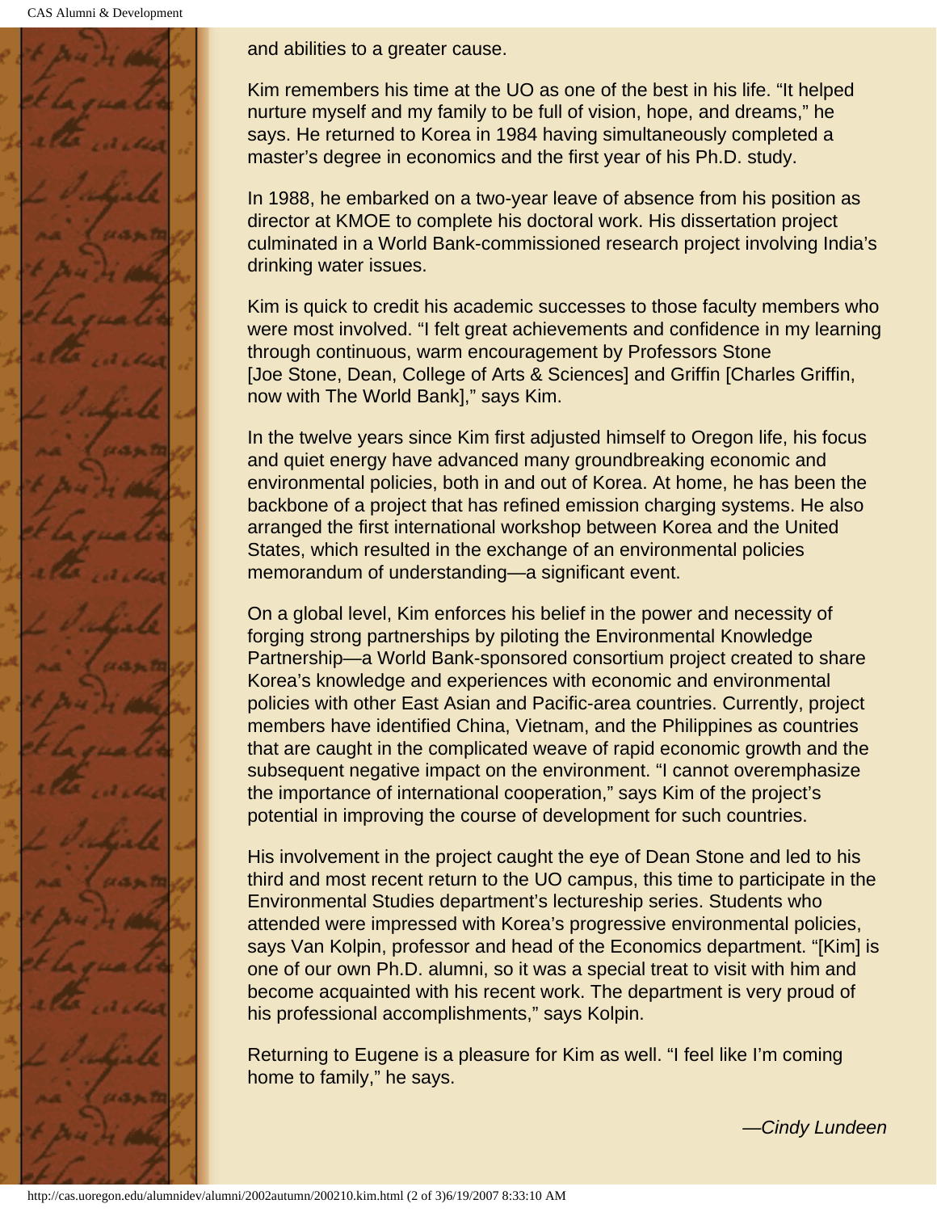and abilities to a greater cause.

Kim remembers his time at the UO as one of the best in his life. “It helped nurture myself and my family to be full of vision, hope, and dreams,” he says. He returned to Korea in 1984 having simultaneously completed a master’s degree in economics and the first year of his Ph.D. study.

In 1988, he embarked on a two-year leave of absence from his position as director at KMOE to complete his doctoral work. His dissertation project culminated in a World Bank-commissioned research project involving India’s drinking water issues.

Kim is quick to credit his academic successes to those faculty members who were most involved. “I felt great achievements and confidence in my learning through continuous, warm encouragement by Professors Stone [Joe Stone, Dean, College of Arts & Sciences] and Griffin [Charles Griffin, now with The World Bank],” says Kim.

In the twelve years since Kim first adjusted himself to Oregon life, his focus and quiet energy have advanced many groundbreaking economic and environmental policies, both in and out of Korea. At home, he has been the backbone of a project that has refined emission charging systems. He also arranged the first international workshop between Korea and the United States, which resulted in the exchange of an environmental policies memorandum of understanding—a significant event.

On a global level, Kim enforces his belief in the power and necessity of forging strong partnerships by piloting the Environmental Knowledge Partnership—a World Bank-sponsored consortium project created to share Korea’s knowledge and experiences with economic and environmental policies with other East Asian and Pacific-area countries. Currently, project members have identified China, Vietnam, and the Philippines as countries that are caught in the complicated weave of rapid economic growth and the subsequent negative impact on the environment. “I cannot overemphasize the importance of international cooperation,” says Kim of the project’s potential in improving the course of development for such countries.

His involvement in the project caught the eye of Dean Stone and led to his third and most recent return to the UO campus, this time to participate in the Environmental Studies department’s lectureship series. Students who attended were impressed with Korea’s progressive environmental policies, says Van Kolpin, professor and head of the Economics department. “[Kim] is one of our own Ph.D. alumni, so it was a special treat to visit with him and become acquainted with his recent work. The department is very proud of his professional accomplishments,” says Kolpin.

Returning to Eugene is a pleasure for Kim as well. “I feel like I’m coming home to family,” he says.

*—Cindy Lundeen*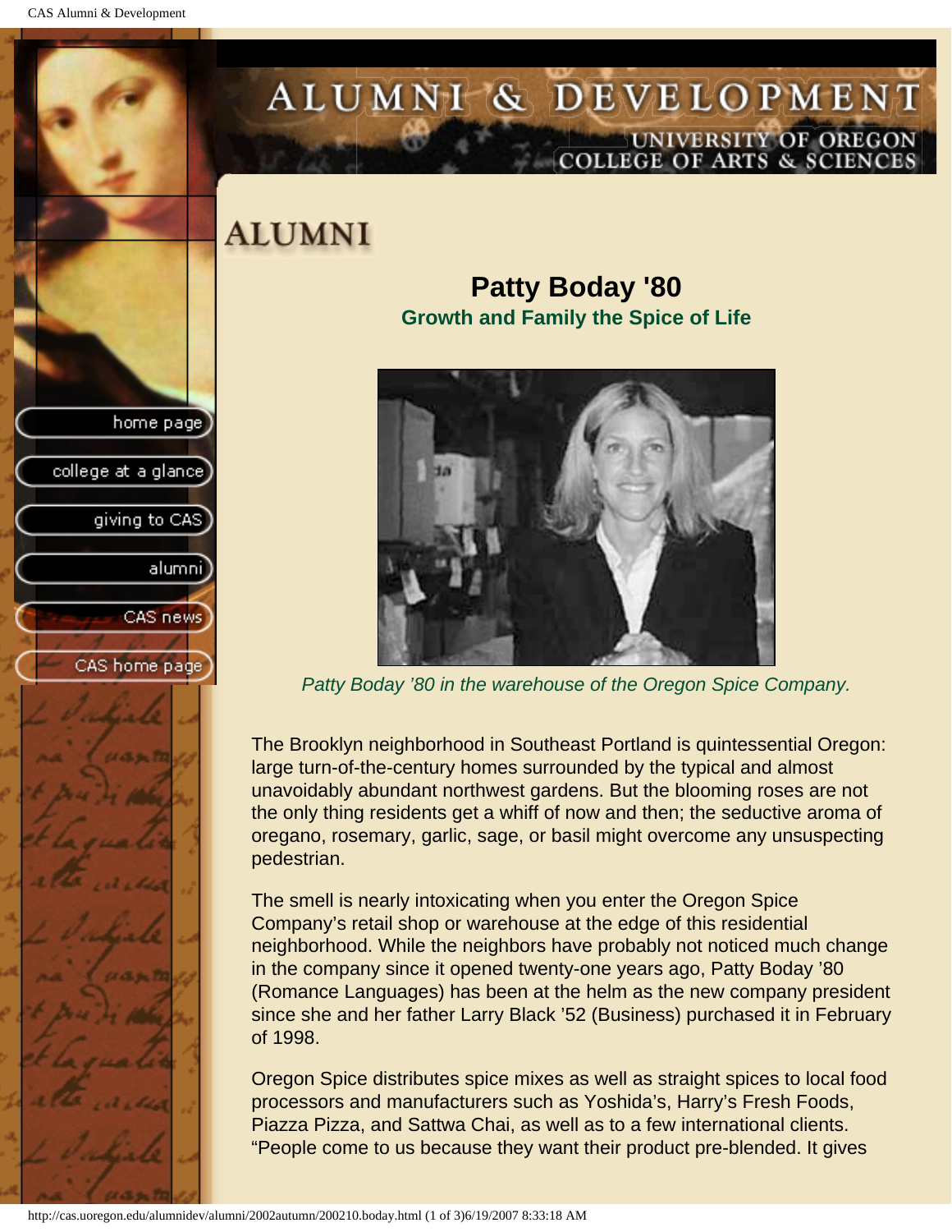# ALUMNI

## Patty Boday '80

### Growth and Family the Spice of Life

*Patty Boday ’80 in the warehouse of the Oregon Spice Company.*

The Brooklyn neighborhood in Southeast Portland is quintessential Oregon: large turn-of-the-century homes surrounded by the typical and almost unavoidably abundant northwest gardens. But the blooming roses are not the only thing residents get a whiff of now and then; the seductive aroma of oregano, rosemary, garlic, sage, or basil might overcome any unsuspecting pedestrian.

The smell is nearly intoxicating when you enter the Oregon Spice Company’s retail shop or warehouse at the edge of this residential neighborhood. While the neighbors have probably not noticed much change in the company since it opened twenty-one years ago, Patty Boday ’80 (Romance Languages) has been at the helm as the new company president since she and her father Larry Black ’52 (Business) purchased it in February of 1998.

Oregon Spice distributes spice mixes as well as straight spices to local food processors and manufacturers such as Yoshida’s, Harry’s Fresh Foods, Piazza Pizza, and Sattwa Chai, as well as to a few international clients. “People come to us because they want their product pre-blended. It gives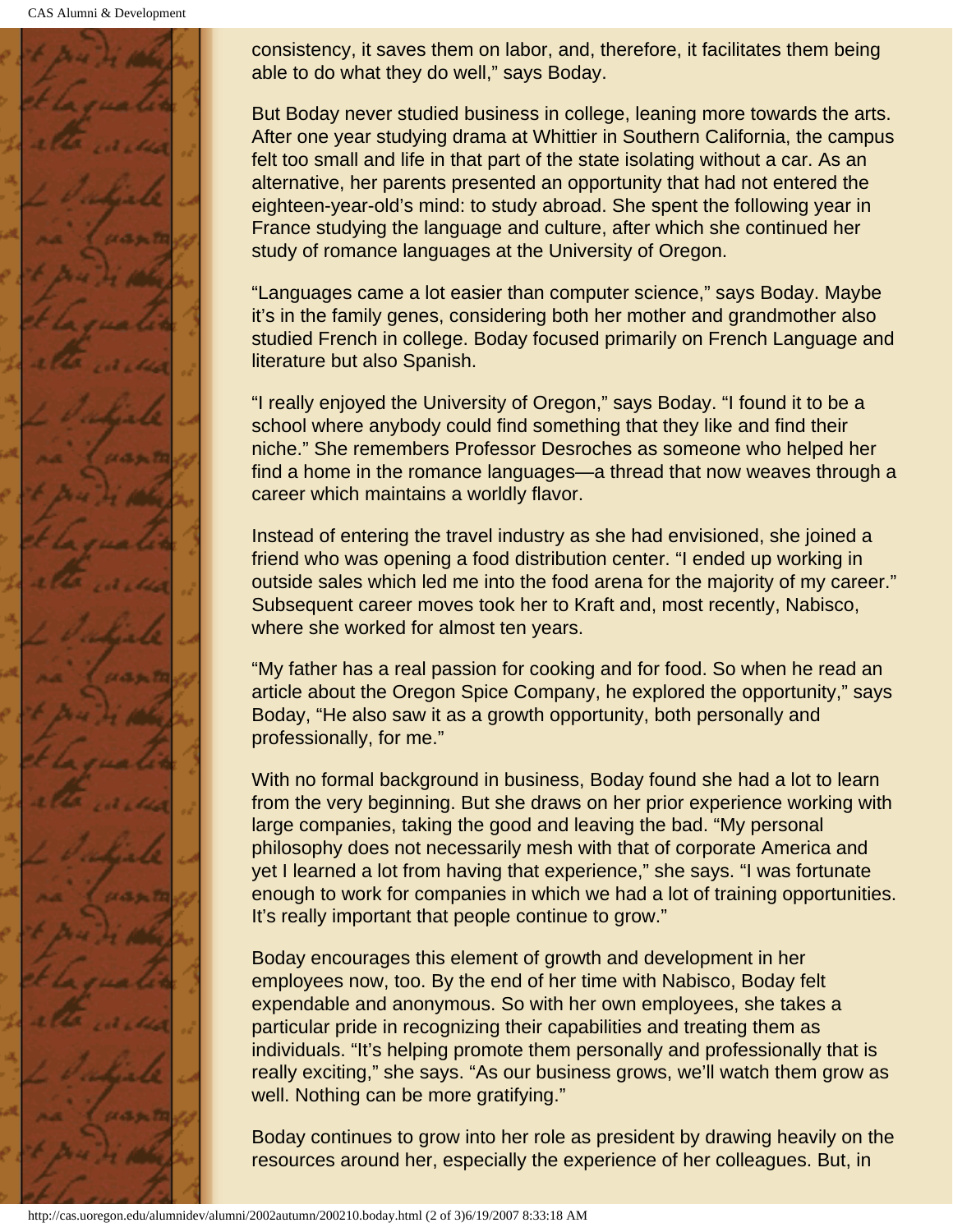consistency, it saves them on labor, and, therefore, it facilitates them being able to do what they do well," says Boday.

But Boday never studied business in college, leaning more towards the arts. After one year studying drama at Whittier in Southern California, the campus felt too small and life in that part of the state isolating without a car. As an alternative, her parents presented an opportunity that had not entered the eighteen-year-old's mind: to study abroad. She spent the following year in France studying the language and culture, after which she continued her study of romance languages at the University of Oregon.

"Languages came a lot easier than computer science," says Boday. Maybe it's in the family genes, considering both her mother and grandmother also studied French in college. Boday focused primarily on French Language and literature but also Spanish.

"I really enjoyed the University of Oregon," says Boday. "I found it to be a school where anybody could find something that they like and find their niche." She remembers Professor Desroches as someone who helped her find a home in the romance languages—a thread that now weaves through a career which maintains a worldly flavor.

Instead of entering the travel industry as she had envisioned, she joined a friend who was opening a food distribution center. "I ended up working in outside sales which led me into the food arena for the majority of my career." Subsequent career moves took her to Kraft and, most recently, Nabisco, where she worked for almost ten years.

"My father has a real passion for cooking and for food. So when he read an article about the Oregon Spice Company, he explored the opportunity," says Boday, "He also saw it as a growth opportunity, both personally and professionally, for me."

With no formal background in business, Boday found she had a lot to learn from the very beginning. But she draws on her prior experience working with large companies, taking the good and leaving the bad. "My personal philosophy does not necessarily mesh with that of corporate America and yet I learned a lot from having that experience," she says. "I was fortunate enough to work for companies in which we had a lot of training opportunities. It's really important that people continue to grow."

Boday encourages this element of growth and development in her employees now, too. By the end of her time with Nabisco, Boday felt expendable and anonymous. So with her own employees, she takes a particular pride in recognizing their capabilities and treating them as individuals. "It's helping promote them personally and professionally that is really exciting," she says. "As our business grows, we'll watch them grow as well. Nothing can be more gratifying."

Boday continues to grow into her role as president by drawing heavily on the resources around her, especially the experience of her colleagues. But, in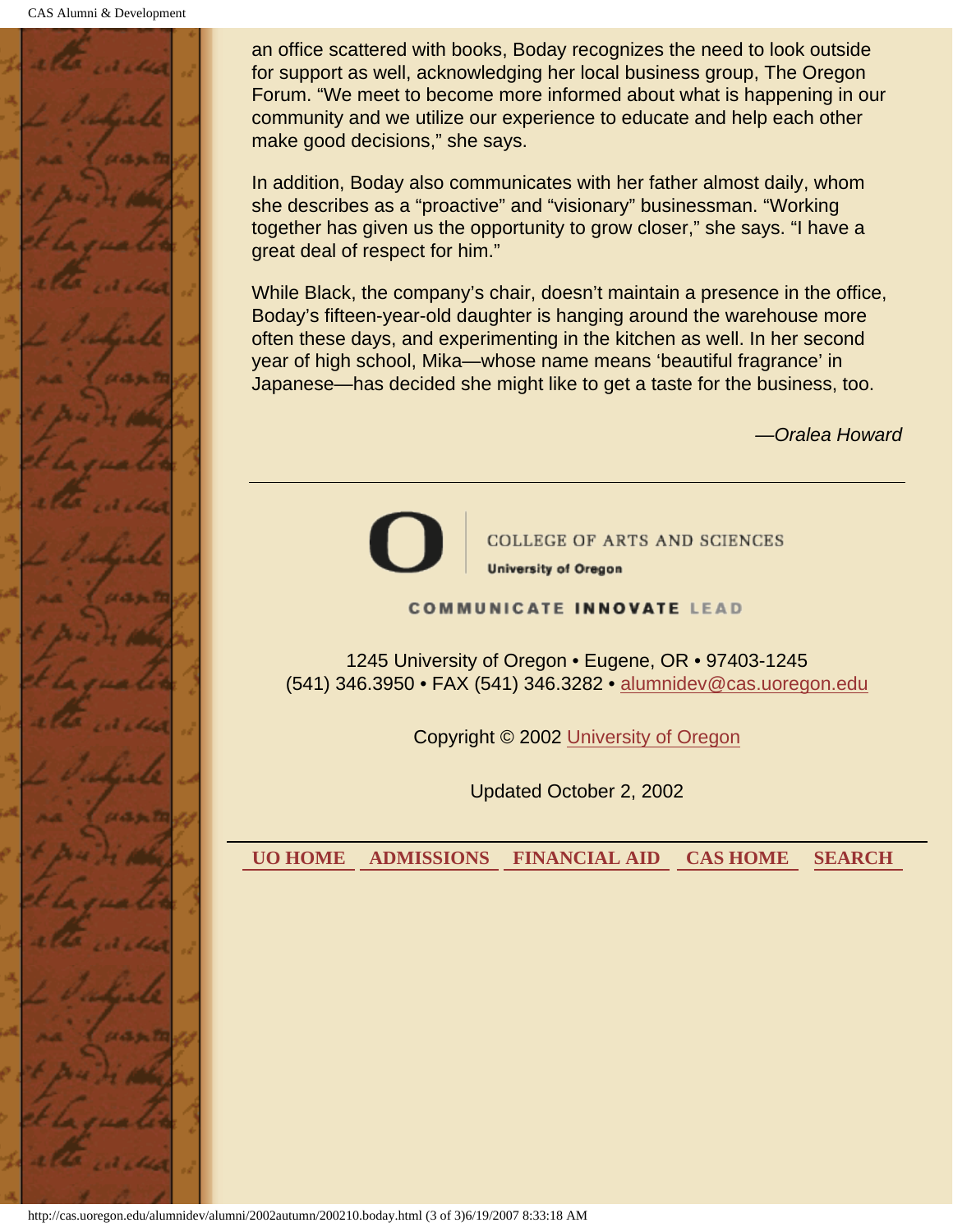an office scattered with books, Boday recognizes the need to look outside for support as well, acknowledging her local business group, The Oregon Forum. “We meet to become more informed about what is happening in our community and we utilize our experience to educate and help each other make good decisions,” she says.

In addition, Boday also communicates with her father almost daily, whom she describes as a “proactive” and “visionary” businessman. “Working together has given us the opportunity to grow closer,” she says. “I have a great deal of respect for him.”

While Black, the company’s chair, doesn’t maintain a presence in the office, Boday’s fifteen-year-old daughter is hanging around the warehouse more often these days, and experimenting in the kitchen as well. In her second year of high school, Mika—whose name means ‘beautiful fragrance’ in Japanese—has decided she might like to get a taste for the business, too.

*—Oralea Howard*

---

COLLEGE OF ARTS AND SCIENCES
University of Oregon

COMMUNICATE INNOVATE LEAD

1245 University of Oregon • Eugene, OR • 97403-1245
(541) 346.3950 • FAX (541) 346.3282 • alumnidev@cas.uoregon.edu

Copyright © 2002 University of Oregon

Updated October 2, 2002

---

**UO HOME** **ADMISSIONS** **FINANCIAL AID** **CAS HOME** **SEARCH**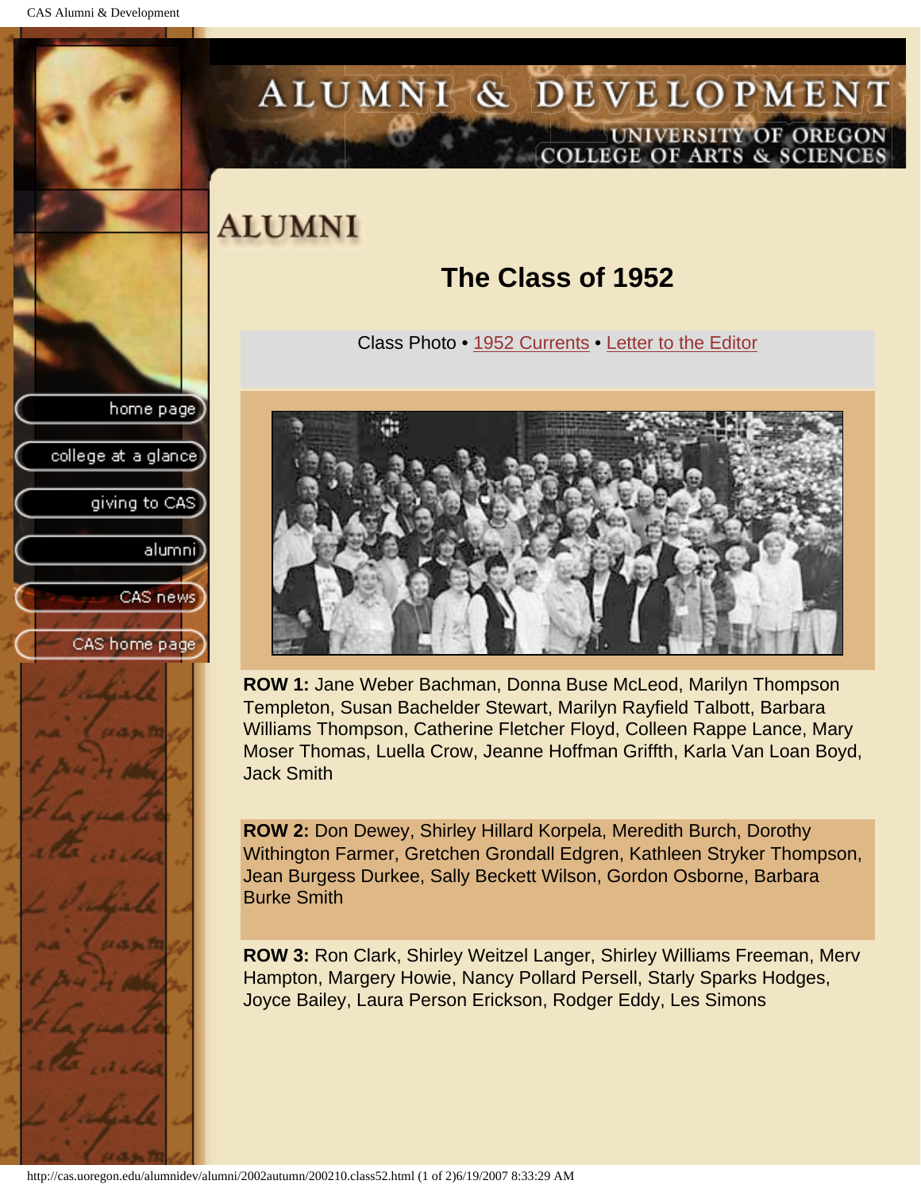# ALUMNI

## The Class of 1952

Class Photo • 1952 Currents • Letter to the Editor

**ROW 1:** Jane Weber Bachman, Donna Buse McLeod, Marilyn Thompson Templeton, Susan Bachelder Stewart, Marilyn Rayfield Talbott, Barbara Williams Thompson, Catherine Fletcher Floyd, Colleen Rappe Lance, Mary Moser Thomas, Luella Crow, Jeanne Hoffman Griffth, Karla Van Loan Boyd, Jack Smith

**ROW 2:** Don Dewey, Shirley Hillard Korpela, Meredith Burch, Dorothy Withington Farmer, Gretchen Grondall Edgren, Kathleen Stryker Thompson, Jean Burgess Durkee, Sally Beckett Wilson, Gordon Osborne, Barbara Burke Smith

**ROW 3:** Ron Clark, Shirley Weitzel Langer, Shirley Williams Freeman, Merv Hampton, Margery Howie, Nancy Pollard Persell, Starly Sparks Hodges, Joyce Bailey, Laura Person Erickson, Rodger Eddy, Les Simons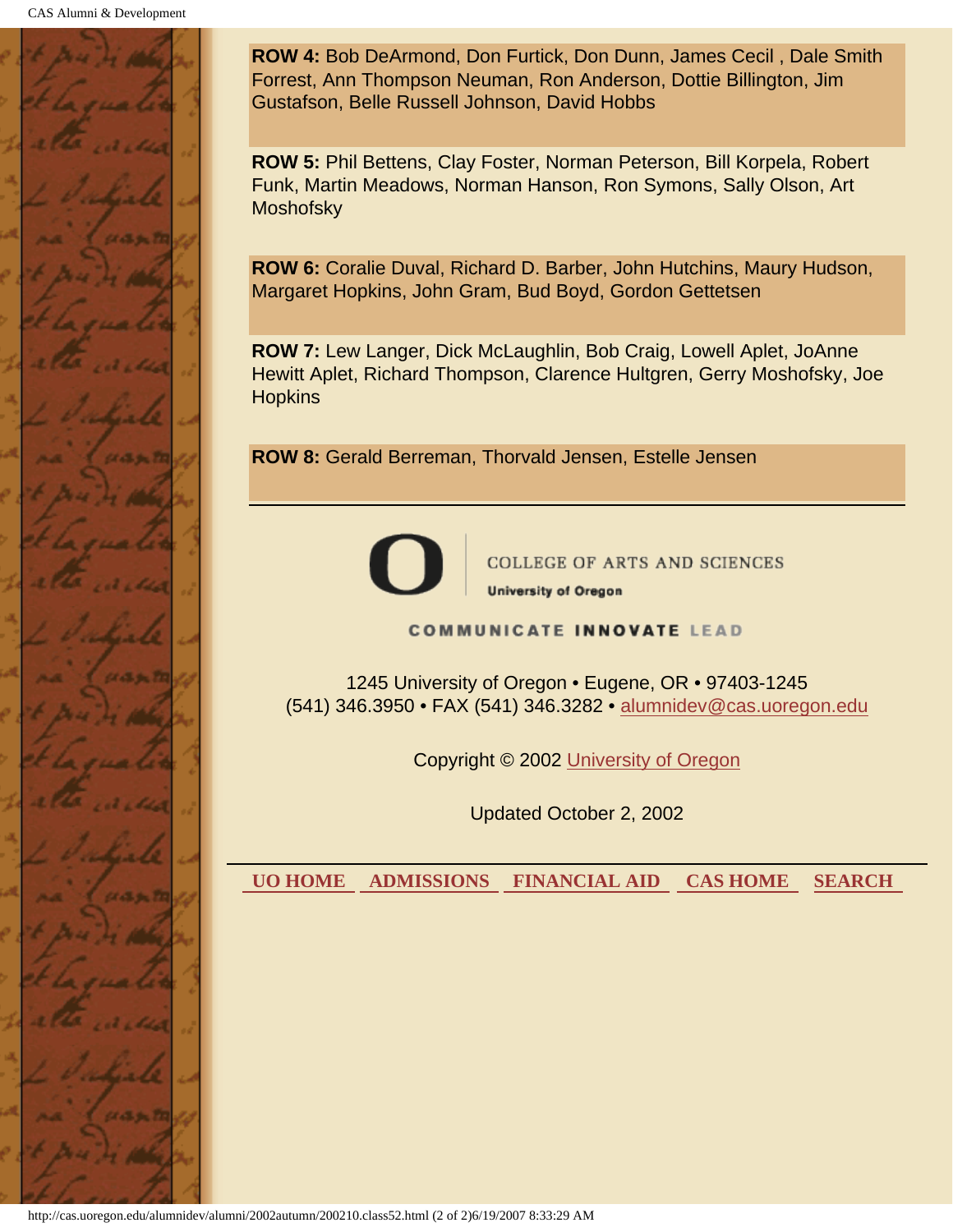**ROW 4:** Bob DeArmond, Don Furtick, Don Dunn, James Cecil , Dale Smith Forrest, Ann Thompson Neuman, Ron Anderson, Dottie Billington, Jim Gustafson, Belle Russell Johnson, David Hobbs

**ROW 5:** Phil Bettens, Clay Foster, Norman Peterson, Bill Korpela, Robert Funk, Martin Meadows, Norman Hanson, Ron Symons, Sally Olson, Art Moshofsky

**ROW 6:** Coralie Duval, Richard D. Barber, John Hutchins, Maury Hudson, Margaret Hopkins, John Gram, Bud Boyd, Gordon Gettetsen

**ROW 7:** Lew Langer, Dick McLaughlin, Bob Craig, Lowell Aplet, JoAnne Hewitt Aplet, Richard Thompson, Clarence Hultgren, Gerry Moshofsky, Joe Hopkins

**ROW 8:** Gerald Berreman, Thorvald Jensen, Estelle Jensen

---

COLLEGE OF ARTS AND SCIENCES
University of Oregon

COMMUNICATE INNOVATE LEAD

1245 University of Oregon • Eugene, OR • 97403-1245
(541) 346.3950 • FAX (541) 346.3282 • alumnidev@cas.uoregon.edu

Copyright © 2002 University of Oregon

Updated October 2, 2002

---

UO HOME ADMISSIONS FINANCIAL AID CAS HOME SEARCH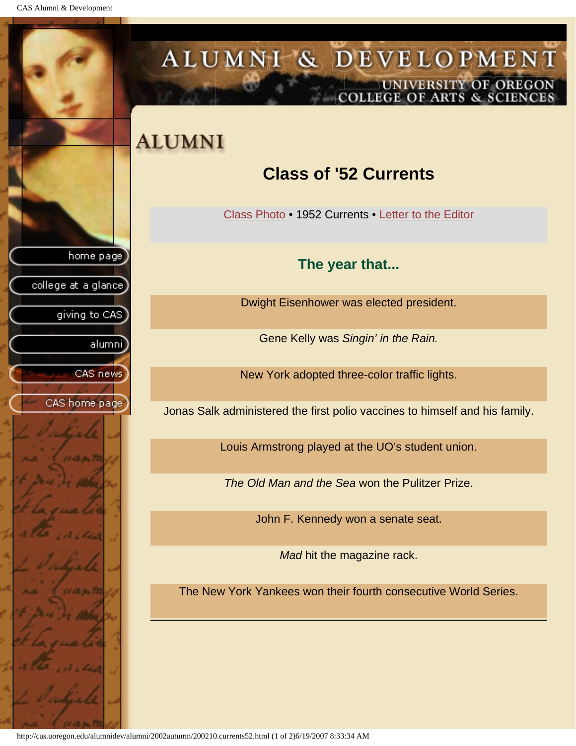# ALUMNI

## Class of '52 Currents

Class Photo • 1952 Currents • Letter to the Editor

### The year that...

Dwight Eisenhower was elected president.

Gene Kelly was *Singin' in the Rain.*

New York adopted three-color traffic lights.

Jonas Salk administered the first polio vaccines to himself and his family.

Louis Armstrong played at the UO's student union.

*The Old Man and the Sea* won the Pulitzer Prize.

John F. Kennedy won a senate seat.

*Mad* hit the magazine rack.

The New York Yankees won their fourth consecutive World Series.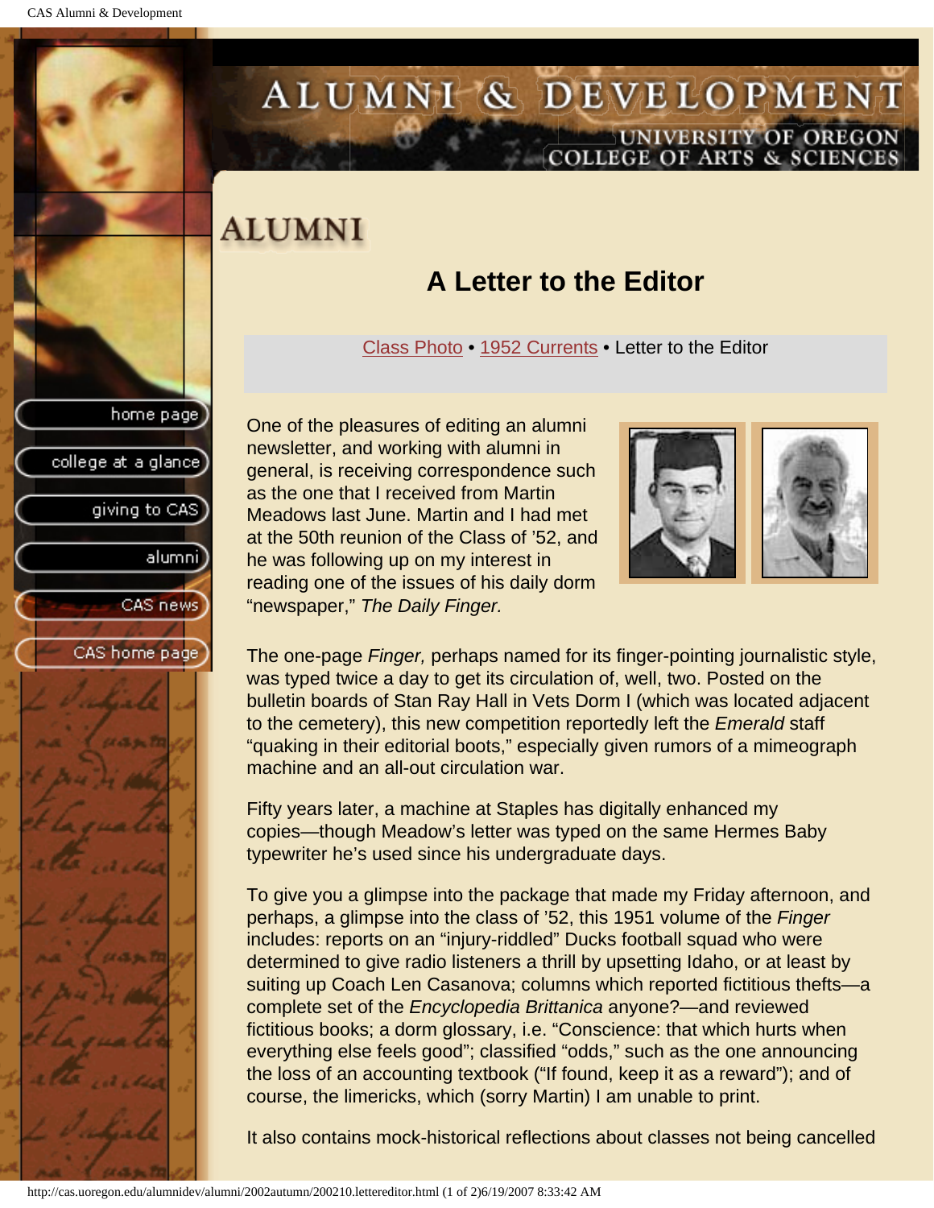# ALUMNI

## A Letter to the Editor

Class Photo • 1952 Currents • Letter to the Editor

One of the pleasures of editing an alumni newsletter, and working with alumni in general, is receiving correspondence such as the one that I received from Martin Meadows last June. Martin and I had met at the 50th reunion of the Class of ’52, and he was following up on my interest in reading one of the issues of his daily dorm “newspaper,” *The Daily Finger.*

The one-page *Finger,* perhaps named for its finger-pointing journalistic style, was typed twice a day to get its circulation of, well, two. Posted on the bulletin boards of Stan Ray Hall in Vets Dorm I (which was located adjacent to the cemetery), this new competition reportedly left the *Emerald* staff “quaking in their editorial boots,” especially given rumors of a mimeograph machine and an all-out circulation war.

Fifty years later, a machine at Staples has digitally enhanced my copies—though Meadow’s letter was typed on the same Hermes Baby typewriter he’s used since his undergraduate days.

To give you a glimpse into the package that made my Friday afternoon, and perhaps, a glimpse into the class of ’52, this 1951 volume of the *Finger* includes: reports on an “injury-riddled” Ducks football squad who were determined to give radio listeners a thrill by upsetting Idaho, or at least by suiting up Coach Len Casanova; columns which reported fictitious thefts—a complete set of the *Encyclopedia Brittanica* anyone?—and reviewed fictitious books; a dorm glossary, i.e. “Conscience: that which hurts when everything else feels good”; classified “odds,” such as the one announcing the loss of an accounting textbook (“If found, keep it as a reward”); and of course, the limericks, which (sorry Martin) I am unable to print.

It also contains mock-historical reflections about classes not being cancelled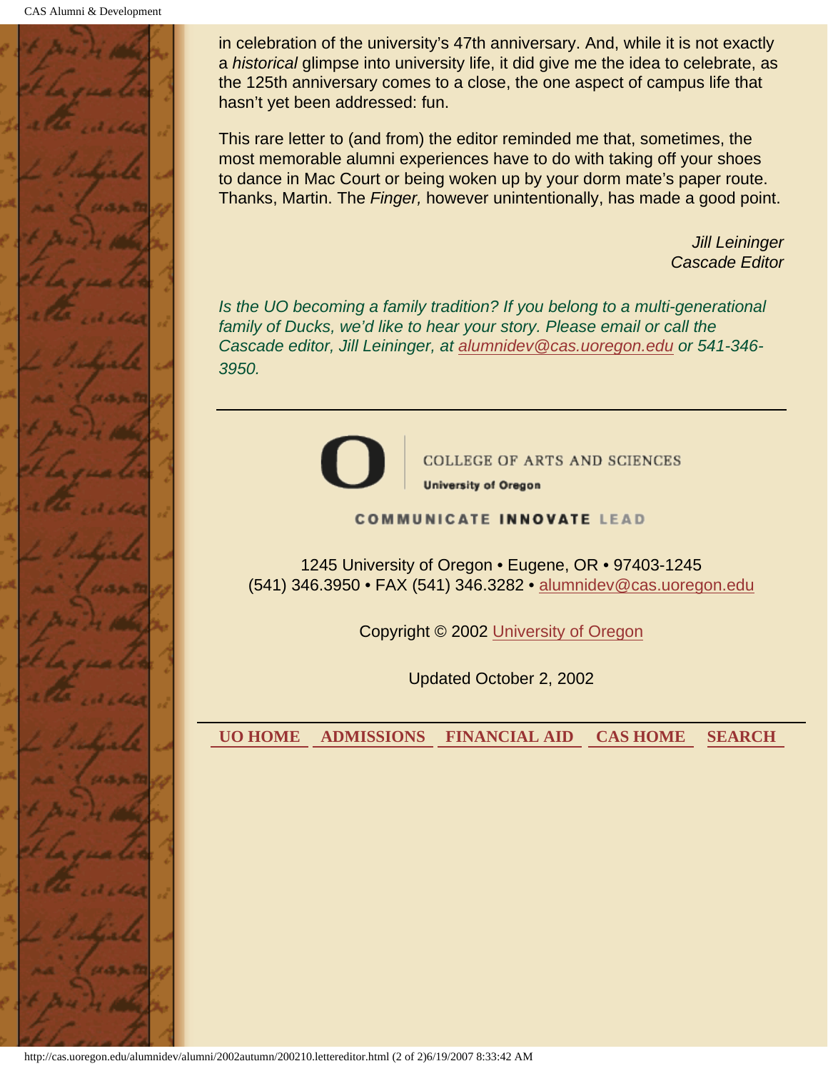in celebration of the university's 47th anniversary. And, while it is not exactly a *historical* glimpse into university life, it did give me the idea to celebrate, as the 125th anniversary comes to a close, the one aspect of campus life that hasn't yet been addressed: fun.

This rare letter to (and from) the editor reminded me that, sometimes, the most memorable alumni experiences have to do with taking off your shoes to dance in Mac Court or being woken up by your dorm mate's paper route. Thanks, Martin. The *Finger,* however unintentionally, has made a good point.

*Jill Leininger*
*Cascade Editor*

*Is the UO becoming a family tradition? If you belong to a multi-generational family of Ducks, we'd like to hear your story. Please email or call the Cascade editor, Jill Leininger, at [alumnidev@cas.uoregon.edu](mailto:alumnidev@cas.uoregon.edu) or 541-346-3950.*

---

COLLEGE OF ARTS AND SCIENCES
**University of Oregon**

COMMUNICATE **INNOVATE** LEAD

1245 University of Oregon • Eugene, OR • 97403-1245
(541) 346.3950 • FAX (541) 346.3282 • [alumnidev@cas.uoregon.edu](mailto:alumnidev@cas.uoregon.edu)

Copyright © 2002 [University of Oregon]()

Updated October 2, 2002

---

**UO HOME** **ADMISSIONS** **FINANCIAL AID** **CAS HOME** **SEARCH**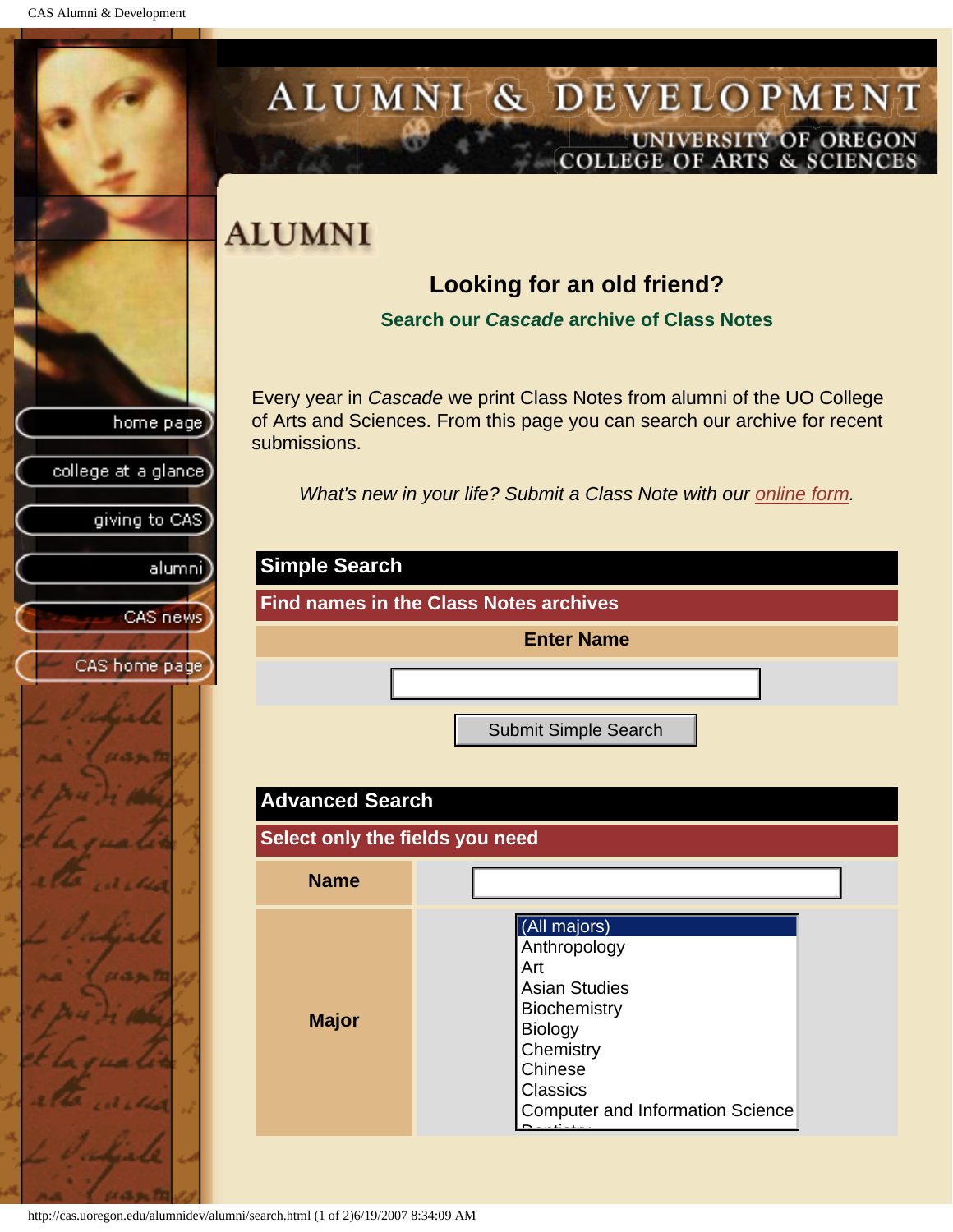# ALUMNI & DEVELOPMENT

UNIVERSITY OF OREGON
COLLEGE OF ARTS & SCIENCES

- home page
- college at a glance
- giving to CAS
- alumni
- CAS news
- CAS home page

## ALUMNI

### Looking for an old friend?

**Search our *Cascade* archive of Class Notes**

Every year in *Cascade* we print Class Notes from alumni of the UO College of Arts and Sciences. From this page you can search our archive for recent submissions.

*What's new in your life? Submit a Class Note with our online form.*

## Simple Search

**Find names in the Class Notes archives**

**Enter Name**

[ ]

Submit Simple Search

## Advanced Search

**Select only the fields you need**

| | |
|---|---|
| **Name** | [ ] |
| **Major** | (All majors)<br>Anthropology<br>Art<br>Asian Studies<br>Biochemistry<br>Biology<br>Chemistry<br>Chinese<br>Classics<br>Computer and Information Science<br>Dentistry |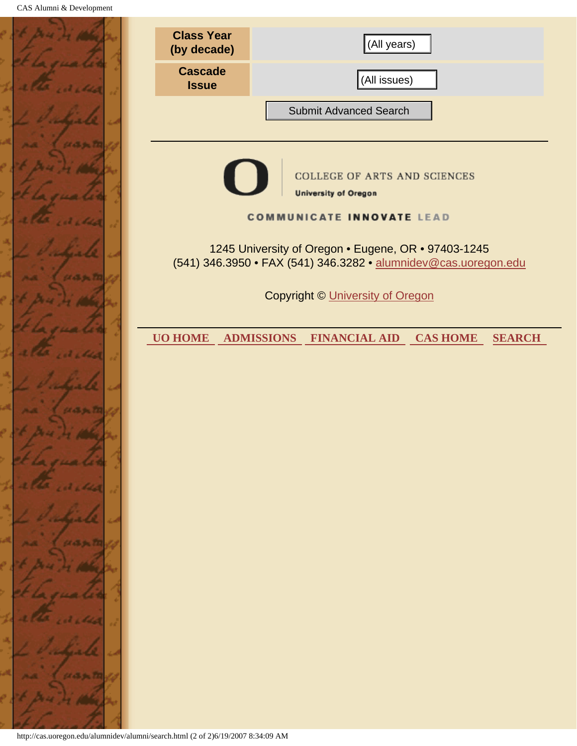| Class Year (by decade) | (All years) |
| --- | --- |
| Cascade Issue | (All issues) |

Submit Advanced Search

---

COLLEGE OF ARTS AND SCIENCES

University of Oregon

COMMUNICATE INNOVATE LEAD

1245 University of Oregon • Eugene, OR • 97403-1245
(541) 346.3950 • FAX (541) 346.3282 • alumnidev@cas.uoregon.edu

Copyright © University of Oregon

---

**UO HOME** **ADMISSIONS** **FINANCIAL AID** **CAS HOME** **SEARCH**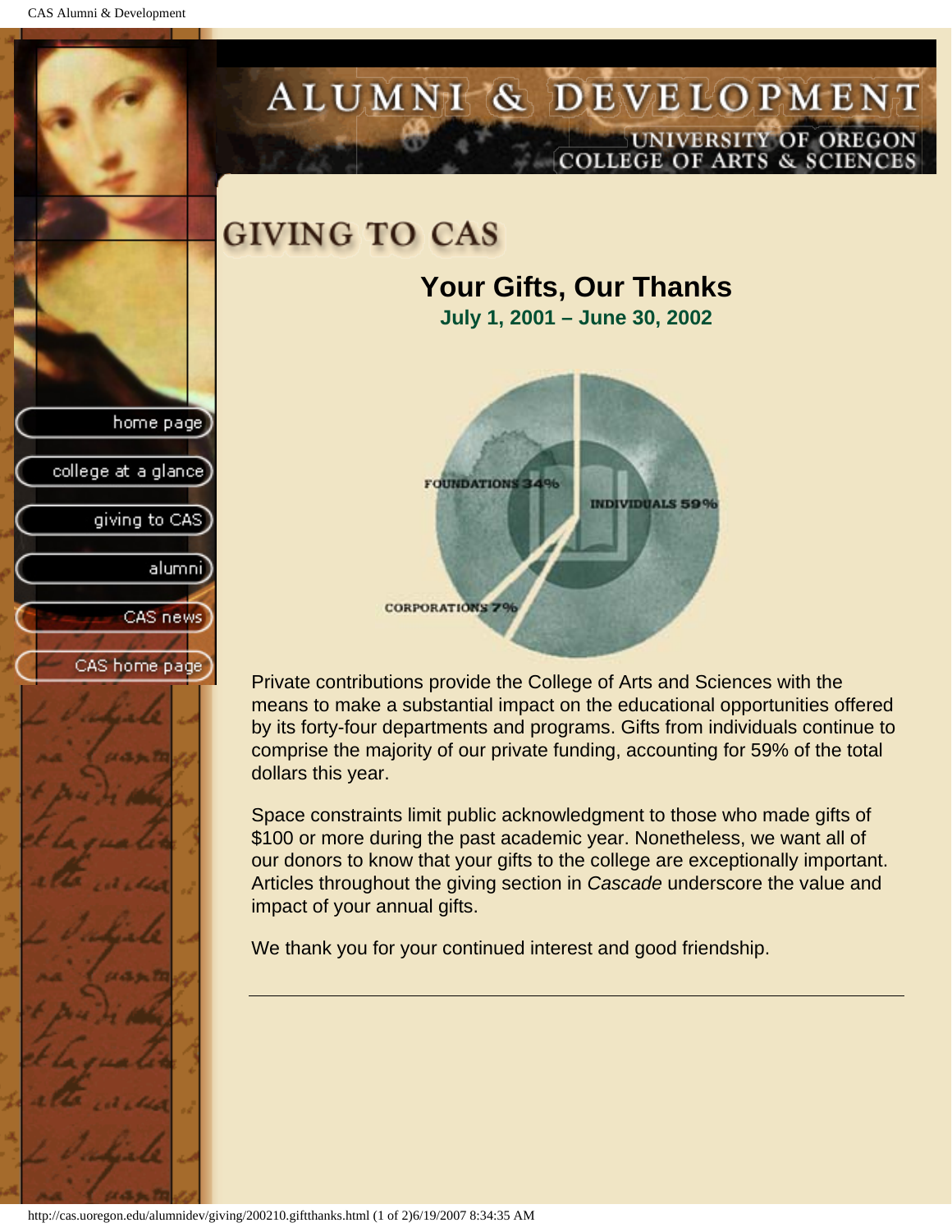# ALUMNI & DEVELOPMENT

UNIVERSITY OF OREGON
COLLEGE OF ARTS & SCIENCES

- home page
- college at a glance
- giving to CAS
- alumni
- CAS news
- CAS home page

## GIVING TO CAS

### Your Gifts, Our Thanks

**July 1, 2001 – June 30, 2002**

FOUNDATIONS 34%

INDIVIDUALS 59%

CORPORATIONS 7%

Private contributions provide the College of Arts and Sciences with the means to make a substantial impact on the educational opportunities offered by its forty-four departments and programs. Gifts from individuals continue to comprise the majority of our private funding, accounting for 59% of the total dollars this year.

Space constraints limit public acknowledgment to those who made gifts of $100 or more during the past academic year. Nonetheless, we want all of our donors to know that your gifts to the college are exceptionally important. Articles throughout the giving section in *Cascade* underscore the value and impact of your annual gifts.

We thank you for your continued interest and good friendship.

---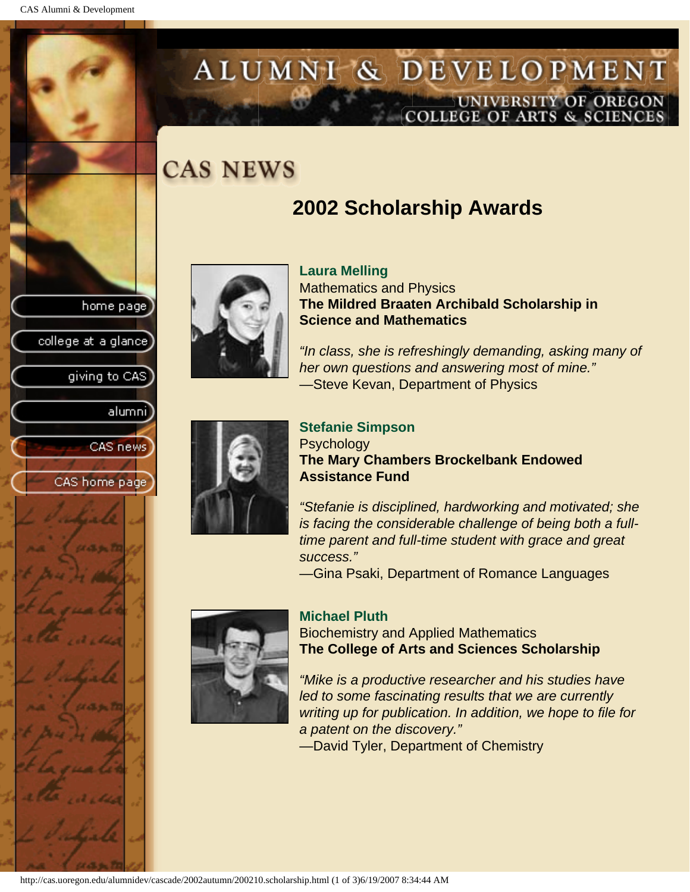# CAS NEWS

## 2002 Scholarship Awards

**Laura Melling**
Mathematics and Physics
**The Mildred Braaten Archibald Scholarship in Science and Mathematics**

*"In class, she is refreshingly demanding, asking many of her own questions and answering most of mine."*
—Steve Kevan, Department of Physics

**Stefanie Simpson**
Psychology
**The Mary Chambers Brockelbank Endowed Assistance Fund**

*"Stefanie is disciplined, hardworking and motivated; she is facing the considerable challenge of being both a full-time parent and full-time student with grace and great success."*
—Gina Psaki, Department of Romance Languages

**Michael Pluth**
Biochemistry and Applied Mathematics
**The College of Arts and Sciences Scholarship**

*"Mike is a productive researcher and his studies have led to some fascinating results that we are currently writing up for publication. In addition, we hope to file for a patent on the discovery."*
—David Tyler, Department of Chemistry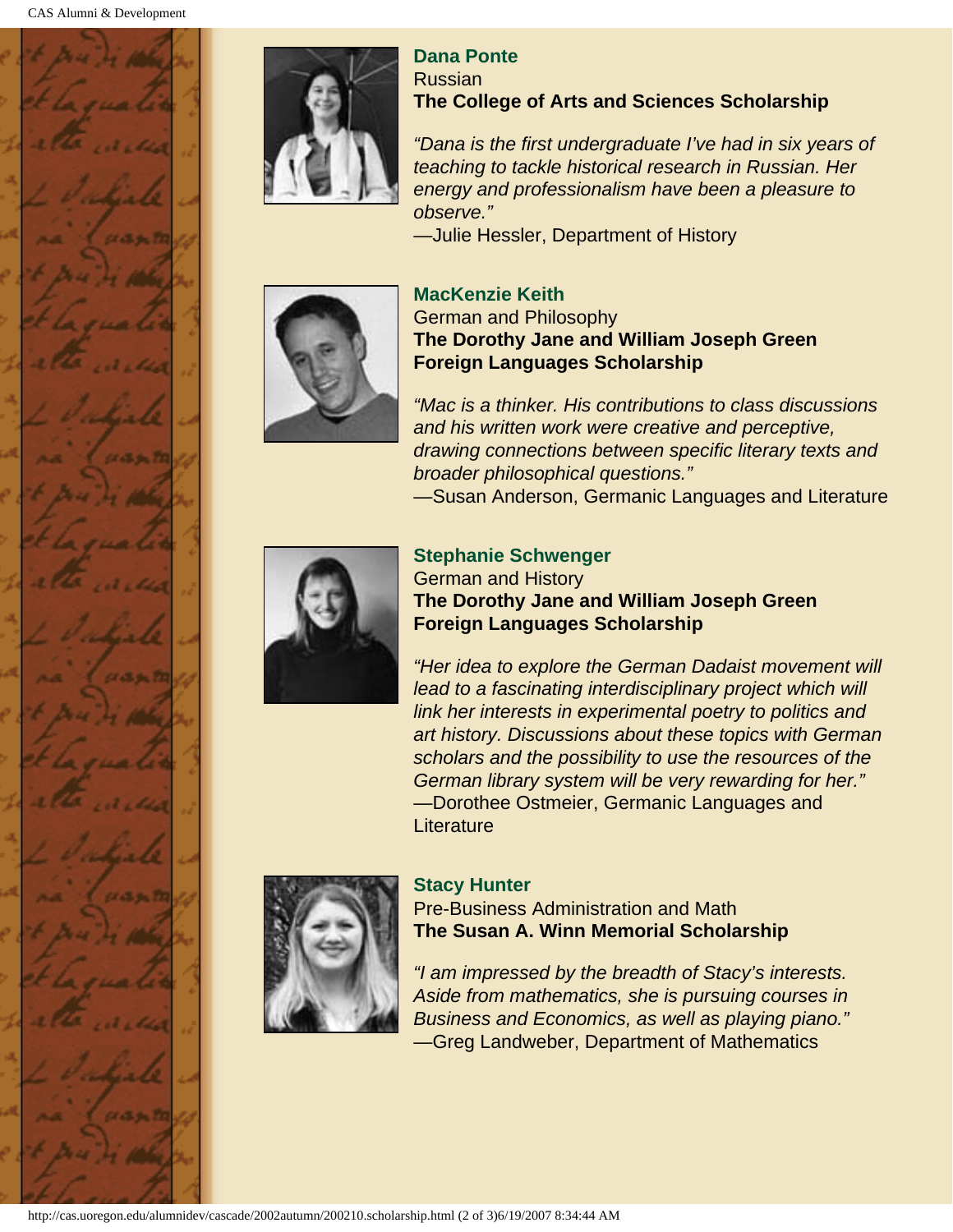**Dana Ponte**
Russian
**The College of Arts and Sciences Scholarship**

*"Dana is the first undergraduate I've had in six years of teaching to tackle historical research in Russian. Her energy and professionalism have been a pleasure to observe."*
—Julie Hessler, Department of History

**MacKenzie Keith**
German and Philosophy
**The Dorothy Jane and William Joseph Green Foreign Languages Scholarship**

*"Mac is a thinker. His contributions to class discussions and his written work were creative and perceptive, drawing connections between specific literary texts and broader philosophical questions."*
—Susan Anderson, Germanic Languages and Literature

**Stephanie Schwenger**
German and History
**The Dorothy Jane and William Joseph Green Foreign Languages Scholarship**

*"Her idea to explore the German Dadaist movement will lead to a fascinating interdisciplinary project which will link her interests in experimental poetry to politics and art history. Discussions about these topics with German scholars and the possibility to use the resources of the German library system will be very rewarding for her."*
—Dorothee Ostmeier, Germanic Languages and Literature

**Stacy Hunter**
Pre-Business Administration and Math
**The Susan A. Winn Memorial Scholarship**

*"I am impressed by the breadth of Stacy's interests. Aside from mathematics, she is pursuing courses in Business and Economics, as well as playing piano."*
—Greg Landweber, Department of Mathematics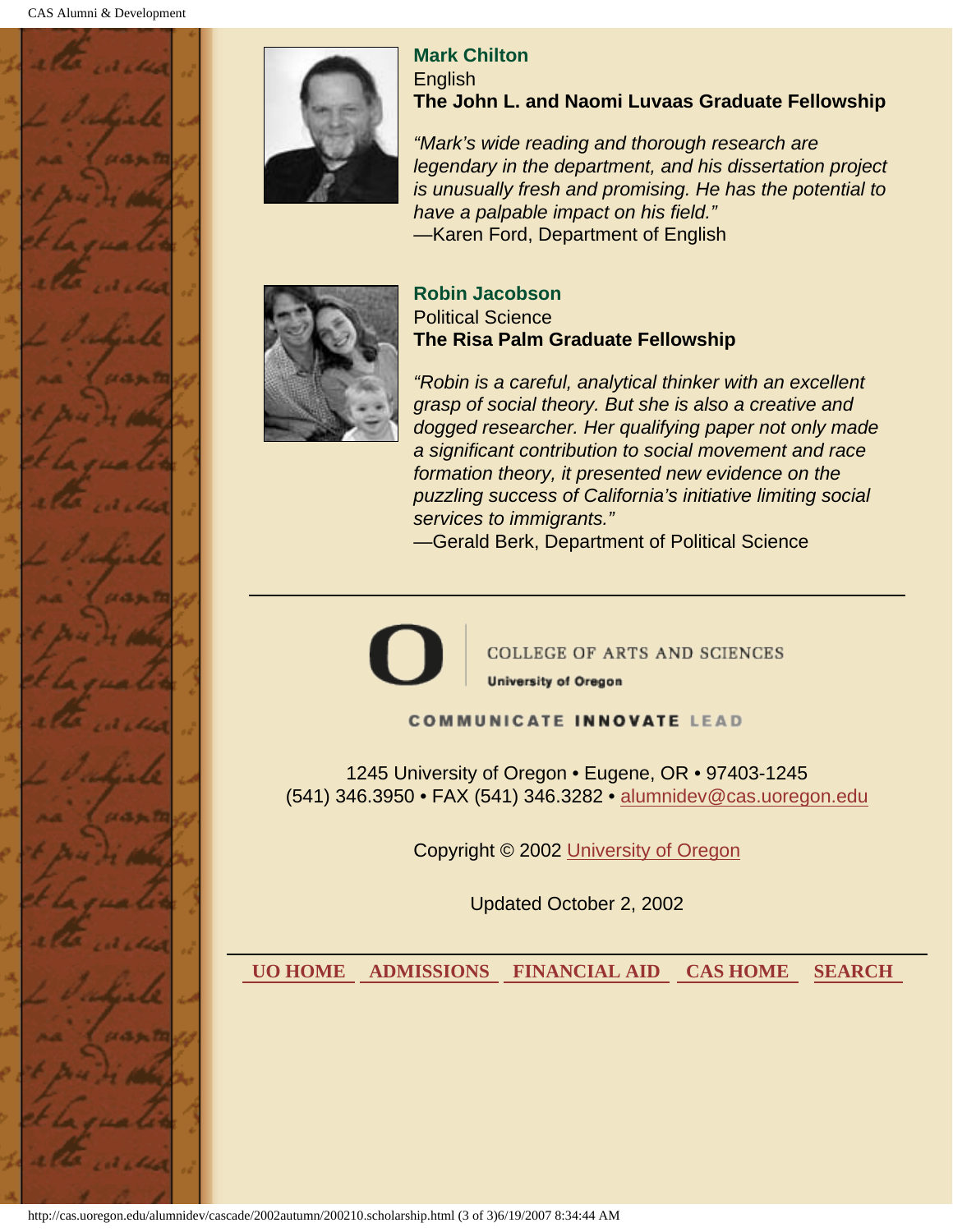**Mark Chilton**
English
**The John L. and Naomi Luvaas Graduate Fellowship**

*"Mark's wide reading and thorough research are legendary in the department, and his dissertation project is unusually fresh and promising. He has the potential to have a palpable impact on his field."*
—Karen Ford, Department of English

**Robin Jacobson**
Political Science
**The Risa Palm Graduate Fellowship**

*"Robin is a careful, analytical thinker with an excellent grasp of social theory. But she is also a creative and dogged researcher. Her qualifying paper not only made a significant contribution to social movement and race formation theory, it presented new evidence on the puzzling success of California's initiative limiting social services to immigrants."*
—Gerald Berk, Department of Political Science

---

COLLEGE OF ARTS AND SCIENCES
University of Oregon

COMMUNICATE INNOVATE LEAD

1245 University of Oregon • Eugene, OR • 97403-1245
(541) 346.3950 • FAX (541) 346.3282 • alumnidev@cas.uoregon.edu

Copyright © 2002 University of Oregon

Updated October 2, 2002

---

UO HOME ADMISSIONS FINANCIAL AID CAS HOME SEARCH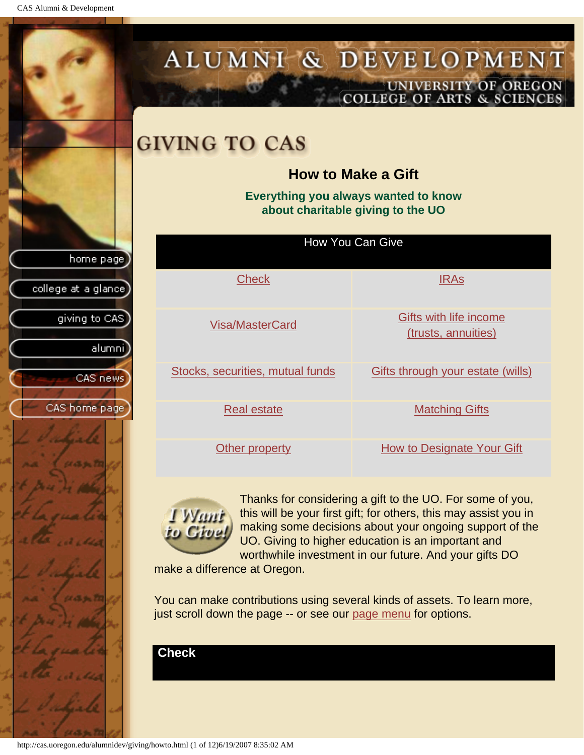# GIVING TO CAS

## How to Make a Gift

**Everything you always wanted to know about charitable giving to the UO**

| How You Can Give | |
|---|---|
| Check | IRAs |
| Visa/MasterCard | Gifts with life income (trusts, annuities) |
| Stocks, securities, mutual funds | Gifts through your estate (wills) |
| Real estate | Matching Gifts |
| Other property | How to Designate Your Gift |

Thanks for considering a gift to the UO. For some of you, this will be your first gift; for others, this may assist you in making some decisions about your ongoing support of the UO. Giving to higher education is an important and worthwhile investment in our future. And your gifts DO make a difference at Oregon.

You can make contributions using several kinds of assets. To learn more, just scroll down the page -- or see our page menu for options.

### Check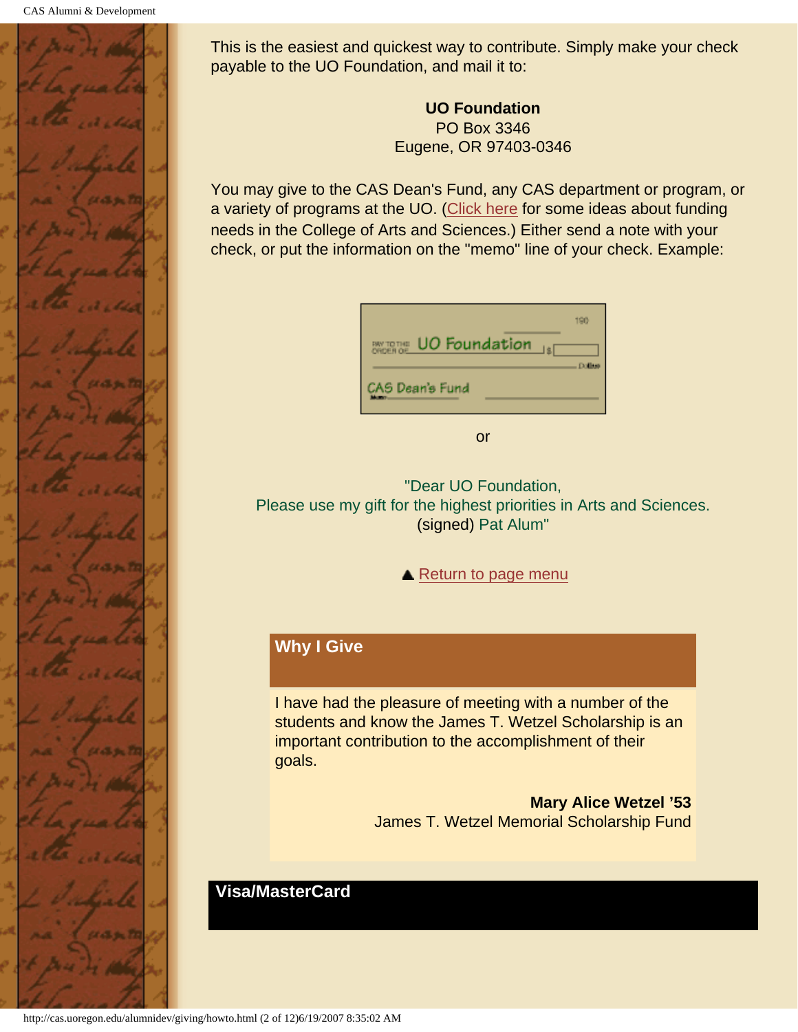This is the easiest and quickest way to contribute. Simply make your check payable to the UO Foundation, and mail it to:

**UO Foundation**
PO Box 3346
Eugene, OR 97403-0346

You may give to the CAS Dean's Fund, any CAS department or program, or a variety of programs at the UO. (Click here for some ideas about funding needs in the College of Arts and Sciences.) Either send a note with your check, or put the information on the "memo" line of your check. Example:

PAY TO THE ORDER OF UO Foundation $
CAS Dean's Fund

or

"Dear UO Foundation,
Please use my gift for the highest priorities in Arts and Sciences.
(signed) Pat Alum"

▲ Return to page menu

## Why I Give

I have had the pleasure of meeting with a number of the students and know the James T. Wetzel Scholarship is an important contribution to the accomplishment of their goals.

**Mary Alice Wetzel '53**
James T. Wetzel Memorial Scholarship Fund

## Visa/MasterCard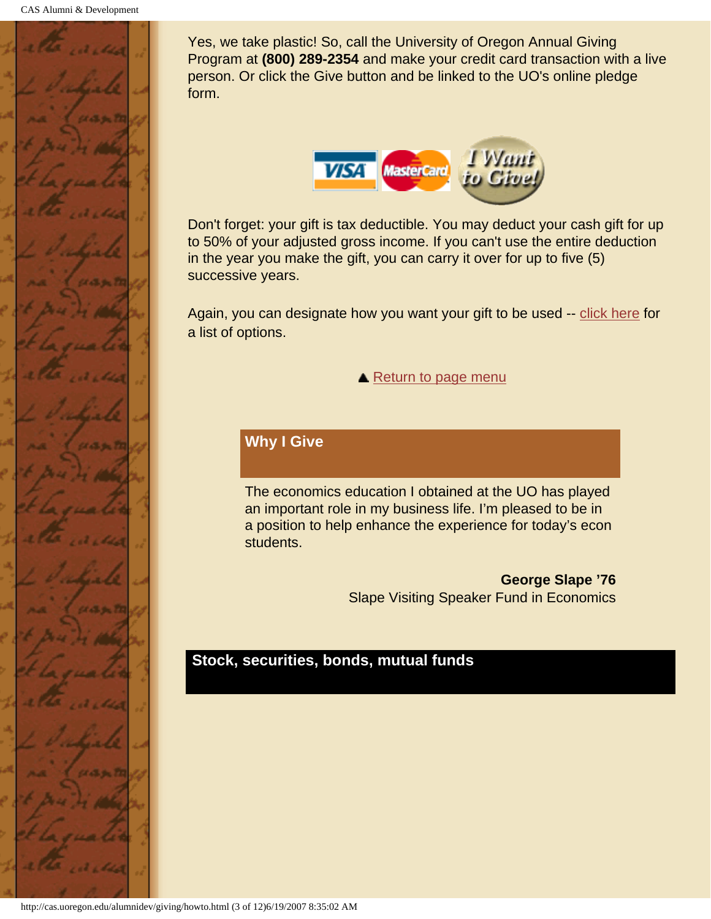Yes, we take plastic! So, call the University of Oregon Annual Giving Program at **(800) 289-2354** and make your credit card transaction with a live person. Or click the Give button and be linked to the UO's online pledge form.

Don't forget: your gift is tax deductible. You may deduct your cash gift for up to 50% of your adjusted gross income. If you can't use the entire deduction in the year you make the gift, you can carry it over for up to five (5) successive years.

Again, you can designate how you want your gift to be used -- click here for a list of options.

▲ Return to page menu

### Why I Give

The economics education I obtained at the UO has played an important role in my business life. I'm pleased to be in a position to help enhance the experience for today's econ students.

**George Slape '76**
Slape Visiting Speaker Fund in Economics

## Stock, securities, bonds, mutual funds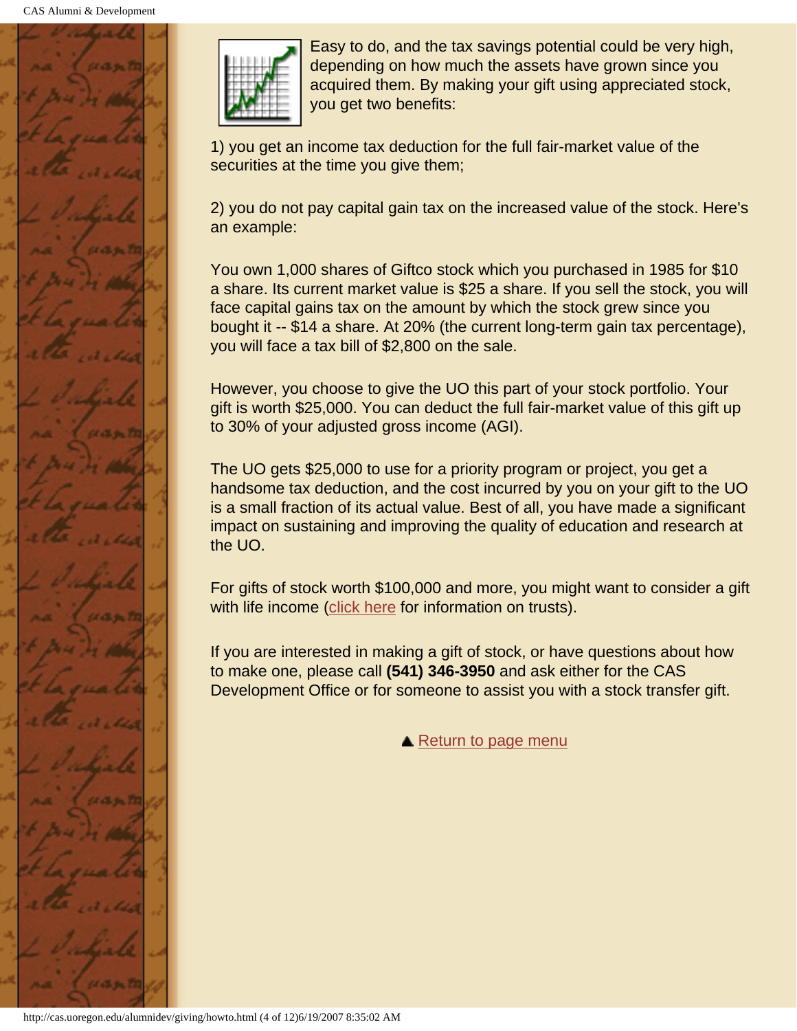Easy to do, and the tax savings potential could be very high, depending on how much the assets have grown since you acquired them. By making your gift using appreciated stock, you get two benefits:

1) you get an income tax deduction for the full fair-market value of the securities at the time you give them;

2) you do not pay capital gain tax on the increased value of the stock. Here's an example:

You own 1,000 shares of Giftco stock which you purchased in 1985 for $10 a share. Its current market value is $25 a share. If you sell the stock, you will face capital gains tax on the amount by which the stock grew since you bought it -- $14 a share. At 20% (the current long-term gain tax percentage), you will face a tax bill of $2,800 on the sale.

However, you choose to give the UO this part of your stock portfolio. Your gift is worth $25,000. You can deduct the full fair-market value of this gift up to 30% of your adjusted gross income (AGI).

The UO gets $25,000 to use for a priority program or project, you get a handsome tax deduction, and the cost incurred by you on your gift to the UO is a small fraction of its actual value. Best of all, you have made a significant impact on sustaining and improving the quality of education and research at the UO.

For gifts of stock worth $100,000 and more, you might want to consider a gift with life income (click here for information on trusts).

If you are interested in making a gift of stock, or have questions about how to make one, please call **(541) 346-3950** and ask either for the CAS Development Office or for someone to assist you with a stock transfer gift.

▲ Return to page menu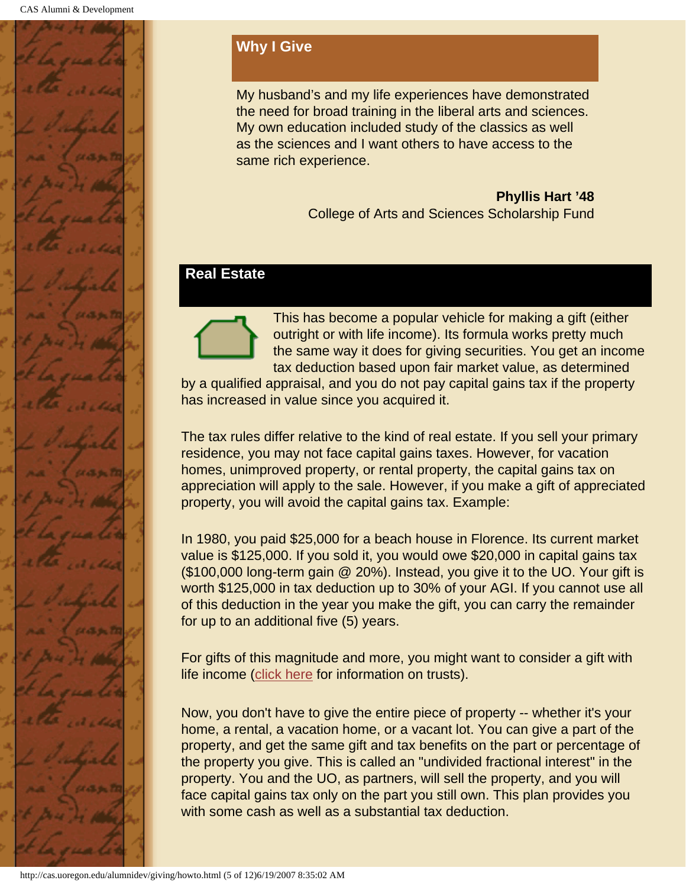## Why I Give

My husband's and my life experiences have demonstrated the need for broad training in the liberal arts and sciences. My own education included study of the classics as well as the sciences and I want others to have access to the same rich experience.

**Phyllis Hart '48**
College of Arts and Sciences Scholarship Fund

## Real Estate

This has become a popular vehicle for making a gift (either outright or with life income). Its formula works pretty much the same way it does for giving securities. You get an income tax deduction based upon fair market value, as determined by a qualified appraisal, and you do not pay capital gains tax if the property has increased in value since you acquired it.

The tax rules differ relative to the kind of real estate. If you sell your primary residence, you may not face capital gains taxes. However, for vacation homes, unimproved property, or rental property, the capital gains tax on appreciation will apply to the sale. However, if you make a gift of appreciated property, you will avoid the capital gains tax. Example:

In 1980, you paid $25,000 for a beach house in Florence. Its current market value is $125,000. If you sold it, you would owe $20,000 in capital gains tax ($100,000 long-term gain @ 20%). Instead, you give it to the UO. Your gift is worth $125,000 in tax deduction up to 30% of your AGI. If you cannot use all of this deduction in the year you make the gift, you can carry the remainder for up to an additional five (5) years.

For gifts of this magnitude and more, you might want to consider a gift with life income (click here for information on trusts).

Now, you don't have to give the entire piece of property -- whether it's your home, a rental, a vacation home, or a vacant lot. You can give a part of the property, and get the same gift and tax benefits on the part or percentage of the property you give. This is called an "undivided fractional interest" in the property. You and the UO, as partners, will sell the property, and you will face capital gains tax only on the part you still own. This plan provides you with some cash as well as a substantial tax deduction.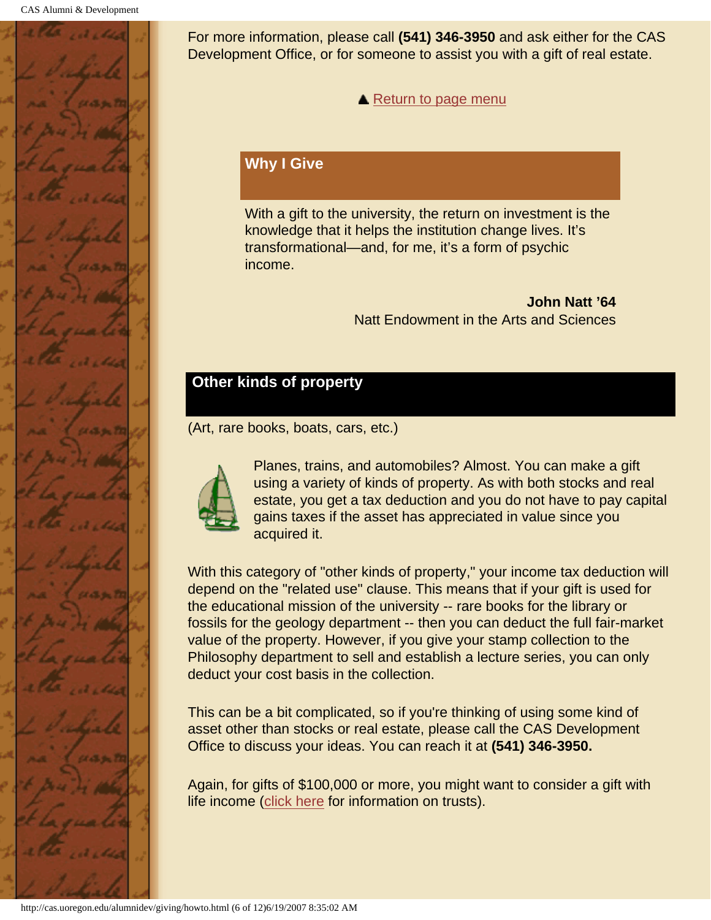For more information, please call **(541) 346-3950** and ask either for the CAS Development Office, or for someone to assist you with a gift of real estate.

▲ Return to page menu

## Why I Give

With a gift to the university, the return on investment is the knowledge that it helps the institution change lives. It's transformational—and, for me, it's a form of psychic income.

**John Natt '64**
Natt Endowment in the Arts and Sciences

## Other kinds of property

(Art, rare books, boats, cars, etc.)

Planes, trains, and automobiles? Almost. You can make a gift using a variety of kinds of property. As with both stocks and real estate, you get a tax deduction and you do not have to pay capital gains taxes if the asset has appreciated in value since you acquired it.

With this category of "other kinds of property," your income tax deduction will depend on the "related use" clause. This means that if your gift is used for the educational mission of the university -- rare books for the library or fossils for the geology department -- then you can deduct the full fair-market value of the property. However, if you give your stamp collection to the Philosophy department to sell and establish a lecture series, you can only deduct your cost basis in the collection.

This can be a bit complicated, so if you're thinking of using some kind of asset other than stocks or real estate, please call the CAS Development Office to discuss your ideas. You can reach it at **(541) 346-3950.**

Again, for gifts of $100,000 or more, you might want to consider a gift with life income (click here for information on trusts).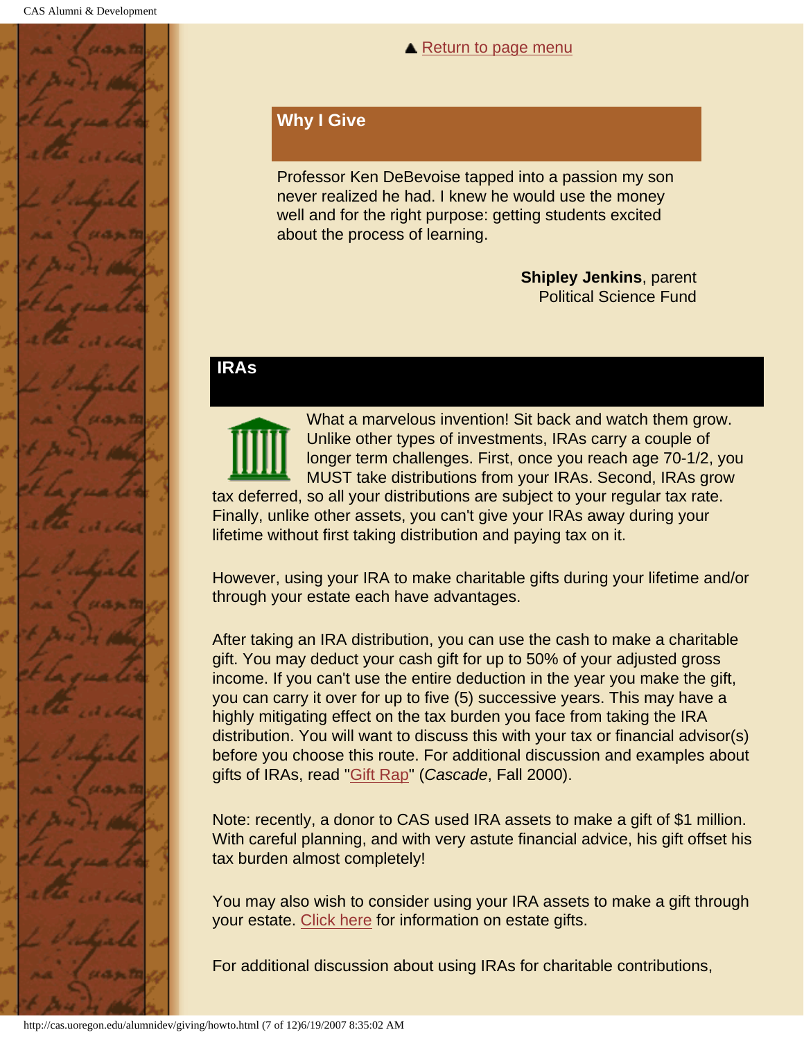▲ Return to page menu

## Why I Give

Professor Ken DeBevoise tapped into a passion my son never realized he had. I knew he would use the money well and for the right purpose: getting students excited about the process of learning.

**Shipley Jenkins**, parent
Political Science Fund

## IRAs

What a marvelous invention! Sit back and watch them grow. Unlike other types of investments, IRAs carry a couple of longer term challenges. First, once you reach age 70-1/2, you MUST take distributions from your IRAs. Second, IRAs grow tax deferred, so all your distributions are subject to your regular tax rate. Finally, unlike other assets, you can't give your IRAs away during your lifetime without first taking distribution and paying tax on it.

However, using your IRA to make charitable gifts during your lifetime and/or through your estate each have advantages.

After taking an IRA distribution, you can use the cash to make a charitable gift. You may deduct your cash gift for up to 50% of your adjusted gross income. If you can't use the entire deduction in the year you make the gift, you can carry it over for up to five (5) successive years. This may have a highly mitigating effect on the tax burden you face from taking the IRA distribution. You will want to discuss this with your tax or financial advisor(s) before you choose this route. For additional discussion and examples about gifts of IRAs, read "Gift Rap" (*Cascade*, Fall 2000).

Note: recently, a donor to CAS used IRA assets to make a gift of $1 million. With careful planning, and with very astute financial advice, his gift offset his tax burden almost completely!

You may also wish to consider using your IRA assets to make a gift through your estate. Click here for information on estate gifts.

For additional discussion about using IRAs for charitable contributions,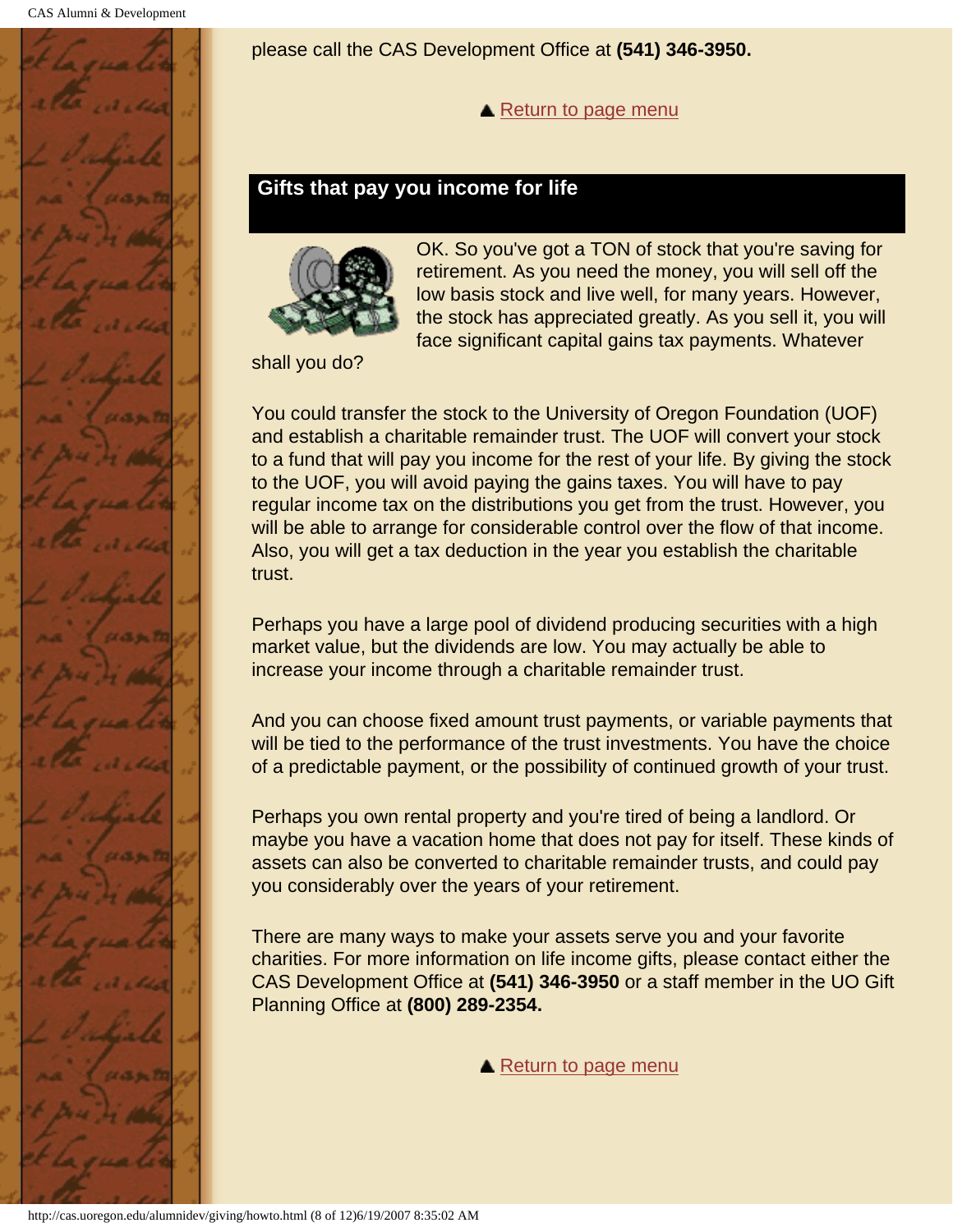please call the CAS Development Office at **(541) 346-3950.**

▲ Return to page menu

## Gifts that pay you income for life

OK. So you've got a TON of stock that you're saving for retirement. As you need the money, you will sell off the low basis stock and live well, for many years. However, the stock has appreciated greatly. As you sell it, you will face significant capital gains tax payments. Whatever shall you do?

You could transfer the stock to the University of Oregon Foundation (UOF) and establish a charitable remainder trust. The UOF will convert your stock to a fund that will pay you income for the rest of your life. By giving the stock to the UOF, you will avoid paying the gains taxes. You will have to pay regular income tax on the distributions you get from the trust. However, you will be able to arrange for considerable control over the flow of that income. Also, you will get a tax deduction in the year you establish the charitable trust.

Perhaps you have a large pool of dividend producing securities with a high market value, but the dividends are low. You may actually be able to increase your income through a charitable remainder trust.

And you can choose fixed amount trust payments, or variable payments that will be tied to the performance of the trust investments. You have the choice of a predictable payment, or the possibility of continued growth of your trust.

Perhaps you own rental property and you're tired of being a landlord. Or maybe you have a vacation home that does not pay for itself. These kinds of assets can also be converted to charitable remainder trusts, and could pay you considerably over the years of your retirement.

There are many ways to make your assets serve you and your favorite charities. For more information on life income gifts, please contact either the CAS Development Office at **(541) 346-3950** or a staff member in the UO Gift Planning Office at **(800) 289-2354.**

▲ Return to page menu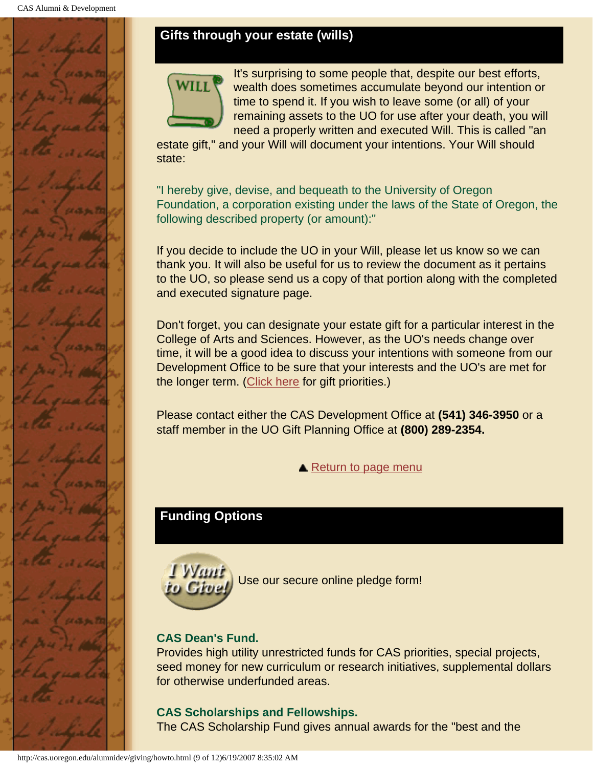## Gifts through your estate (wills)

It's surprising to some people that, despite our best efforts, wealth does sometimes accumulate beyond our intention or time to spend it. If you wish to leave some (or all) of your remaining assets to the UO for use after your death, you will need a properly written and executed Will. This is called "an estate gift," and your Will will document your intentions. Your Will should state:

"I hereby give, devise, and bequeath to the University of Oregon Foundation, a corporation existing under the laws of the State of Oregon, the following described property (or amount):"

If you decide to include the UO in your Will, please let us know so we can thank you. It will also be useful for us to review the document as it pertains to the UO, so please send us a copy of that portion along with the completed and executed signature page.

Don't forget, you can designate your estate gift for a particular interest in the College of Arts and Sciences. However, as the UO's needs change over time, it will be a good idea to discuss your intentions with someone from our Development Office to be sure that your interests and the UO's are met for the longer term. (Click here for gift priorities.)

Please contact either the CAS Development Office at **(541) 346-3950** or a staff member in the UO Gift Planning Office at **(800) 289-2354.**

▲ Return to page menu

## Funding Options

Use our secure online pledge form!

**CAS Dean's Fund.**
Provides high utility unrestricted funds for CAS priorities, special projects, seed money for new curriculum or research initiatives, supplemental dollars for otherwise underfunded areas.

**CAS Scholarships and Fellowships.**
The CAS Scholarship Fund gives annual awards for the "best and the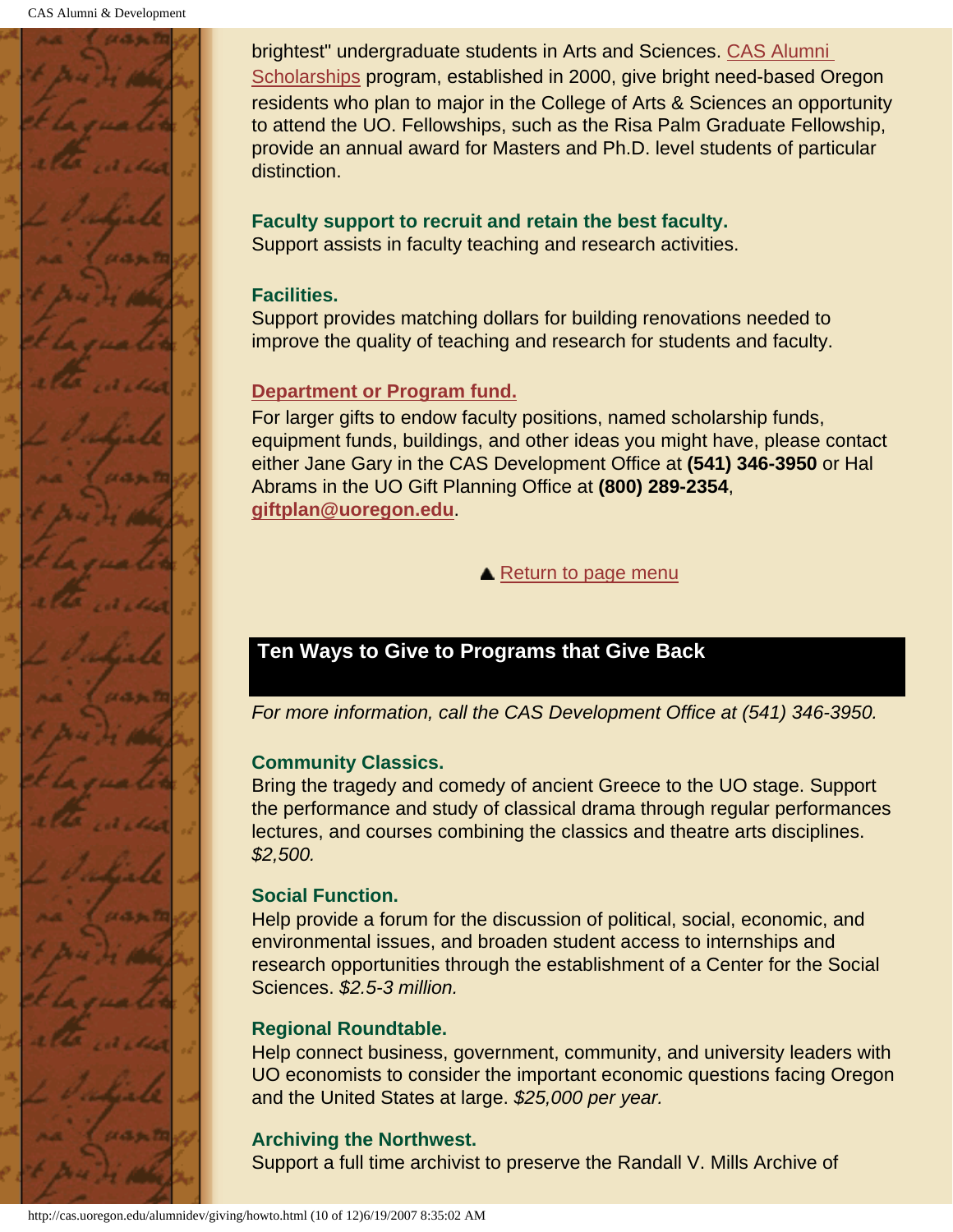brightest" undergraduate students in Arts and Sciences. CAS Alumni Scholarships program, established in 2000, give bright need-based Oregon residents who plan to major in the College of Arts & Sciences an opportunity to attend the UO. Fellowships, such as the Risa Palm Graduate Fellowship, provide an annual award for Masters and Ph.D. level students of particular distinction.

**Faculty support to recruit and retain the best faculty.**
Support assists in faculty teaching and research activities.

**Facilities.**
Support provides matching dollars for building renovations needed to improve the quality of teaching and research for students and faculty.

**Department or Program fund.**
For larger gifts to endow faculty positions, named scholarship funds, equipment funds, buildings, and other ideas you might have, please contact either Jane Gary in the CAS Development Office at **(541) 346-3950** or Hal Abrams in the UO Gift Planning Office at **(800) 289-2354**, **giftplan@uoregon.edu**.

▲ Return to page menu

## Ten Ways to Give to Programs that Give Back

*For more information, call the CAS Development Office at (541) 346-3950.*

**Community Classics.**
Bring the tragedy and comedy of ancient Greece to the UO stage. Support the performance and study of classical drama through regular performances lectures, and courses combining the classics and theatre arts disciplines. *$2,500.*

**Social Function.**
Help provide a forum for the discussion of political, social, economic, and environmental issues, and broaden student access to internships and research opportunities through the establishment of a Center for the Social Sciences. *$2.5-3 million.*

**Regional Roundtable.**
Help connect business, government, community, and university leaders with UO economists to consider the important economic questions facing Oregon and the United States at large. *$25,000 per year.*

**Archiving the Northwest.**
Support a full time archivist to preserve the Randall V. Mills Archive of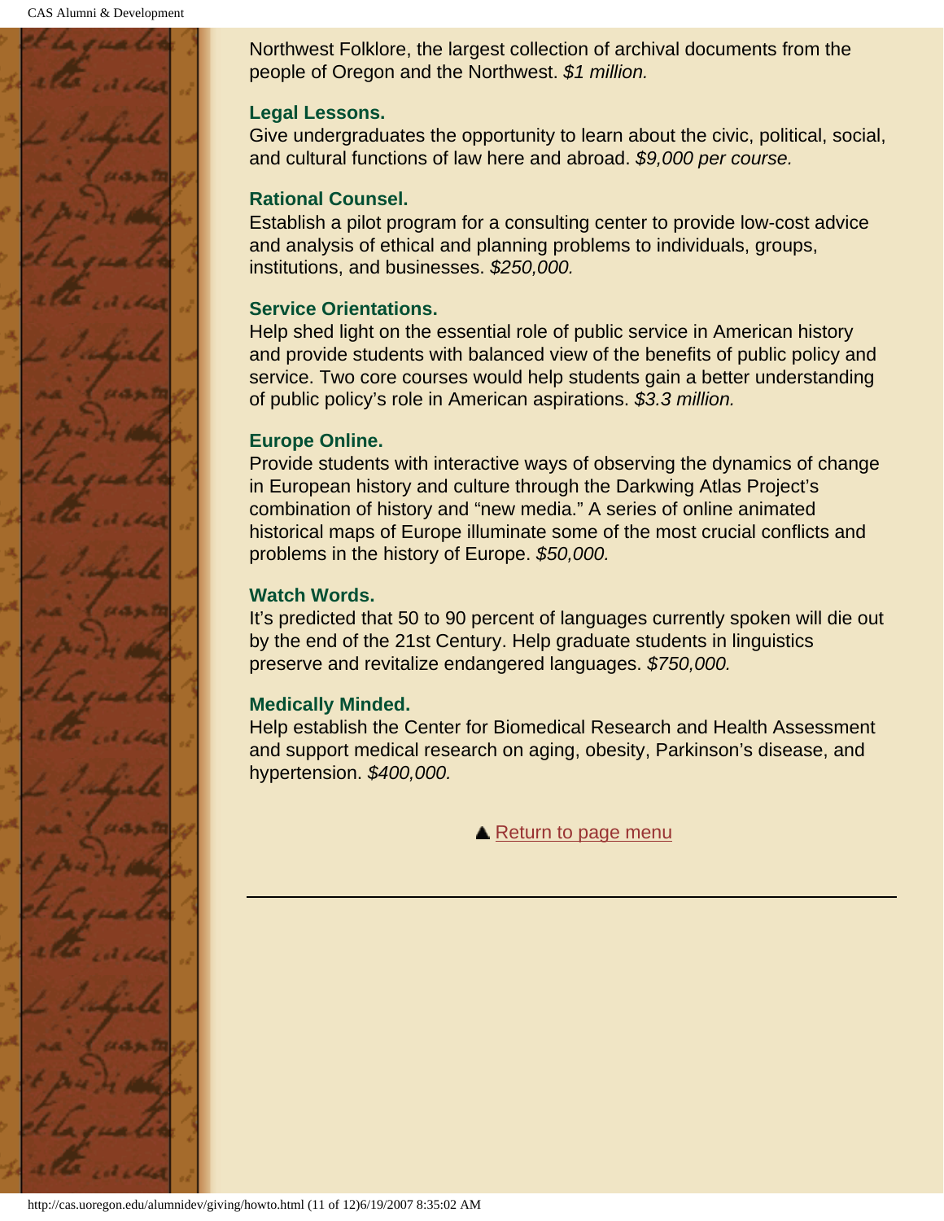Northwest Folklore, the largest collection of archival documents from the people of Oregon and the Northwest. *$1 million.*

**Legal Lessons.**
Give undergraduates the opportunity to learn about the civic, political, social, and cultural functions of law here and abroad. *$9,000 per course.*

**Rational Counsel.**
Establish a pilot program for a consulting center to provide low-cost advice and analysis of ethical and planning problems to individuals, groups, institutions, and businesses. *$250,000.*

**Service Orientations.**
Help shed light on the essential role of public service in American history and provide students with balanced view of the benefits of public policy and service. Two core courses would help students gain a better understanding of public policy's role in American aspirations. *$3.3 million.*

**Europe Online.**
Provide students with interactive ways of observing the dynamics of change in European history and culture through the Darkwing Atlas Project's combination of history and "new media." A series of online animated historical maps of Europe illuminate some of the most crucial conflicts and problems in the history of Europe. *$50,000.*

**Watch Words.**
It's predicted that 50 to 90 percent of languages currently spoken will die out by the end of the 21st Century. Help graduate students in linguistics preserve and revitalize endangered languages. *$750,000.*

**Medically Minded.**
Help establish the Center for Biomedical Research and Health Assessment and support medical research on aging, obesity, Parkinson's disease, and hypertension. *$400,000.*

▲ Return to page menu

---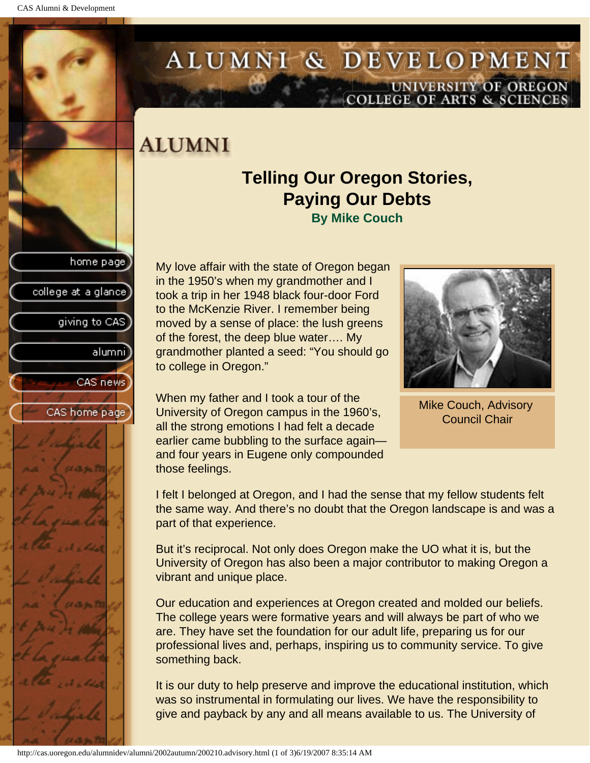# ALUMNI

## Telling Our Oregon Stories, Paying Our Debts

**By Mike Couch**

My love affair with the state of Oregon began in the 1950's when my grandmother and I took a trip in her 1948 black four-door Ford to the McKenzie River. I remember being moved by a sense of place: the lush greens of the forest, the deep blue water…. My grandmother planted a seed: "You should go to college in Oregon."

Mike Couch, Advisory Council Chair

When my father and I took a tour of the University of Oregon campus in the 1960's, all the strong emotions I had felt a decade earlier came bubbling to the surface again—and four years in Eugene only compounded those feelings.

I felt I belonged at Oregon, and I had the sense that my fellow students felt the same way. And there's no doubt that the Oregon landscape is and was a part of that experience.

But it's reciprocal. Not only does Oregon make the UO what it is, but the University of Oregon has also been a major contributor to making Oregon a vibrant and unique place.

Our education and experiences at Oregon created and molded our beliefs. The college years were formative years and will always be part of who we are. They have set the foundation for our adult life, preparing us for our professional lives and, perhaps, inspiring us to community service. To give something back.

It is our duty to help preserve and improve the educational institution, which was so instrumental in formulating our lives. We have the responsibility to give and payback by any and all means available to us. The University of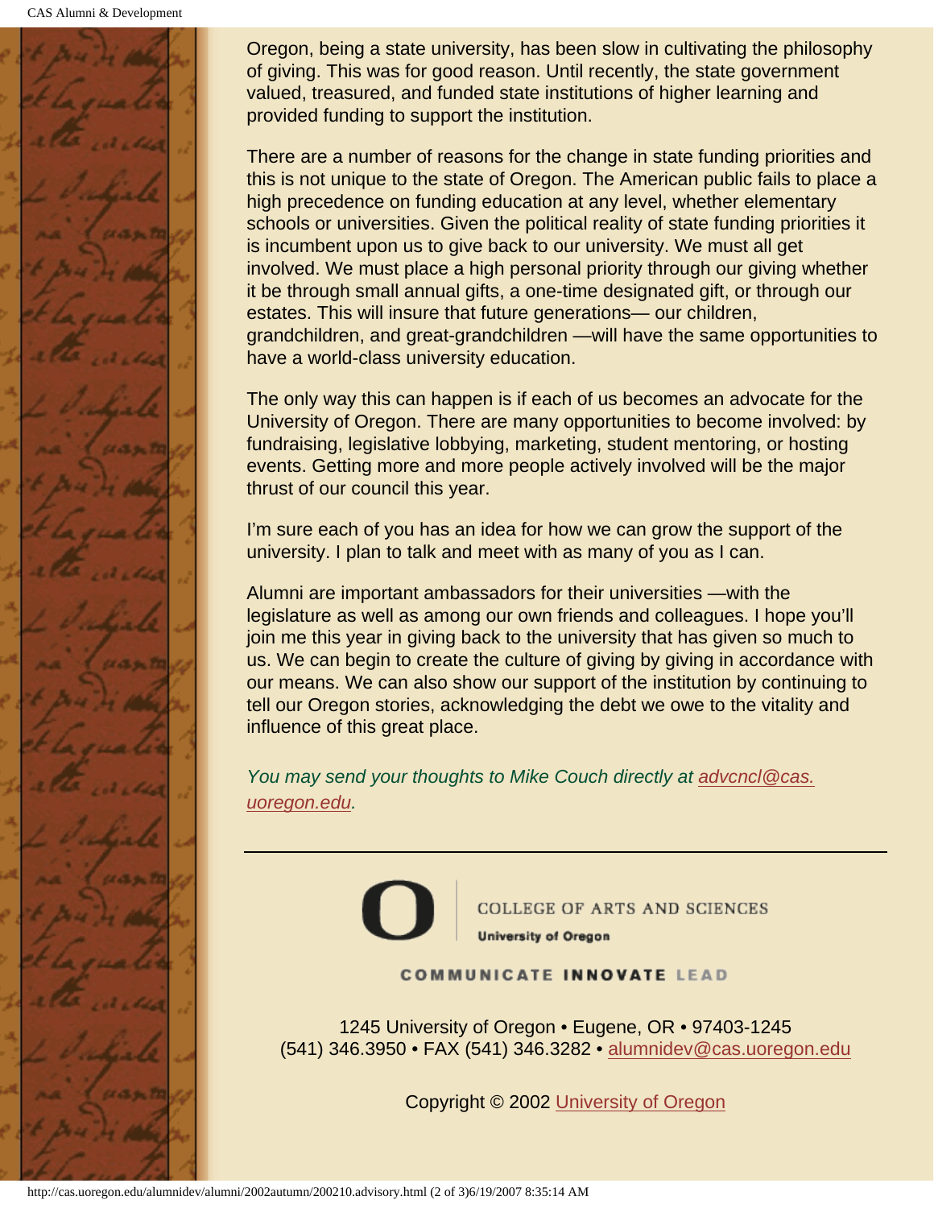Oregon, being a state university, has been slow in cultivating the philosophy of giving. This was for good reason. Until recently, the state government valued, treasured, and funded state institutions of higher learning and provided funding to support the institution.

There are a number of reasons for the change in state funding priorities and this is not unique to the state of Oregon. The American public fails to place a high precedence on funding education at any level, whether elementary schools or universities. Given the political reality of state funding priorities it is incumbent upon us to give back to our university. We must all get involved. We must place a high personal priority through our giving whether it be through small annual gifts, a one-time designated gift, or through our estates. This will insure that future generations— our children, grandchildren, and great-grandchildren —will have the same opportunities to have a world-class university education.

The only way this can happen is if each of us becomes an advocate for the University of Oregon. There are many opportunities to become involved: by fundraising, legislative lobbying, marketing, student mentoring, or hosting events. Getting more and more people actively involved will be the major thrust of our council this year.

I'm sure each of you has an idea for how we can grow the support of the university. I plan to talk and meet with as many of you as I can.

Alumni are important ambassadors for their universities —with the legislature as well as among our own friends and colleagues. I hope you'll join me this year in giving back to the university that has given so much to us. We can begin to create the culture of giving by giving in accordance with our means. We can also show our support of the institution by continuing to tell our Oregon stories, acknowledging the debt we owe to the vitality and influence of this great place.

*You may send your thoughts to Mike Couch directly at advcncl@cas.uoregon.edu.*

---

COLLEGE OF ARTS AND SCIENCES
**University of Oregon**

COMMUNICATE **INNOVATE** LEAD

1245 University of Oregon • Eugene, OR • 97403-1245
(541) 346.3950 • FAX (541) 346.3282 • alumnidev@cas.uoregon.edu

Copyright © 2002 University of Oregon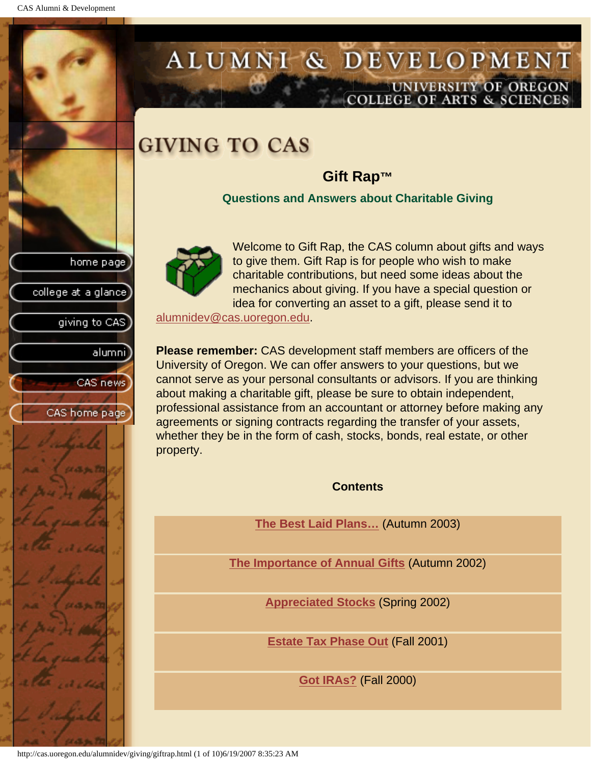home page

college at a glance

giving to CAS

alumni

CAS news

CAS home page

# ALUMNI & DEVELOPMENT

UNIVERSITY OF OREGON
COLLEGE OF ARTS & SCIENCES

# GIVING TO CAS

## Gift Rap™

### Questions and Answers about Charitable Giving

Welcome to Gift Rap, the CAS column about gifts and ways to give them. Gift Rap is for people who wish to make charitable contributions, but need some ideas about the mechanics about giving. If you have a special question or idea for converting an asset to a gift, please send it to alumnidev@cas.uoregon.edu.

**Please remember:** CAS development staff members are officers of the University of Oregon. We can offer answers to your questions, but we cannot serve as your personal consultants or advisors. If you are thinking about making a charitable gift, please be sure to obtain independent, professional assistance from an accountant or attorney before making any agreements or signing contracts regarding the transfer of your assets, whether they be in the form of cash, stocks, bonds, real estate, or other property.

**Contents**

**The Best Laid Plans...** (Autumn 2003)

**The Importance of Annual Gifts** (Autumn 2002)

**Appreciated Stocks** (Spring 2002)

**Estate Tax Phase Out** (Fall 2001)

**Got IRAs?** (Fall 2000)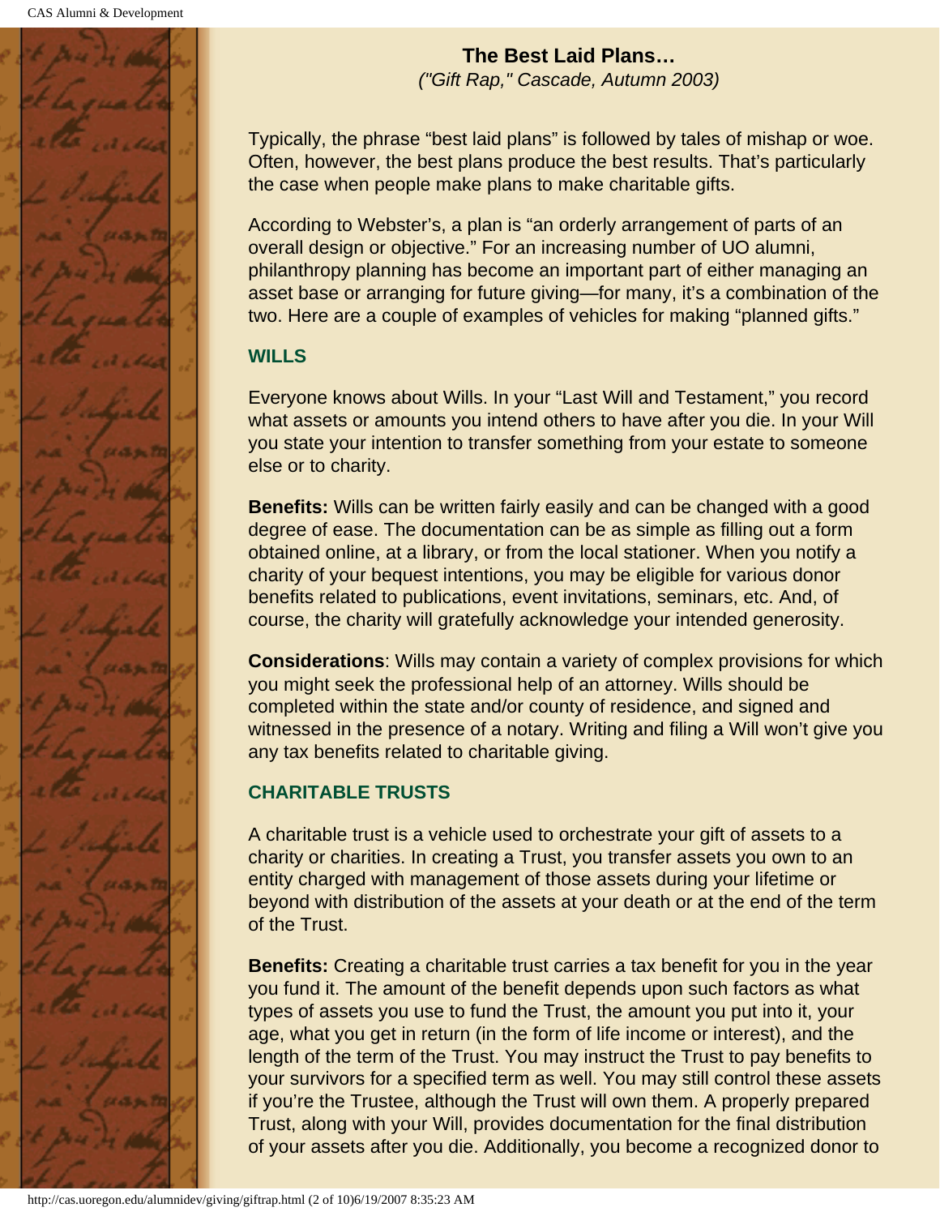**The Best Laid Plans…**

*("Gift Rap," Cascade, Autumn 2003)*

Typically, the phrase "best laid plans" is followed by tales of mishap or woe. Often, however, the best plans produce the best results. That's particularly the case when people make plans to make charitable gifts.

According to Webster's, a plan is "an orderly arrangement of parts of an overall design or objective." For an increasing number of UO alumni, philanthropy planning has become an important part of either managing an asset base or arranging for future giving—for many, it's a combination of the two. Here are a couple of examples of vehicles for making "planned gifts."

### WILLS

Everyone knows about Wills. In your "Last Will and Testament," you record what assets or amounts you intend others to have after you die. In your Will you state your intention to transfer something from your estate to someone else or to charity.

**Benefits:** Wills can be written fairly easily and can be changed with a good degree of ease. The documentation can be as simple as filling out a form obtained online, at a library, or from the local stationer. When you notify a charity of your bequest intentions, you may be eligible for various donor benefits related to publications, event invitations, seminars, etc. And, of course, the charity will gratefully acknowledge your intended generosity.

**Considerations**: Wills may contain a variety of complex provisions for which you might seek the professional help of an attorney. Wills should be completed within the state and/or county of residence, and signed and witnessed in the presence of a notary. Writing and filing a Will won't give you any tax benefits related to charitable giving.

### CHARITABLE TRUSTS

A charitable trust is a vehicle used to orchestrate your gift of assets to a charity or charities. In creating a Trust, you transfer assets you own to an entity charged with management of those assets during your lifetime or beyond with distribution of the assets at your death or at the end of the term of the Trust.

**Benefits:** Creating a charitable trust carries a tax benefit for you in the year you fund it. The amount of the benefit depends upon such factors as what types of assets you use to fund the Trust, the amount you put into it, your age, what you get in return (in the form of life income or interest), and the length of the term of the Trust. You may instruct the Trust to pay benefits to your survivors for a specified term as well. You may still control these assets if you're the Trustee, although the Trust will own them. A properly prepared Trust, along with your Will, provides documentation for the final distribution of your assets after you die. Additionally, you become a recognized donor to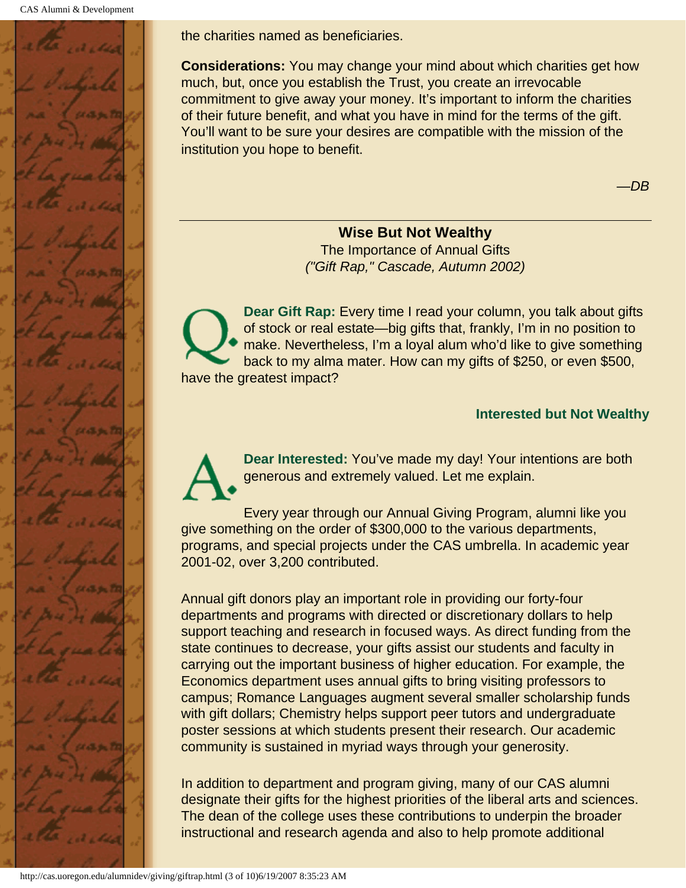the charities named as beneficiaries.

**Considerations:** You may change your mind about which charities get how much, but, once you establish the Trust, you create an irrevocable commitment to give away your money. It's important to inform the charities of their future benefit, and what you have in mind for the terms of the gift. You'll want to be sure your desires are compatible with the mission of the institution you hope to benefit.

*—DB*

---

## Wise But Not Wealthy

The Importance of Annual Gifts

*("Gift Rap," Cascade, Autumn 2002)*

Q. **Dear Gift Rap:** Every time I read your column, you talk about gifts of stock or real estate—big gifts that, frankly, I'm in no position to make. Nevertheless, I'm a loyal alum who'd like to give something back to my alma mater. How can my gifts of $250, or even $500, have the greatest impact?

**Interested but Not Wealthy**

A. **Dear Interested:** You've made my day! Your intentions are both generous and extremely valued. Let me explain.

Every year through our Annual Giving Program, alumni like you give something on the order of $300,000 to the various departments, programs, and special projects under the CAS umbrella. In academic year 2001-02, over 3,200 contributed.

Annual gift donors play an important role in providing our forty-four departments and programs with directed or discretionary dollars to help support teaching and research in focused ways. As direct funding from the state continues to decrease, your gifts assist our students and faculty in carrying out the important business of higher education. For example, the Economics department uses annual gifts to bring visiting professors to campus; Romance Languages augment several smaller scholarship funds with gift dollars; Chemistry helps support peer tutors and undergraduate poster sessions at which students present their research. Our academic community is sustained in myriad ways through your generosity.

In addition to department and program giving, many of our CAS alumni designate their gifts for the highest priorities of the liberal arts and sciences. The dean of the college uses these contributions to underpin the broader instructional and research agenda and also to help promote additional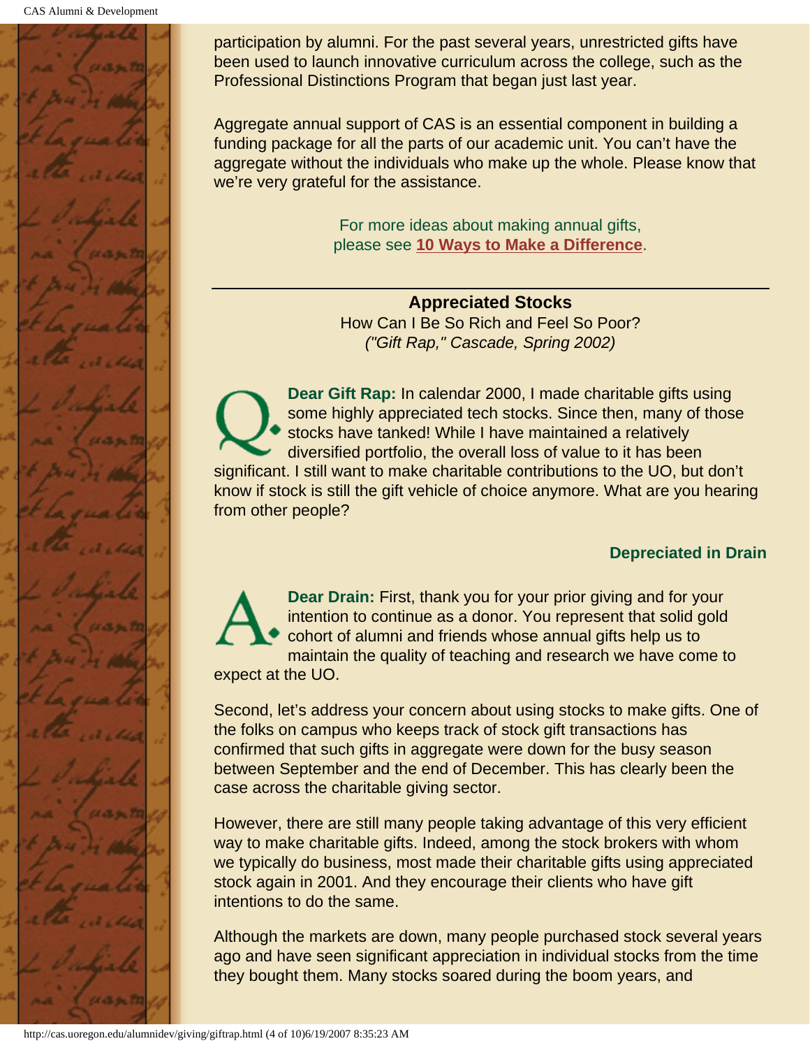participation by alumni. For the past several years, unrestricted gifts have been used to launch innovative curriculum across the college, such as the Professional Distinctions Program that began just last year.

Aggregate annual support of CAS is an essential component in building a funding package for all the parts of our academic unit. You can't have the aggregate without the individuals who make up the whole. Please know that we're very grateful for the assistance.

For more ideas about making annual gifts, please see **10 Ways to Make a Difference**.

---

**Appreciated Stocks**
How Can I Be So Rich and Feel So Poor?
*("Gift Rap," Cascade, Spring 2002)*

Q. **Dear Gift Rap:** In calendar 2000, I made charitable gifts using some highly appreciated tech stocks. Since then, many of those stocks have tanked! While I have maintained a relatively diversified portfolio, the overall loss of value to it has been significant. I still want to make charitable contributions to the UO, but don't know if stock is still the gift vehicle of choice anymore. What are you hearing from other people?

**Depreciated in Drain**

A. **Dear Drain:** First, thank you for your prior giving and for your intention to continue as a donor. You represent that solid gold cohort of alumni and friends whose annual gifts help us to maintain the quality of teaching and research we have come to expect at the UO.

Second, let's address your concern about using stocks to make gifts. One of the folks on campus who keeps track of stock gift transactions has confirmed that such gifts in aggregate were down for the busy season between September and the end of December. This has clearly been the case across the charitable giving sector.

However, there are still many people taking advantage of this very efficient way to make charitable gifts. Indeed, among the stock brokers with whom we typically do business, most made their charitable gifts using appreciated stock again in 2001. And they encourage their clients who have gift intentions to do the same.

Although the markets are down, many people purchased stock several years ago and have seen significant appreciation in individual stocks from the time they bought them. Many stocks soared during the boom years, and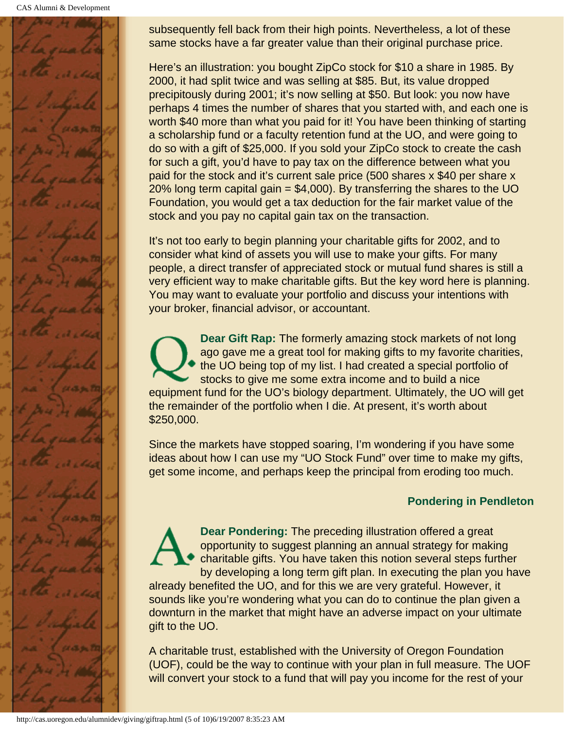subsequently fell back from their high points. Nevertheless, a lot of these same stocks have a far greater value than their original purchase price.

Here's an illustration: you bought ZipCo stock for $10 a share in 1985. By 2000, it had split twice and was selling at $85. But, its value dropped precipitously during 2001; it's now selling at $50. But look: you now have perhaps 4 times the number of shares that you started with, and each one is worth $40 more than what you paid for it! You have been thinking of starting a scholarship fund or a faculty retention fund at the UO, and were going to do so with a gift of $25,000. If you sold your ZipCo stock to create the cash for such a gift, you'd have to pay tax on the difference between what you paid for the stock and it's current sale price (500 shares x $40 per share x 20% long term capital gain = $4,000). By transferring the shares to the UO Foundation, you would get a tax deduction for the fair market value of the stock and you pay no capital gain tax on the transaction.

It's not too early to begin planning your charitable gifts for 2002, and to consider what kind of assets you will use to make your gifts. For many people, a direct transfer of appreciated stock or mutual fund shares is still a very efficient way to make charitable gifts. But the key word here is planning. You may want to evaluate your portfolio and discuss your intentions with your broker, financial advisor, or accountant.

**Q. Dear Gift Rap:** The formerly amazing stock markets of not long ago gave me a great tool for making gifts to my favorite charities, the UO being top of my list. I had created a special portfolio of stocks to give me some extra income and to build a nice equipment fund for the UO's biology department. Ultimately, the UO will get the remainder of the portfolio when I die. At present, it's worth about $250,000.

Since the markets have stopped soaring, I'm wondering if you have some ideas about how I can use my "UO Stock Fund" over time to make my gifts, get some income, and perhaps keep the principal from eroding too much.

**Pondering in Pendleton**

**A. Dear Pondering:** The preceding illustration offered a great opportunity to suggest planning an annual strategy for making charitable gifts. You have taken this notion several steps further by developing a long term gift plan. In executing the plan you have already benefited the UO, and for this we are very grateful. However, it sounds like you're wondering what you can do to continue the plan given a downturn in the market that might have an adverse impact on your ultimate gift to the UO.

A charitable trust, established with the University of Oregon Foundation (UOF), could be the way to continue with your plan in full measure. The UOF will convert your stock to a fund that will pay you income for the rest of your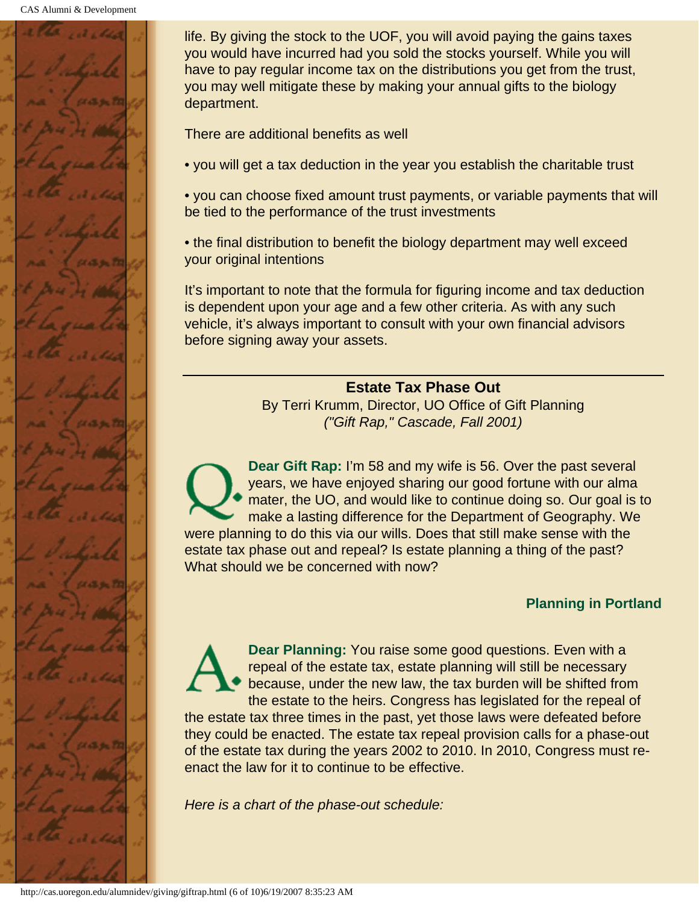life. By giving the stock to the UOF, you will avoid paying the gains taxes you would have incurred had you sold the stocks yourself. While you will have to pay regular income tax on the distributions you get from the trust, you may well mitigate these by making your annual gifts to the biology department.

There are additional benefits as well

• you will get a tax deduction in the year you establish the charitable trust

• you can choose fixed amount trust payments, or variable payments that will be tied to the performance of the trust investments

• the final distribution to benefit the biology department may well exceed your original intentions

It's important to note that the formula for figuring income and tax deduction is dependent upon your age and a few other criteria. As with any such vehicle, it's always important to consult with your own financial advisors before signing away your assets.

---

**Estate Tax Phase Out**

By Terri Krumm, Director, UO Office of Gift Planning
*("Gift Rap," Cascade, Fall 2001)*

Q. **Dear Gift Rap:** I'm 58 and my wife is 56. Over the past several years, we have enjoyed sharing our good fortune with our alma mater, the UO, and would like to continue doing so. Our goal is to make a lasting difference for the Department of Geography. We were planning to do this via our wills. Does that still make sense with the estate tax phase out and repeal? Is estate planning a thing of the past? What should we be concerned with now?

**Planning in Portland**

A. **Dear Planning:** You raise some good questions. Even with a repeal of the estate tax, estate planning will still be necessary because, under the new law, the tax burden will be shifted from the estate to the heirs. Congress has legislated for the repeal of the estate tax three times in the past, yet those laws were defeated before they could be enacted. The estate tax repeal provision calls for a phase-out of the estate tax during the years 2002 to 2010. In 2010, Congress must re-enact the law for it to continue to be effective.

*Here is a chart of the phase-out schedule:*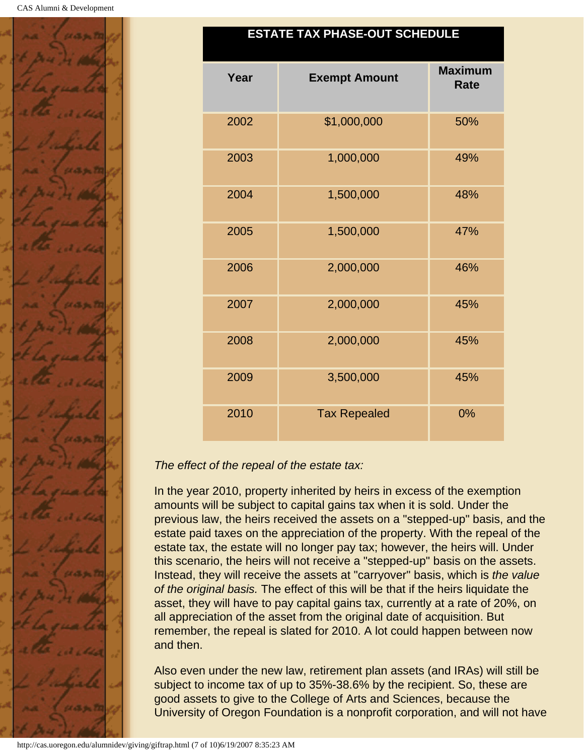## ESTATE TAX PHASE-OUT SCHEDULE

| Year | Exempt Amount | Maximum Rate |
| --- | --- | --- |
| 2002 | $1,000,000 | 50% |
| 2003 | 1,000,000 | 49% |
| 2004 | 1,500,000 | 48% |
| 2005 | 1,500,000 | 47% |
| 2006 | 2,000,000 | 46% |
| 2007 | 2,000,000 | 45% |
| 2008 | 2,000,000 | 45% |
| 2009 | 3,500,000 | 45% |
| 2010 | Tax Repealed | 0% |

*The effect of the repeal of the estate tax:*

In the year 2010, property inherited by heirs in excess of the exemption amounts will be subject to capital gains tax when it is sold. Under the previous law, the heirs received the assets on a "stepped-up" basis, and the estate paid taxes on the appreciation of the property. With the repeal of the estate tax, the estate will no longer pay tax; however, the heirs will. Under this scenario, the heirs will not receive a "stepped-up" basis on the assets. Instead, they will receive the assets at "carryover" basis, which is *the value of the original basis.* The effect of this will be that if the heirs liquidate the asset, they will have to pay capital gains tax, currently at a rate of 20%, on all appreciation of the asset from the original date of acquisition. But remember, the repeal is slated for 2010. A lot could happen between now and then.

Also even under the new law, retirement plan assets (and IRAs) will still be subject to income tax of up to 35%-38.6% by the recipient. So, these are good assets to give to the College of Arts and Sciences, because the University of Oregon Foundation is a nonprofit corporation, and will not have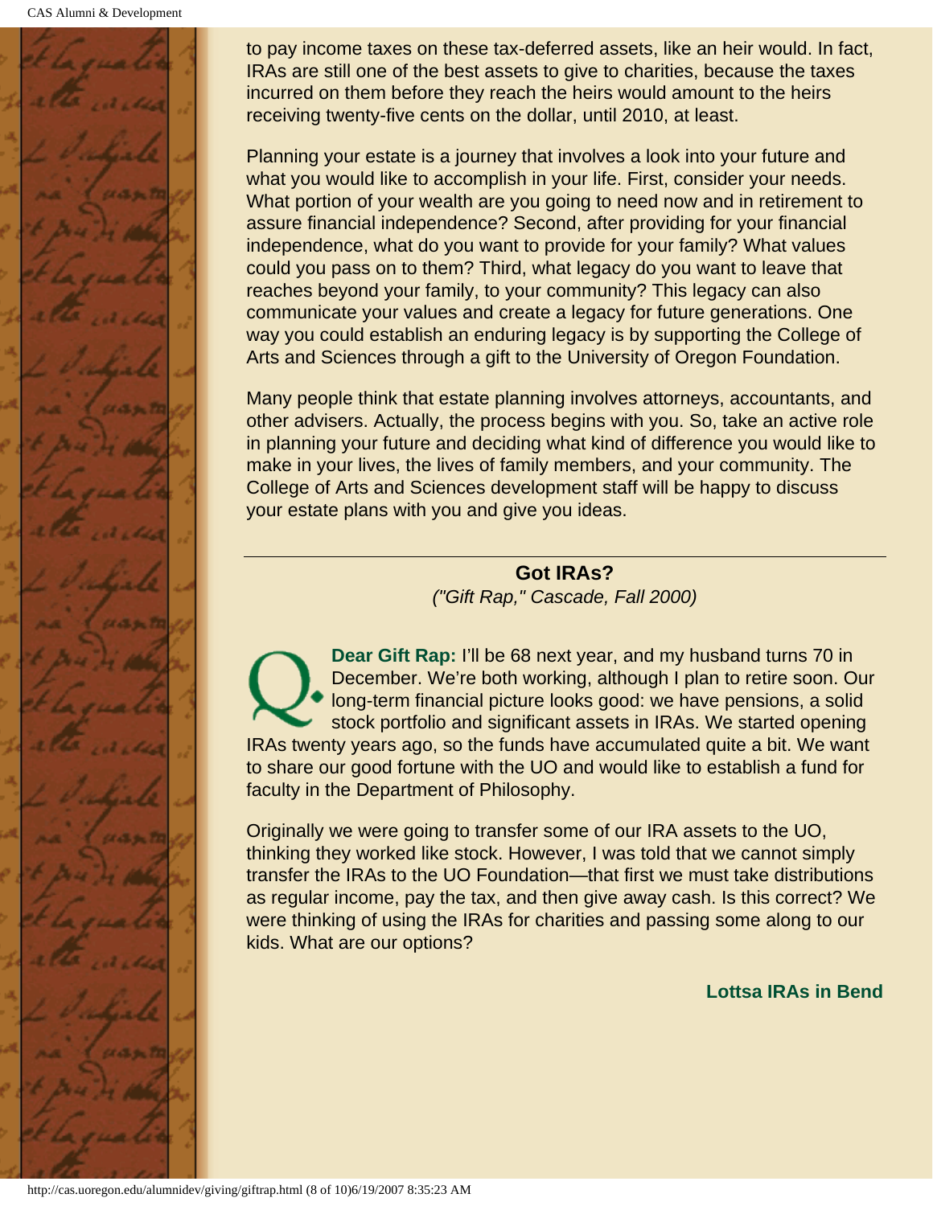to pay income taxes on these tax-deferred assets, like an heir would. In fact, IRAs are still one of the best assets to give to charities, because the taxes incurred on them before they reach the heirs would amount to the heirs receiving twenty-five cents on the dollar, until 2010, at least.

Planning your estate is a journey that involves a look into your future and what you would like to accomplish in your life. First, consider your needs. What portion of your wealth are you going to need now and in retirement to assure financial independence? Second, after providing for your financial independence, what do you want to provide for your family? What values could you pass on to them? Third, what legacy do you want to leave that reaches beyond your family, to your community? This legacy can also communicate your values and create a legacy for future generations. One way you could establish an enduring legacy is by supporting the College of Arts and Sciences through a gift to the University of Oregon Foundation.

Many people think that estate planning involves attorneys, accountants, and other advisers. Actually, the process begins with you. So, take an active role in planning your future and deciding what kind of difference you would like to make in your lives, the lives of family members, and your community. The College of Arts and Sciences development staff will be happy to discuss your estate plans with you and give you ideas.

---

**Got IRAs?**

*("Gift Rap," Cascade, Fall 2000)*

Q. **Dear Gift Rap:** I'll be 68 next year, and my husband turns 70 in December. We're both working, although I plan to retire soon. Our long-term financial picture looks good: we have pensions, a solid stock portfolio and significant assets in IRAs. We started opening IRAs twenty years ago, so the funds have accumulated quite a bit. We want to share our good fortune with the UO and would like to establish a fund for faculty in the Department of Philosophy.

Originally we were going to transfer some of our IRA assets to the UO, thinking they worked like stock. However, I was told that we cannot simply transfer the IRAs to the UO Foundation—that first we must take distributions as regular income, pay the tax, and then give away cash. Is this correct? We were thinking of using the IRAs for charities and passing some along to our kids. What are our options?

**Lottsa IRAs in Bend**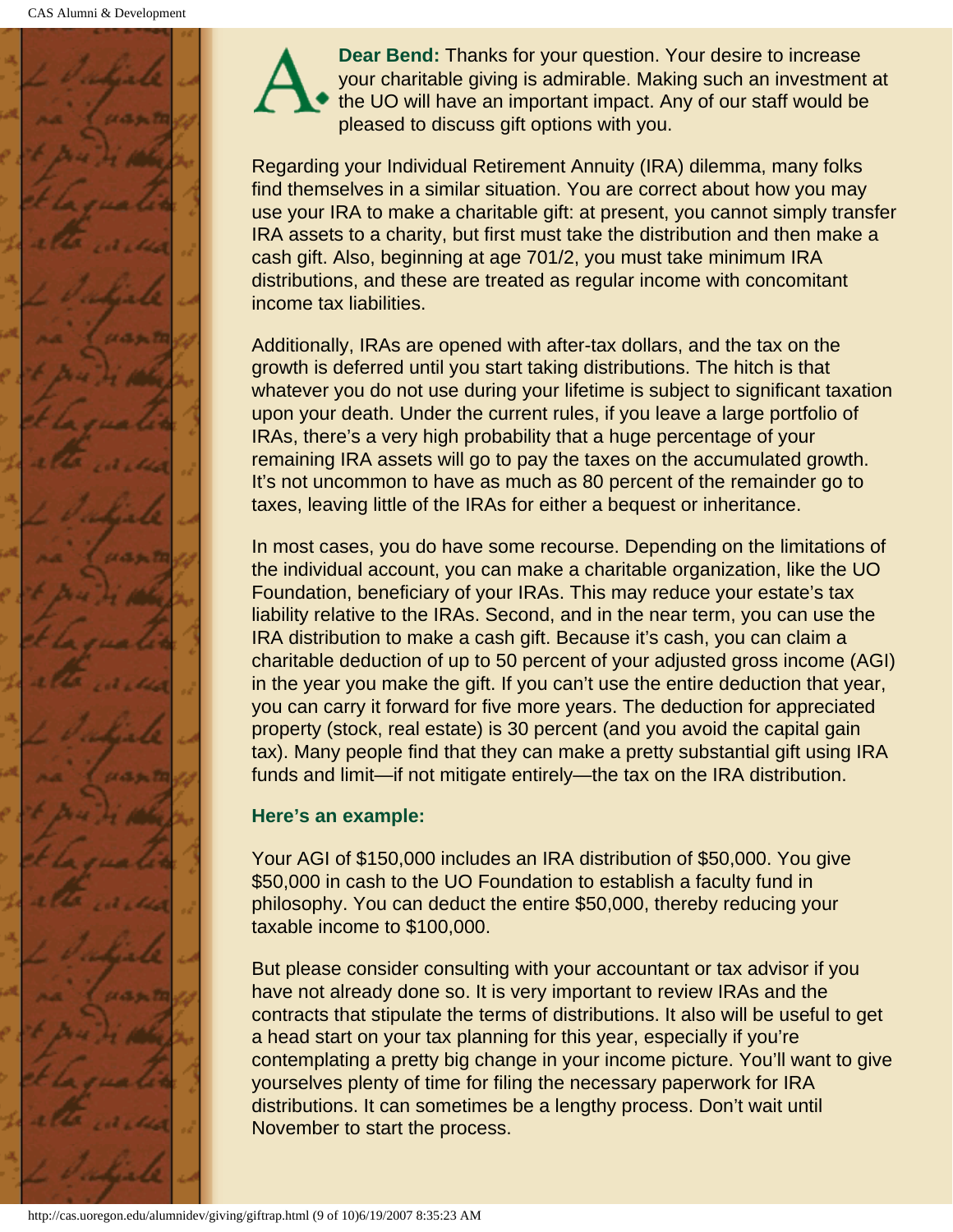**A.** **Dear Bend:** Thanks for your question. Your desire to increase your charitable giving is admirable. Making such an investment at the UO will have an important impact. Any of our staff would be pleased to discuss gift options with you.

Regarding your Individual Retirement Annuity (IRA) dilemma, many folks find themselves in a similar situation. You are correct about how you may use your IRA to make a charitable gift: at present, you cannot simply transfer IRA assets to a charity, but first must take the distribution and then make a cash gift. Also, beginning at age 701/2, you must take minimum IRA distributions, and these are treated as regular income with concomitant income tax liabilities.

Additionally, IRAs are opened with after-tax dollars, and the tax on the growth is deferred until you start taking distributions. The hitch is that whatever you do not use during your lifetime is subject to significant taxation upon your death. Under the current rules, if you leave a large portfolio of IRAs, there's a very high probability that a huge percentage of your remaining IRA assets will go to pay the taxes on the accumulated growth. It's not uncommon to have as much as 80 percent of the remainder go to taxes, leaving little of the IRAs for either a bequest or inheritance.

In most cases, you do have some recourse. Depending on the limitations of the individual account, you can make a charitable organization, like the UO Foundation, beneficiary of your IRAs. This may reduce your estate's tax liability relative to the IRAs. Second, and in the near term, you can use the IRA distribution to make a cash gift. Because it's cash, you can claim a charitable deduction of up to 50 percent of your adjusted gross income (AGI) in the year you make the gift. If you can't use the entire deduction that year, you can carry it forward for five more years. The deduction for appreciated property (stock, real estate) is 30 percent (and you avoid the capital gain tax). Many people find that they can make a pretty substantial gift using IRA funds and limit—if not mitigate entirely—the tax on the IRA distribution.

**Here's an example:**

Your AGI of $150,000 includes an IRA distribution of $50,000. You give $50,000 in cash to the UO Foundation to establish a faculty fund in philosophy. You can deduct the entire $50,000, thereby reducing your taxable income to $100,000.

But please consider consulting with your accountant or tax advisor if you have not already done so. It is very important to review IRAs and the contracts that stipulate the terms of distributions. It also will be useful to get a head start on your tax planning for this year, especially if you're contemplating a pretty big change in your income picture. You'll want to give yourselves plenty of time for filing the necessary paperwork for IRA distributions. It can sometimes be a lengthy process. Don't wait until November to start the process.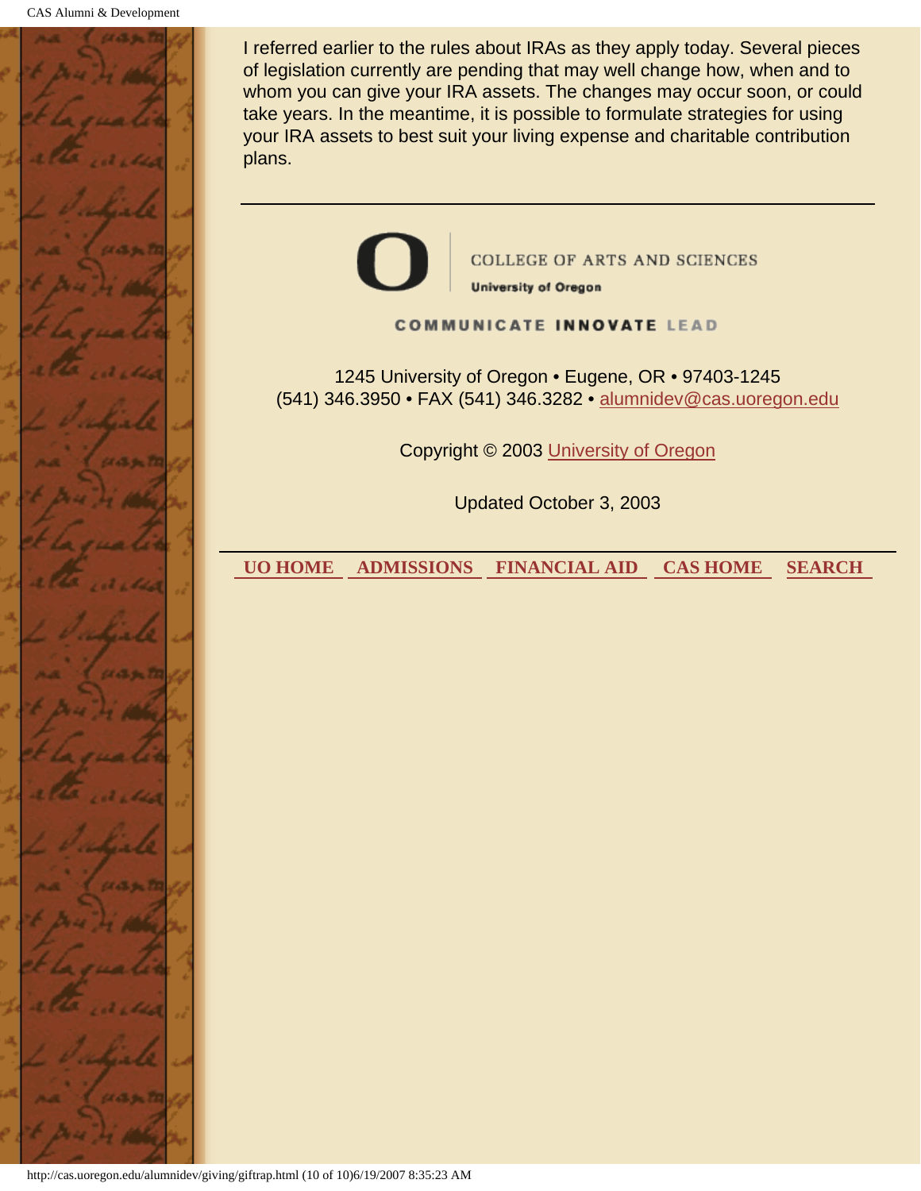I referred earlier to the rules about IRAs as they apply today. Several pieces of legislation currently are pending that may well change how, when and to whom you can give your IRA assets. The changes may occur soon, or could take years. In the meantime, it is possible to formulate strategies for using your IRA assets to best suit your living expense and charitable contribution plans.

---

COLLEGE OF ARTS AND SCIENCES
University of Oregon

COMMUNICATE INNOVATE LEAD

1245 University of Oregon • Eugene, OR • 97403-1245
(541) 346.3950 • FAX (541) 346.3282 • alumnidev@cas.uoregon.edu

Copyright © 2003 University of Oregon

Updated October 3, 2003

---

**UO HOME** **ADMISSIONS** **FINANCIAL AID** **CAS HOME** **SEARCH**